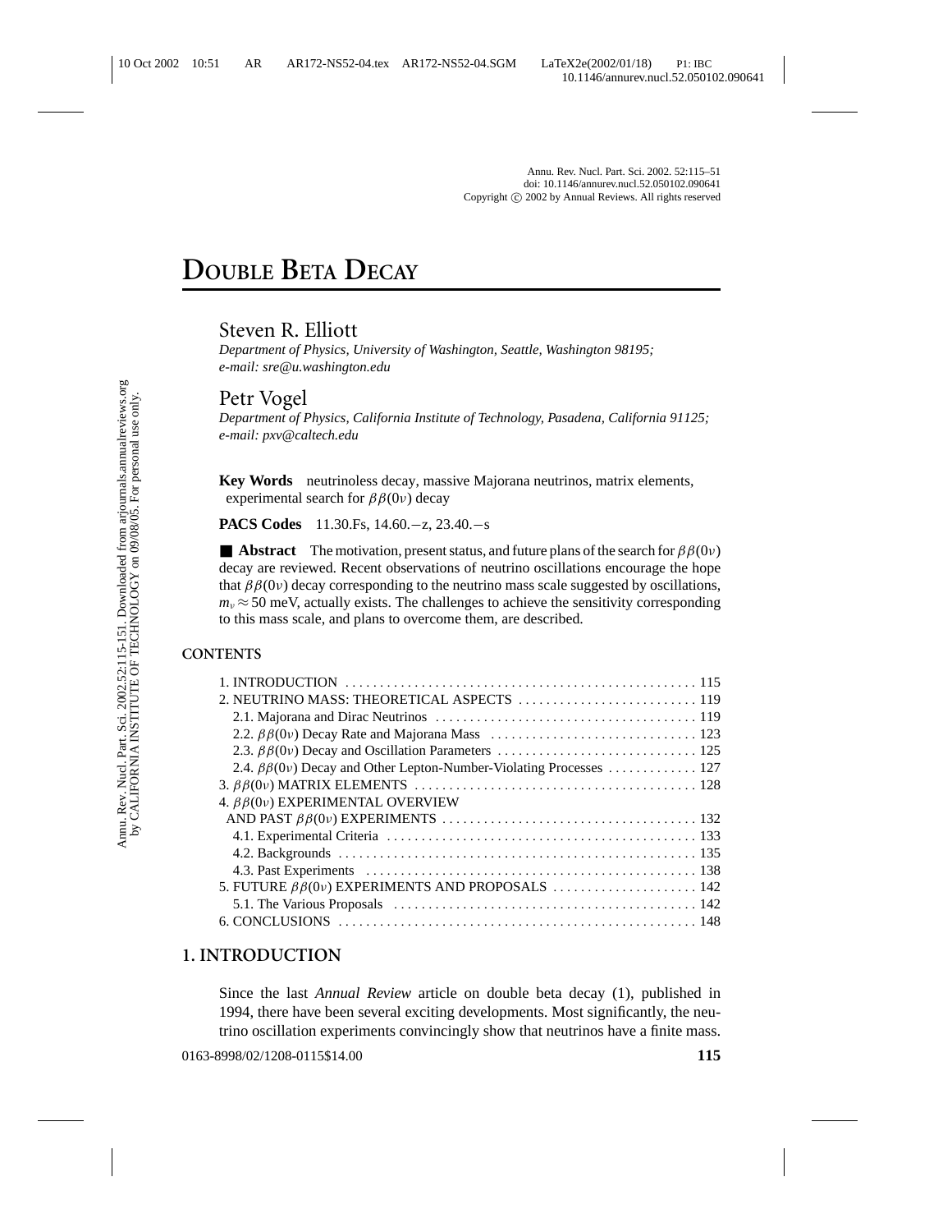# DOUBLE BETA DECAY

## Steven R. Elliott

*Department of Physics, University of Washington, Seattle, Washington 98195; e-mail: sre@u.washington.edu*

## Petr Vogel

*Department of Physics, California Institute of Technology, Pasadena, California 91125; e-mail: pxv@caltech.edu*

**Key Words** neutrinoless decay, massive Majorana neutrinos, matrix elements, experimental search for $\beta\beta(0\nu)$ decay

**PACS Codes** 11.30.Fs, 14.60.−z, 23.40.−s

■ **Abstract** The motivation, present status, and future plans of the search for $\beta\beta(0\nu)$ decay are reviewed. Recent observations of neutrino oscillations encourage the hope that $\beta\beta(0\nu)$ decay corresponding to the neutrino mass scale suggested by oscillations, $m_\nu \approx 50$ meV, actually exists. The challenges to achieve the sensitivity corresponding to this mass scale, and plans to overcome them, are described.

**CONTENTS**

1. INTRODUCTION . . . . . . 115
2. NEUTRINO MASS: THEORETICAL ASPECTS . . . . . . 119
   - 2.1. Majorana and Dirac Neutrinos . . . . . . 119
   - 2.2. $\beta\beta(0\nu)$ Decay Rate and Majorana Mass . . . . . . 123
   - 2.3. $\beta\beta(0\nu)$ Decay and Oscillation Parameters . . . . . . 125
   - 2.4. $\beta\beta(0\nu)$ Decay and Other Lepton-Number-Violating Processes . . . . . . 127
3. $\beta\beta(0\nu)$ MATRIX ELEMENTS . . . . . . 128
4. $\beta\beta(0\nu)$ EXPERIMENTAL OVERVIEW AND PAST $\beta\beta(0\nu)$ EXPERIMENTS . . . . . . 132
   - 4.1. Experimental Criteria . . . . . . 133
   - 4.2. Backgrounds . . . . . . 135
   - 4.3. Past Experiments . . . . . . 138
5. FUTURE $\beta\beta(0\nu)$ EXPERIMENTS AND PROPOSALS . . . . . . 142
   - 5.1. The Various Proposals . . . . . . 142
6. CONCLUSIONS . . . . . . 148

## 1. INTRODUCTION

Since the last *Annual Review* article on double beta decay (1), published in 1994, there have been several exciting developments. Most significantly, the neutrino oscillation experiments convincingly show that neutrinos have a finite mass.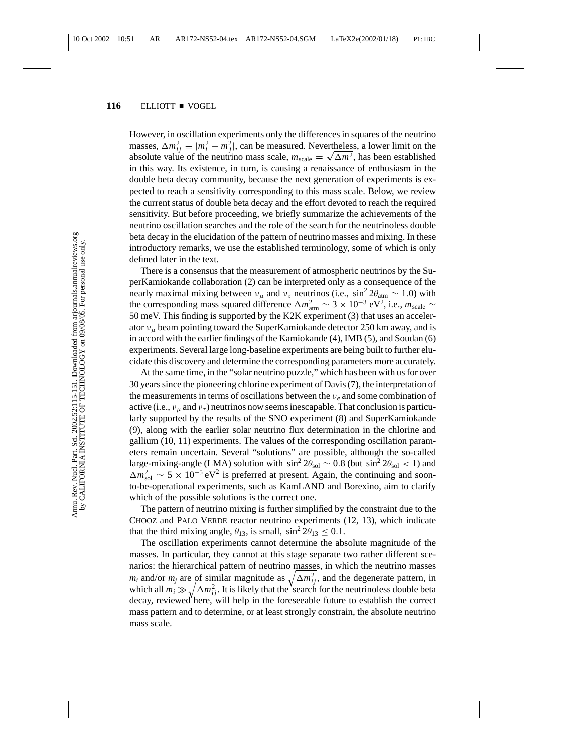However, in oscillation experiments only the differences in squares of the neutrino masses, $\Delta m^2_{ij} \equiv |m^2_i - m^2_j|$, can be measured. Nevertheless, a lower limit on the absolute value of the neutrino mass scale, $m_{\rm scale} = \sqrt{\Delta m^2}$, has been established in this way. Its existence, in turn, is causing a renaissance of enthusiasm in the double beta decay community, because the next generation of experiments is expected to reach a sensitivity corresponding to this mass scale. Below, we review the current status of double beta decay and the effort devoted to reach the required sensitivity. But before proceeding, we briefly summarize the achievements of the neutrino oscillation searches and the role of the search for the neutrinoless double beta decay in the elucidation of the pattern of neutrino masses and mixing. In these introductory remarks, we use the established terminology, some of which is only defined later in the text.

There is a consensus that the measurement of atmospheric neutrinos by the SuperKamiokande collaboration (2) can be interpreted only as a consequence of the nearly maximal mixing between $\nu_\mu$ and $\nu_\tau$ neutrinos (i.e., $\sin^2 2\theta_{\rm atm} \sim 1.0$) with the corresponding mass squared difference $\Delta m^2_{\rm atm} \sim 3 \times 10^{-3}$ eV$^2$, i.e., $m_{\rm scale} \sim$ 50 meV. This finding is supported by the K2K experiment (3) that uses an accelerator $\nu_\mu$ beam pointing toward the SuperKamiokande detector 250 km away, and is in accord with the earlier findings of the Kamiokande (4), IMB (5), and Soudan (6) experiments. Several large long-baseline experiments are being built to further elucidate this discovery and determine the corresponding parameters more accurately.

At the same time, in the "solar neutrino puzzle," which has been with us for over 30 years since the pioneering chlorine experiment of Davis (7), the interpretation of the measurements in terms of oscillations between the $\nu_e$ and some combination of active (i.e., $\nu_\mu$ and $\nu_\tau$) neutrinos now seems inescapable. That conclusion is particularly supported by the results of the SNO experiment (8) and SuperKamiokande (9), along with the earlier solar neutrino flux determination in the chlorine and gallium (10, 11) experiments. The values of the corresponding oscillation parameters remain uncertain. Several "solutions" are possible, although the so-called large-mixing-angle (LMA) solution with $\sin^2 2\theta_{\rm sol} \sim 0.8$ (but $\sin^2 2\theta_{\rm sol} < 1$) and $\Delta m^2_{\rm sol} \sim 5 \times 10^{-5}$ eV$^2$ is preferred at present. Again, the continuing and soon-to-be-operational experiments, such as KamLAND and Borexino, aim to clarify which of the possible solutions is the correct one.

The pattern of neutrino mixing is further simplified by the constraint due to the CHOOZ and PALO VERDE reactor neutrino experiments (12, 13), which indicate that the third mixing angle, $\theta_{13}$, is small, $\sin^2 2\theta_{13} \leq 0.1$.

The oscillation experiments cannot determine the absolute magnitude of the masses. In particular, they cannot at this stage separate two rather different scenarios: the hierarchical pattern of neutrino masses, in which the neutrino masses $m_i$ and/or $m_j$ are of similar magnitude as $\sqrt{\Delta m^2_{ij}}$, and the degenerate pattern, in which all $m_i \gg \sqrt{\Delta m^2_{ij}}$. It is likely that the search for the neutrinoless double beta decay, reviewed here, will help in the foreseeable future to establish the correct mass pattern and to determine, or at least strongly constrain, the absolute neutrino mass scale.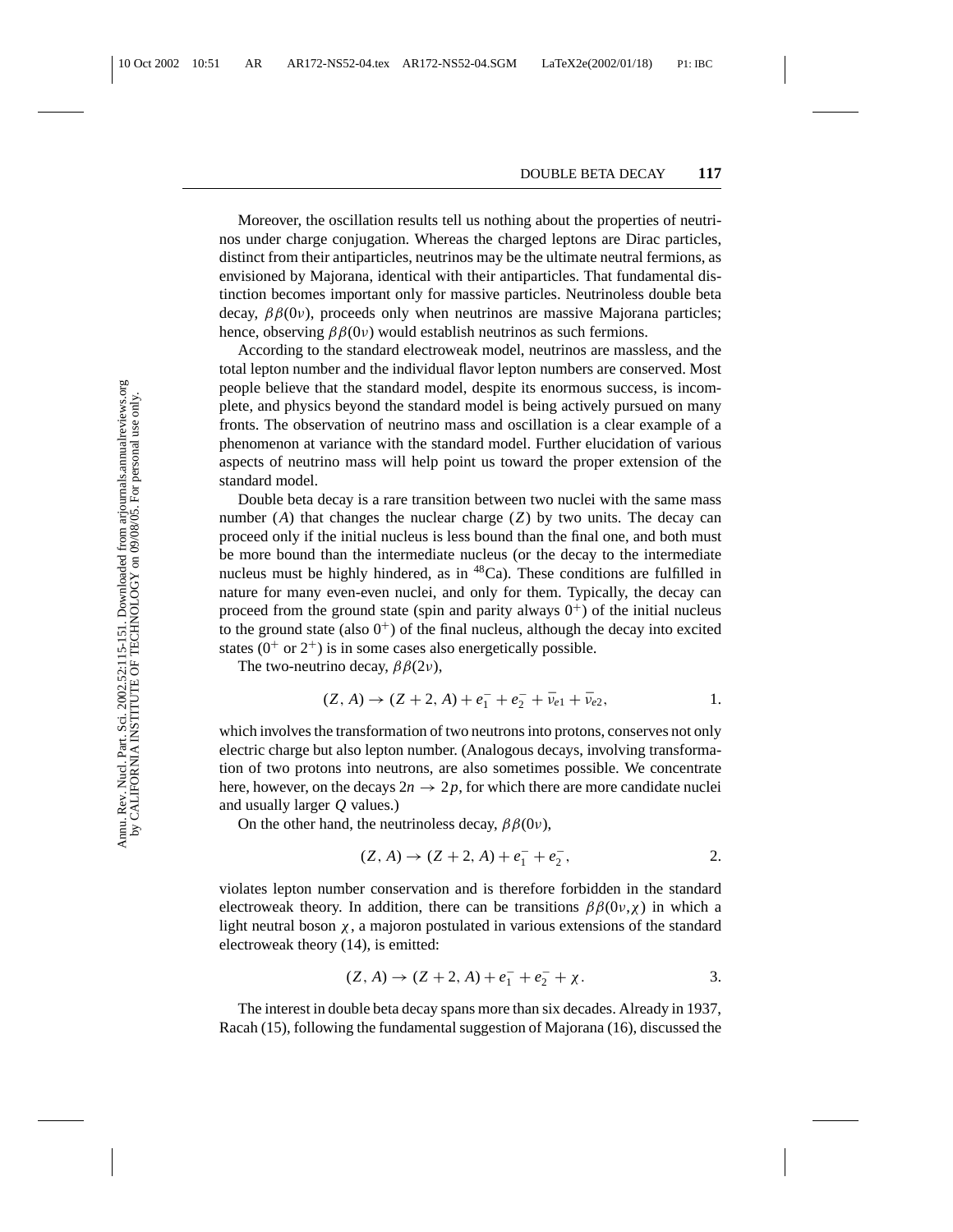Moreover, the oscillation results tell us nothing about the properties of neutrinos under charge conjugation. Whereas the charged leptons are Dirac particles, distinct from their antiparticles, neutrinos may be the ultimate neutral fermions, as envisioned by Majorana, identical with their antiparticles. That fundamental distinction becomes important only for massive particles. Neutrinoless double beta decay, $\beta\beta(0\nu)$, proceeds only when neutrinos are massive Majorana particles; hence, observing $\beta\beta(0\nu)$ would establish neutrinos as such fermions.

According to the standard electroweak model, neutrinos are massless, and the total lepton number and the individual flavor lepton numbers are conserved. Most people believe that the standard model, despite its enormous success, is incomplete, and physics beyond the standard model is being actively pursued on many fronts. The observation of neutrino mass and oscillation is a clear example of a phenomenon at variance with the standard model. Further elucidation of various aspects of neutrino mass will help point us toward the proper extension of the standard model.

Double beta decay is a rare transition between two nuclei with the same mass number ($A$) that changes the nuclear charge ($Z$) by two units. The decay can proceed only if the initial nucleus is less bound than the final one, and both must be more bound than the intermediate nucleus (or the decay to the intermediate nucleus must be highly hindered, as in $^{48}$Ca). These conditions are fulfilled in nature for many even-even nuclei, and only for them. Typically, the decay can proceed from the ground state (spin and parity always $0^+$) of the initial nucleus to the ground state (also $0^+$) of the final nucleus, although the decay into excited states ($0^+$ or $2^+$) is in some cases also energetically possible.

The two-neutrino decay, $\beta\beta(2\nu)$,

$$(Z, A) \rightarrow (Z+2, A) + e_1^- + e_2^- + \bar{\nu}_{e1} + \bar{\nu}_{e2}, \qquad 1.$$

which involves the transformation of two neutrons into protons, conserves not only electric charge but also lepton number. (Analogous decays, involving transformation of two protons into neutrons, are also sometimes possible. We concentrate here, however, on the decays $2n \rightarrow 2p$, for which there are more candidate nuclei and usually larger $Q$ values.)

On the other hand, the neutrinoless decay, $\beta\beta(0\nu)$,

$$(Z, A) \rightarrow (Z+2, A) + e_1^- + e_2^-, \qquad 2.$$

violates lepton number conservation and is therefore forbidden in the standard electroweak theory. In addition, there can be transitions $\beta\beta(0\nu,\chi)$ in which a light neutral boson $\chi$, a majoron postulated in various extensions of the standard electroweak theory (14), is emitted:

$$(Z, A) \rightarrow (Z+2, A) + e_1^- + e_2^- + \chi. \qquad 3.$$

The interest in double beta decay spans more than six decades. Already in 1937, Racah (15), following the fundamental suggestion of Majorana (16), discussed the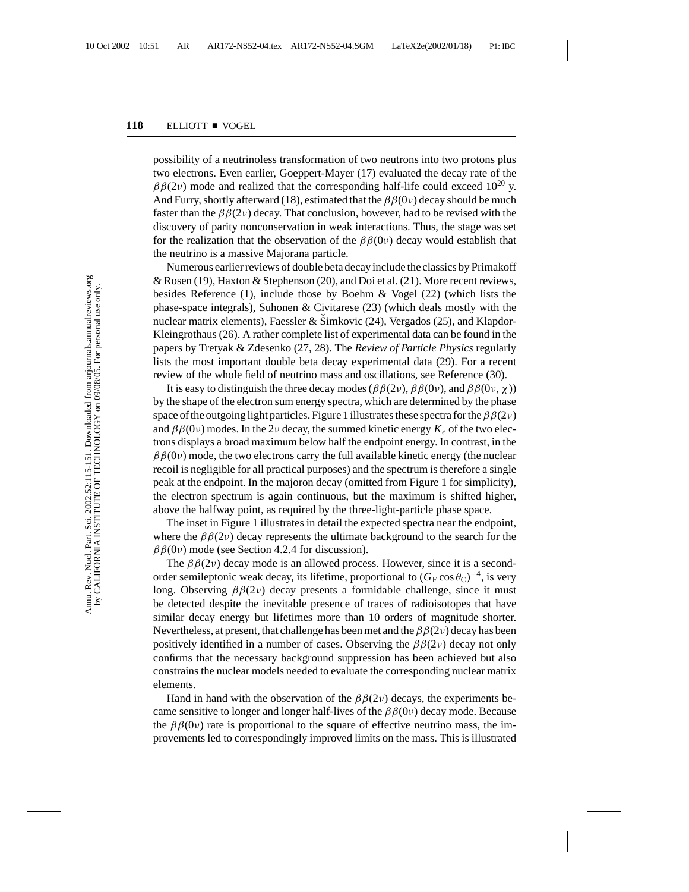possibility of a neutrinoless transformation of two neutrons into two protons plus two electrons. Even earlier, Goeppert-Mayer (17) evaluated the decay rate of the $\beta\beta(2\nu)$ mode and realized that the corresponding half-life could exceed $10^{20}$ y. And Furry, shortly afterward (18), estimated that the $\beta\beta(0\nu)$ decay should be much faster than the $\beta\beta(2\nu)$ decay. That conclusion, however, had to be revised with the discovery of parity nonconservation in weak interactions. Thus, the stage was set for the realization that the observation of the $\beta\beta(0\nu)$ decay would establish that the neutrino is a massive Majorana particle.

Numerous earlier reviews of double beta decay include the classics by Primakoff & Rosen (19), Haxton & Stephenson (20), and Doi et al. (21). More recent reviews, besides Reference (1), include those by Boehm & Vogel (22) (which lists the phase-space integrals), Suhonen & Civitarese (23) (which deals mostly with the nuclear matrix elements), Faessler & Šimkovic (24), Vergados (25), and Klapdor-Kleingrothaus (26). A rather complete list of experimental data can be found in the papers by Tretyak & Zdesenko (27, 28). The *Review of Particle Physics* regularly lists the most important double beta decay experimental data (29). For a recent review of the whole field of neutrino mass and oscillations, see Reference (30).

It is easy to distinguish the three decay modes ($\beta\beta(2\nu)$, $\beta\beta(0\nu)$, and $\beta\beta(0\nu, \chi)$) by the shape of the electron sum energy spectra, which are determined by the phase space of the outgoing light particles. Figure 1 illustrates these spectra for the $\beta\beta(2\nu)$ and $\beta\beta(0\nu)$ modes. In the $2\nu$ decay, the summed kinetic energy $K_e$ of the two electrons displays a broad maximum below half the endpoint energy. In contrast, in the $\beta\beta(0\nu)$ mode, the two electrons carry the full available kinetic energy (the nuclear recoil is negligible for all practical purposes) and the spectrum is therefore a single peak at the endpoint. In the majoron decay (omitted from Figure 1 for simplicity), the electron spectrum is again continuous, but the maximum is shifted higher, above the halfway point, as required by the three-light-particle phase space.

The inset in Figure 1 illustrates in detail the expected spectra near the endpoint, where the $\beta\beta(2\nu)$ decay represents the ultimate background to the search for the $\beta\beta(0\nu)$ mode (see Section 4.2.4 for discussion).

The $\beta\beta(2\nu)$ decay mode is an allowed process. However, since it is a second-order semileptonic weak decay, its lifetime, proportional to $(G_F \cos\theta_C)^{-4}$, is very long. Observing $\beta\beta(2\nu)$ decay presents a formidable challenge, since it must be detected despite the inevitable presence of traces of radioisotopes that have similar decay energy but lifetimes more than 10 orders of magnitude shorter. Nevertheless, at present, that challenge has been met and the $\beta\beta(2\nu)$ decay has been positively identified in a number of cases. Observing the $\beta\beta(2\nu)$ decay not only confirms that the necessary background suppression has been achieved but also constrains the nuclear models needed to evaluate the corresponding nuclear matrix elements.

Hand in hand with the observation of the $\beta\beta(2\nu)$ decays, the experiments became sensitive to longer and longer half-lives of the $\beta\beta(0\nu)$ decay mode. Because the $\beta\beta(0\nu)$ rate is proportional to the square of effective neutrino mass, the improvements led to correspondingly improved limits on the mass. This is illustrated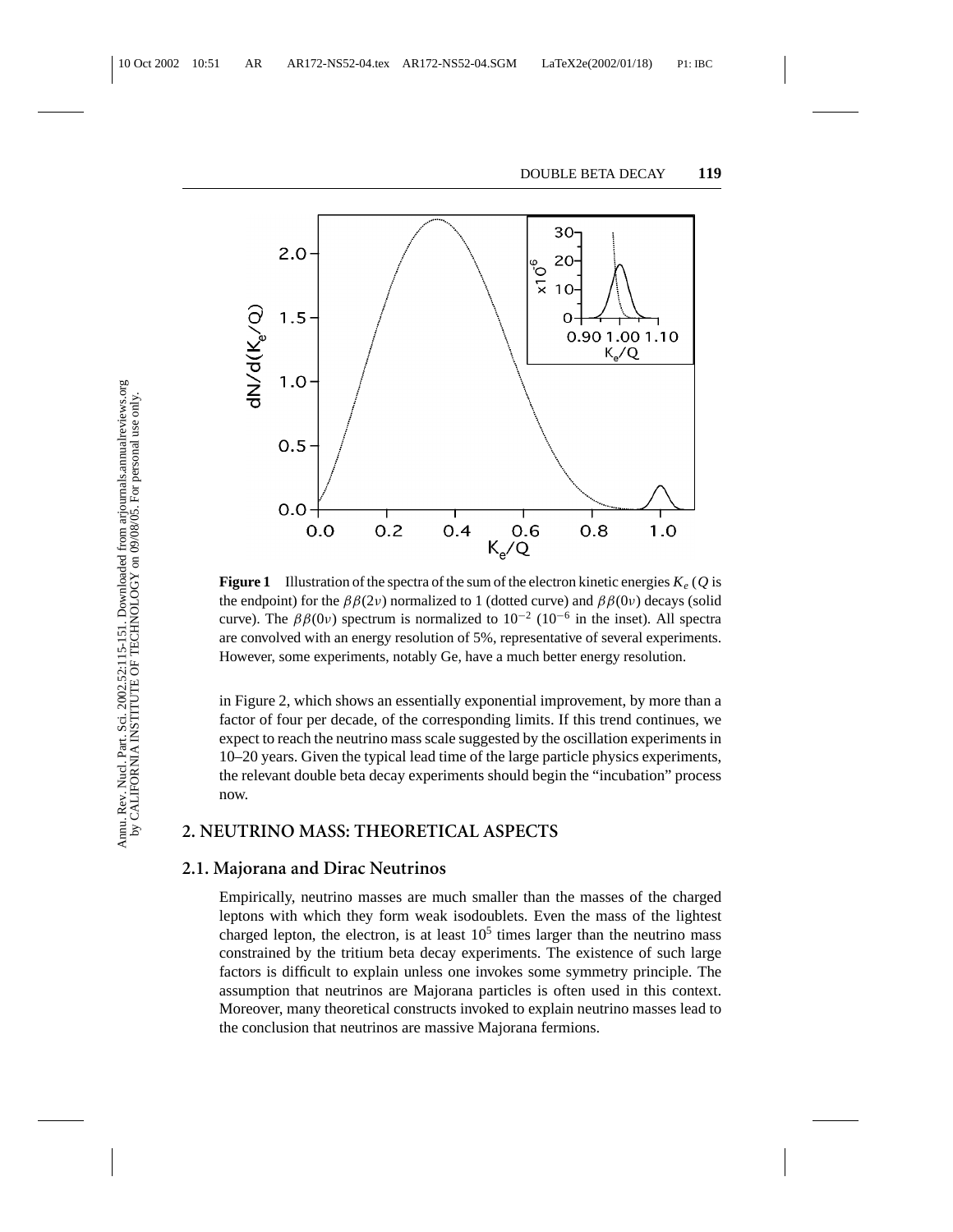**Figure 1** Illustration of the spectra of the sum of the electron kinetic energies $K_e$ ($Q$ is the endpoint) for the $\beta\beta(2\nu)$ normalized to 1 (dotted curve) and $\beta\beta(0\nu)$ decays (solid curve). The $\beta\beta(0\nu)$ spectrum is normalized to $10^{-2}$ ($10^{-6}$ in the inset). All spectra are convolved with an energy resolution of 5%, representative of several experiments. However, some experiments, notably Ge, have a much better energy resolution.

in Figure 2, which shows an essentially exponential improvement, by more than a factor of four per decade, of the corresponding limits. If this trend continues, we expect to reach the neutrino mass scale suggested by the oscillation experiments in 10–20 years. Given the typical lead time of the large particle physics experiments, the relevant double beta decay experiments should begin the "incubation" process now.

## 2. NEUTRINO MASS: THEORETICAL ASPECTS

### 2.1. Majorana and Dirac Neutrinos

Empirically, neutrino masses are much smaller than the masses of the charged leptons with which they form weak isodoublets. Even the mass of the lightest charged lepton, the electron, is at least $10^5$ times larger than the neutrino mass constrained by the tritium beta decay experiments. The existence of such large factors is difficult to explain unless one invokes some symmetry principle. The assumption that neutrinos are Majorana particles is often used in this context. Moreover, many theoretical constructs invoked to explain neutrino masses lead to the conclusion that neutrinos are massive Majorana fermions.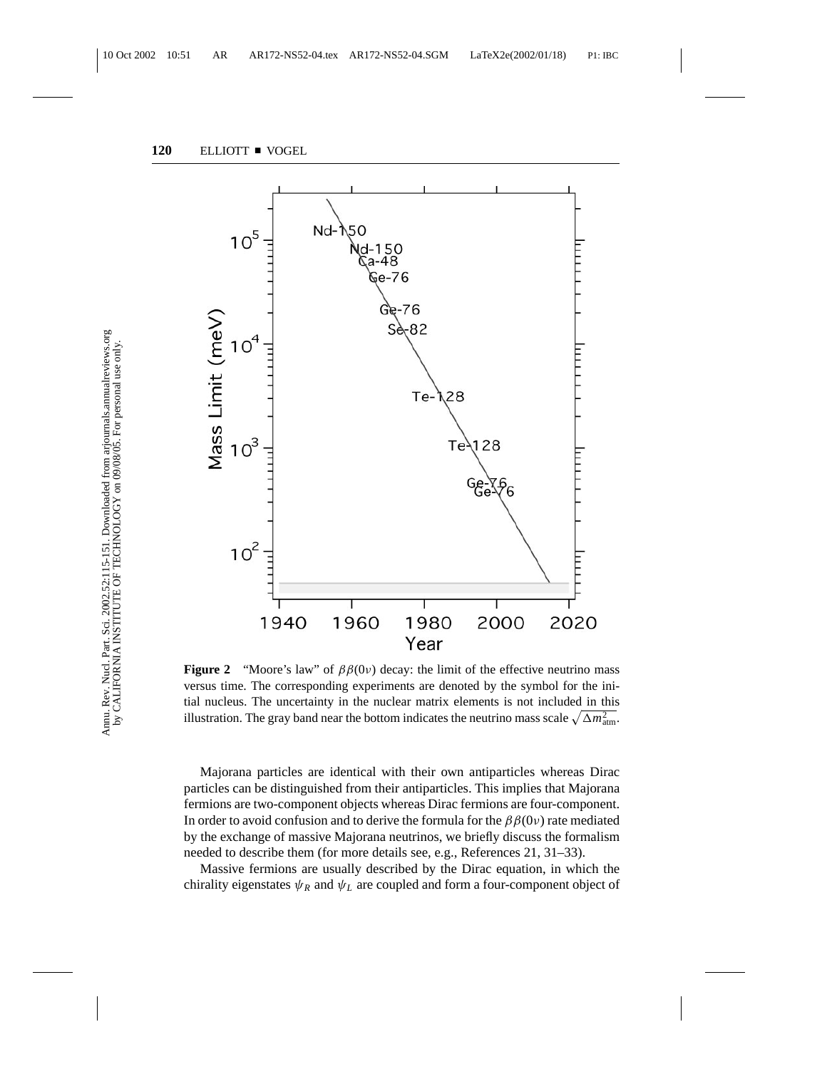**Figure 2** "Moore's law" of $\beta\beta(0\nu)$ decay: the limit of the effective neutrino mass versus time. The corresponding experiments are denoted by the symbol for the initial nucleus. The uncertainty in the nuclear matrix elements is not included in this illustration. The gray band near the bottom indicates the neutrino mass scale $\sqrt{\Delta m^2_{\text{atm}}}$.

Majorana particles are identical with their own antiparticles whereas Dirac particles can be distinguished from their antiparticles. This implies that Majorana fermions are two-component objects whereas Dirac fermions are four-component. In order to avoid confusion and to derive the formula for the $\beta\beta(0\nu)$ rate mediated by the exchange of massive Majorana neutrinos, we briefly discuss the formalism needed to describe them (for more details see, e.g., References 21, 31–33).

Massive fermions are usually described by the Dirac equation, in which the chirality eigenstates $\psi_R$ and $\psi_L$ are coupled and form a four-component object of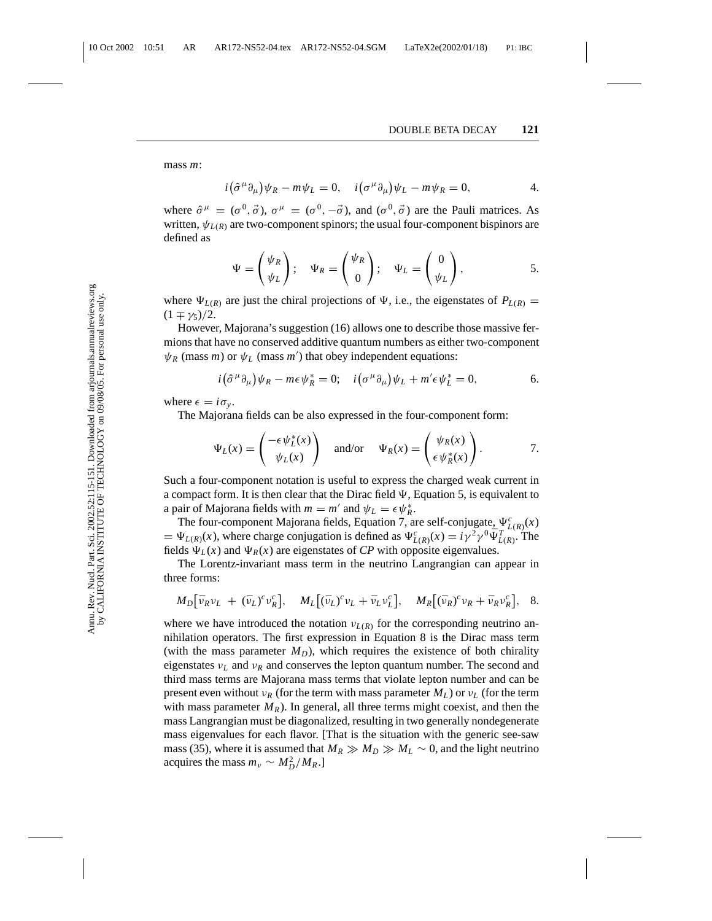mass $m$:

$$i(\hat{\sigma}^{\mu}\partial_{\mu})\psi_R - m\psi_L = 0, \quad i(\sigma^{\mu}\partial_{\mu})\psi_L - m\psi_R = 0, \tag{4}$$

where $\hat{\sigma}^{\mu} = (\sigma^0, \vec{\sigma})$, $\sigma^{\mu} = (\sigma^0, -\vec{\sigma})$, and $(\sigma^0, \vec{\sigma})$ are the Pauli matrices. As written, $\psi_{L(R)}$ are two-component spinors; the usual four-component bispinors are defined as

$$\Psi = \begin{pmatrix} \psi_R \\ \psi_L \end{pmatrix}; \quad \Psi_R = \begin{pmatrix} \psi_R \\ 0 \end{pmatrix}; \quad \Psi_L = \begin{pmatrix} 0 \\ \psi_L \end{pmatrix}, \tag{5}$$

where $\Psi_{L(R)}$ are just the chiral projections of $\Psi$, i.e., the eigenstates of $P_{L(R)} = (1 \mp \gamma_5)/2$.

However, Majorana's suggestion (16) allows one to describe those massive fermions that have no conserved additive quantum numbers as either two-component $\psi_R$ (mass $m$) or $\psi_L$ (mass $m'$) that obey independent equations:

$$i(\hat{\sigma}^{\mu}\partial_{\mu})\psi_R - m\epsilon\psi_R^* = 0; \quad i(\sigma^{\mu}\partial_{\mu})\psi_L + m'\epsilon\psi_L^* = 0, \tag{6}$$

where $\epsilon = i\sigma_y$.

The Majorana fields can be also expressed in the four-component form:

$$\Psi_L(x) = \begin{pmatrix} -\epsilon\psi_L^*(x) \\ \psi_L(x) \end{pmatrix} \quad \text{and/or} \quad \Psi_R(x) = \begin{pmatrix} \psi_R(x) \\ \epsilon\psi_R^*(x) \end{pmatrix}. \tag{7}$$

Such a four-component notation is useful to express the charged weak current in a compact form. It is then clear that the Dirac field $\Psi$, Equation 5, is equivalent to a pair of Majorana fields with $m = m'$ and $\psi_L = \epsilon\psi_R^*$.

The four-component Majorana fields, Equation 7, are self-conjugate, $\Psi_{L(R)}^c(x) = \Psi_{L(R)}(x)$, where charge conjugation is defined as $\Psi_{L(R)}^c(x) = i\gamma^2\gamma^0\bar{\Psi}_{L(R)}^T$. The fields $\Psi_L(x)$ and $\Psi_R(x)$ are eigenstates of *CP* with opposite eigenvalues.

The Lorentz-invariant mass term in the neutrino Langrangian can appear in three forms:

$$M_D\left[\bar{\nu}_R\nu_L + (\bar{\nu}_L)^c\nu_R^c\right], \quad M_L\left[(\bar{\nu}_L)^c\nu_L + \bar{\nu}_L\nu_L^c\right], \quad M_R\left[(\bar{\nu}_R)^c\nu_R + \bar{\nu}_R\nu_R^c\right], \tag{8}$$

where we have introduced the notation $\nu_{L(R)}$ for the corresponding neutrino annihilation operators. The first expression in Equation 8 is the Dirac mass term (with the mass parameter $M_D$), which requires the existence of both chirality eigenstates $\nu_L$ and $\nu_R$ and conserves the lepton quantum number. The second and third mass terms are Majorana mass terms that violate lepton number and can be present even without $\nu_R$ (for the term with mass parameter $M_L$) or $\nu_L$ (for the term with mass parameter $M_R$). In general, all three terms might coexist, and then the mass Langrangian must be diagonalized, resulting in two generally nondegenerate mass eigenvalues for each flavor. [That is the situation with the generic see-saw mass (35), where it is assumed that $M_R \gg M_D \gg M_L \sim 0$, and the light neutrino acquires the mass $m_\nu \sim M_D^2/M_R$.]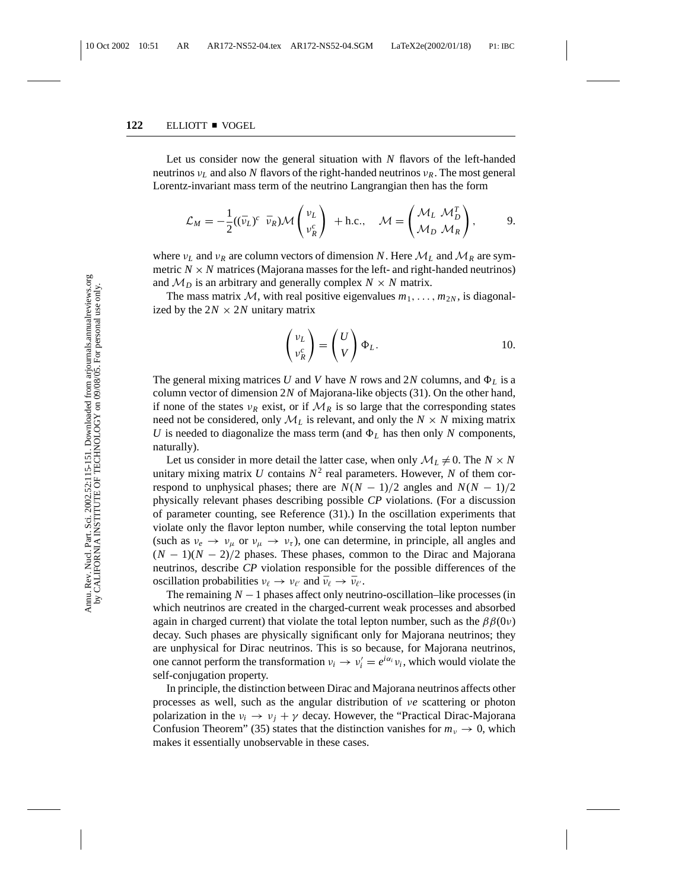Let us consider now the general situation with $N$ flavors of the left-handed neutrinos $\nu_L$ and also $N$ flavors of the right-handed neutrinos $\nu_R$. The most general Lorentz-invariant mass term of the neutrino Langrangian then has the form

$$\mathcal{L}_M = -\frac{1}{2}((\bar{\nu}_L)^c \;\; \bar{\nu}_R)\mathcal{M}\begin{pmatrix} \nu_L \\ \nu_R^c \end{pmatrix} + \text{h.c.}, \quad \mathcal{M} = \begin{pmatrix} \mathcal{M}_L & \mathcal{M}_D^T \\ \mathcal{M}_D & \mathcal{M}_R \end{pmatrix}, \qquad 9.$$

where $\nu_L$ and $\nu_R$ are column vectors of dimension $N$. Here $\mathcal{M}_L$ and $\mathcal{M}_R$ are symmetric $N \times N$ matrices (Majorana masses for the left- and right-handed neutrinos) and $\mathcal{M}_D$ is an arbitrary and generally complex $N \times N$ matrix.

The mass matrix $\mathcal{M}$, with real positive eigenvalues $m_1, \ldots, m_{2N}$, is diagonalized by the $2N \times 2N$ unitary matrix

$$\begin{pmatrix} \nu_L \\ \nu_R^c \end{pmatrix} = \begin{pmatrix} U \\ V \end{pmatrix} \Phi_L. \qquad 10.$$

The general mixing matrices $U$ and $V$ have $N$ rows and $2N$ columns, and $\Phi_L$ is a column vector of dimension $2N$ of Majorana-like objects (31). On the other hand, if none of the states $\nu_R$ exist, or if $\mathcal{M}_R$ is so large that the corresponding states need not be considered, only $\mathcal{M}_L$ is relevant, and only the $N \times N$ mixing matrix $U$ is needed to diagonalize the mass term (and $\Phi_L$ has then only $N$ components, naturally).

Let us consider in more detail the latter case, when only $\mathcal{M}_L \neq 0$. The $N \times N$ unitary mixing matrix $U$ contains $N^2$ real parameters. However, $N$ of them correspond to unphysical phases; there are $N(N-1)/2$ angles and $N(N-1)/2$ physically relevant phases describing possible *CP* violations. (For a discussion of parameter counting, see Reference (31).) In the oscillation experiments that violate only the flavor lepton number, while conserving the total lepton number (such as $\nu_e \to \nu_\mu$ or $\nu_\mu \to \nu_\tau$), one can determine, in principle, all angles and $(N-1)(N-2)/2$ phases. These phases, common to the Dirac and Majorana neutrinos, describe *CP* violation responsible for the possible differences of the oscillation probabilities $\nu_\ell \to \nu_{\ell'}$ and $\bar{\nu}_\ell \to \bar{\nu}_{\ell'}$.

The remaining $N-1$ phases affect only neutrino-oscillation–like processes (in which neutrinos are created in the charged-current weak processes and absorbed again in charged current) that violate the total lepton number, such as the $\beta\beta(0\nu)$ decay. Such phases are physically significant only for Majorana neutrinos; they are unphysical for Dirac neutrinos. This is so because, for Majorana neutrinos, one cannot perform the transformation $\nu_i \to \nu_i' = e^{i\alpha_i}\nu_i$, which would violate the self-conjugation property.

In principle, the distinction between Dirac and Majorana neutrinos affects other processes as well, such as the angular distribution of $\nu e$ scattering or photon polarization in the $\nu_i \to \nu_j + \gamma$ decay. However, the "Practical Dirac-Majorana Confusion Theorem" (35) states that the distinction vanishes for $m_\nu \to 0$, which makes it essentially unobservable in these cases.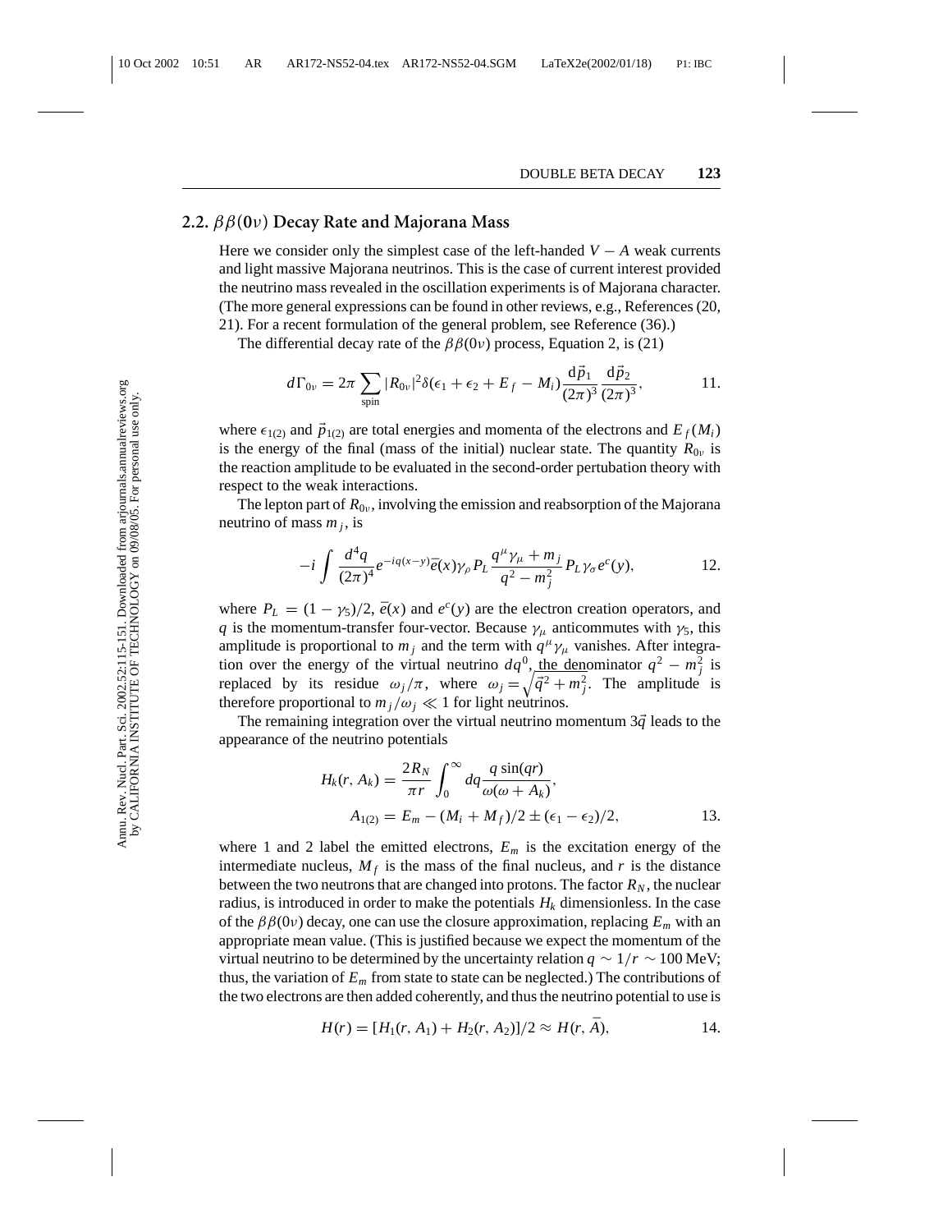## 2.2. $\beta\beta(0\nu)$ Decay Rate and Majorana Mass

Here we consider only the simplest case of the left-handed $V - A$ weak currents and light massive Majorana neutrinos. This is the case of current interest provided the neutrino mass revealed in the oscillation experiments is of Majorana character. (The more general expressions can be found in other reviews, e.g., References (20, 21). For a recent formulation of the general problem, see Reference (36).)

The differential decay rate of the $\beta\beta(0\nu)$ process, Equation 2, is (21)

$$d\Gamma_{0\nu} = 2\pi \sum_{\text{spin}} |R_{0\nu}|^2 \delta(\epsilon_1 + \epsilon_2 + E_f - M_i) \frac{d\vec{p}_1}{(2\pi)^3} \frac{d\vec{p}_2}{(2\pi)^3}, \qquad 11.$$

where $\epsilon_{1(2)}$ and $\vec{p}_{1(2)}$ are total energies and momenta of the electrons and $E_f(M_i)$ is the energy of the final (mass of the initial) nuclear state. The quantity $R_{0\nu}$ is the reaction amplitude to be evaluated in the second-order pertubation theory with respect to the weak interactions.

The lepton part of $R_{0\nu}$, involving the emission and reabsorption of the Majorana neutrino of mass $m_j$, is

$$-i \int \frac{d^4q}{(2\pi)^4} e^{-iq(x-y)} \bar{e}(x) \gamma_\rho P_L \frac{q^\mu \gamma_\mu + m_j}{q^2 - m_j^2} P_L \gamma_\sigma e^c(y), \qquad 12.$$

where $P_L = (1 - \gamma_5)/2$, $\bar{e}(x)$ and $e^c(y)$ are the electron creation operators, and $q$ is the momentum-transfer four-vector. Because $\gamma_\mu$ anticommutes with $\gamma_5$, this amplitude is proportional to $m_j$ and the term with $q^\mu\gamma_\mu$ vanishes. After integration over the energy of the virtual neutrino $dq^0$, the denominator $q^2 - m_j^2$ is replaced by its residue $\omega_j/\pi$, where $\omega_j = \sqrt{\vec{q}^2 + m_j^2}$. The amplitude is therefore proportional to $m_j/\omega_j \ll 1$ for light neutrinos.

The remaining integration over the virtual neutrino momentum $3\vec{q}$ leads to the appearance of the neutrino potentials

$$H_k(r, A_k) = \frac{2R_N}{\pi r} \int_0^\infty dq \frac{q \sin(qr)}{\omega(\omega + A_k)},$$
$$A_{1(2)} = E_m - (M_i + M_f)/2 \pm (\epsilon_1 - \epsilon_2)/2, \qquad 13.$$

where 1 and 2 label the emitted electrons, $E_m$ is the excitation energy of the intermediate nucleus, $M_f$ is the mass of the final nucleus, and $r$ is the distance between the two neutrons that are changed into protons. The factor $R_N$, the nuclear radius, is introduced in order to make the potentials $H_k$ dimensionless. In the case of the $\beta\beta(0\nu)$ decay, one can use the closure approximation, replacing $E_m$ with an appropriate mean value. (This is justified because we expect the momentum of the virtual neutrino to be determined by the uncertainty relation $q \sim 1/r \sim 100$ MeV; thus, the variation of $E_m$ from state to state can be neglected.) The contributions of the two electrons are then added coherently, and thus the neutrino potential to use is

$$H(r) = [H_1(r, A_1) + H_2(r, A_2)]/2 \approx H(r, \bar{A}), \qquad 14.$$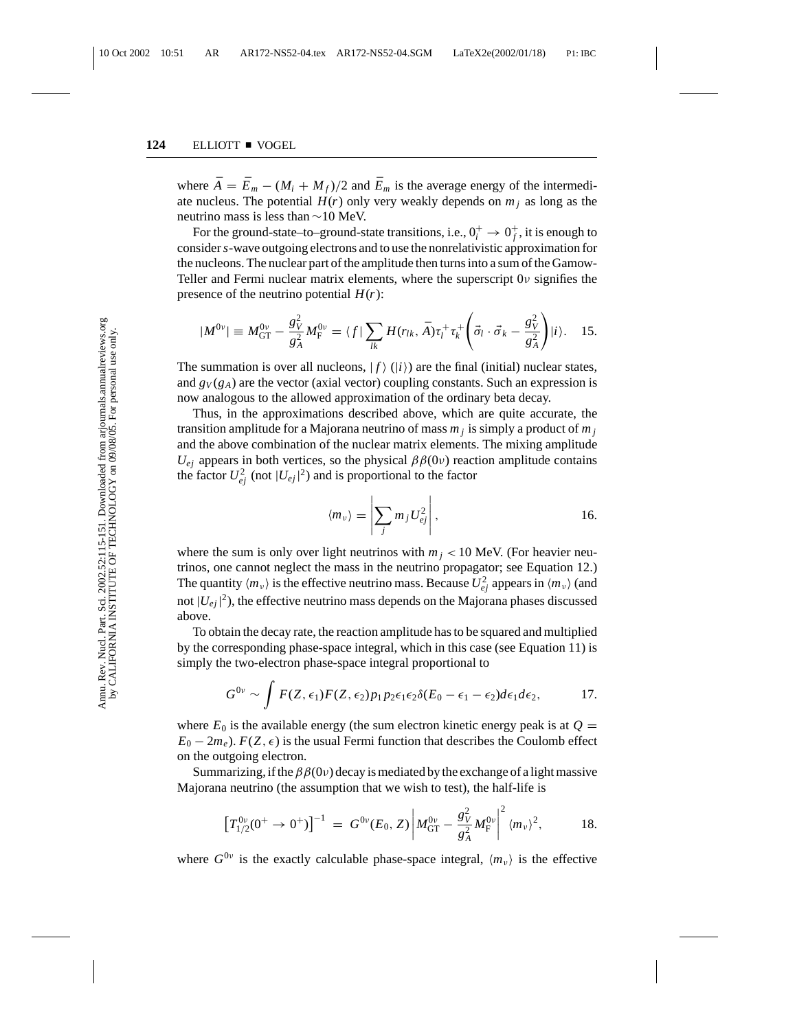where $\bar{A} = \bar{E}_m - (M_i + M_f)/2$ and $\bar{E}_m$ is the average energy of the intermediate nucleus. The potential $H(r)$ only very weakly depends on $m_j$ as long as the neutrino mass is less than ~10 MeV.

For the ground-state–to–ground-state transitions, i.e., $0_i^+ \to 0_f^+$, it is enough to consider *s*-wave outgoing electrons and to use the nonrelativistic approximation for the nucleons. The nuclear part of the amplitude then turns into a sum of the Gamow-Teller and Fermi nuclear matrix elements, where the superscript $0\nu$ signifies the presence of the neutrino potential $H(r)$:

$$|M^{0\nu}| \equiv M_{\rm GT}^{0\nu} - \frac{g_V^2}{g_A^2} M_{\rm F}^{0\nu} = \langle f | \sum_{lk} H(r_{lk}, \bar{A}) \tau_l^+ \tau_k^+ \left( \vec{\sigma}_l \cdot \vec{\sigma}_k - \frac{g_V^2}{g_A^2} \right) | i \rangle. \quad 15.$$

The summation is over all nucleons, $|f\rangle$ ($|i\rangle$) are the final (initial) nuclear states, and $g_V$ ($g_A$) are the vector (axial vector) coupling constants. Such an expression is now analogous to the allowed approximation of the ordinary beta decay.

Thus, in the approximations described above, which are quite accurate, the transition amplitude for a Majorana neutrino of mass $m_j$ is simply a product of $m_j$ and the above combination of the nuclear matrix elements. The mixing amplitude $U_{ej}$ appears in both vertices, so the physical $\beta\beta(0\nu)$ reaction amplitude contains the factor $U_{ej}^2$ (not $|U_{ej}|^2$) and is proportional to the factor

$$\langle m_\nu \rangle = \left| \sum_j m_j U_{ej}^2 \right|, \quad 16.$$

where the sum is only over light neutrinos with $m_j < 10$ MeV. (For heavier neutrinos, one cannot neglect the mass in the neutrino propagator; see Equation 12.) The quantity $\langle m_\nu \rangle$ is the effective neutrino mass. Because $U_{ej}^2$ appears in $\langle m_\nu \rangle$ (and not $|U_{ej}|^2$), the effective neutrino mass depends on the Majorana phases discussed above.

To obtain the decay rate, the reaction amplitude has to be squared and multiplied by the corresponding phase-space integral, which in this case (see Equation 11) is simply the two-electron phase-space integral proportional to

$$G^{0\nu} \sim \int F(Z, \epsilon_1) F(Z, \epsilon_2) p_1 p_2 \epsilon_1 \epsilon_2 \delta(E_0 - \epsilon_1 - \epsilon_2) d\epsilon_1 d\epsilon_2, \quad 17.$$

where $E_0$ is the available energy (the sum electron kinetic energy peak is at $Q = E_0 - 2m_e$). $F(Z, \epsilon)$ is the usual Fermi function that describes the Coulomb effect on the outgoing electron.

Summarizing, if the $\beta\beta(0\nu)$ decay is mediated by the exchange of a light massive Majorana neutrino (the assumption that we wish to test), the half-life is

$$\left[ T_{1/2}^{0\nu}(0^+ \to 0^+) \right]^{-1} = G^{0\nu}(E_0, Z) \left| M_{\rm GT}^{0\nu} - \frac{g_V^2}{g_A^2} M_{\rm F}^{0\nu} \right|^2 \langle m_\nu \rangle^2, \quad 18.$$

where $G^{0\nu}$ is the exactly calculable phase-space integral, $\langle m_\nu \rangle$ is the effective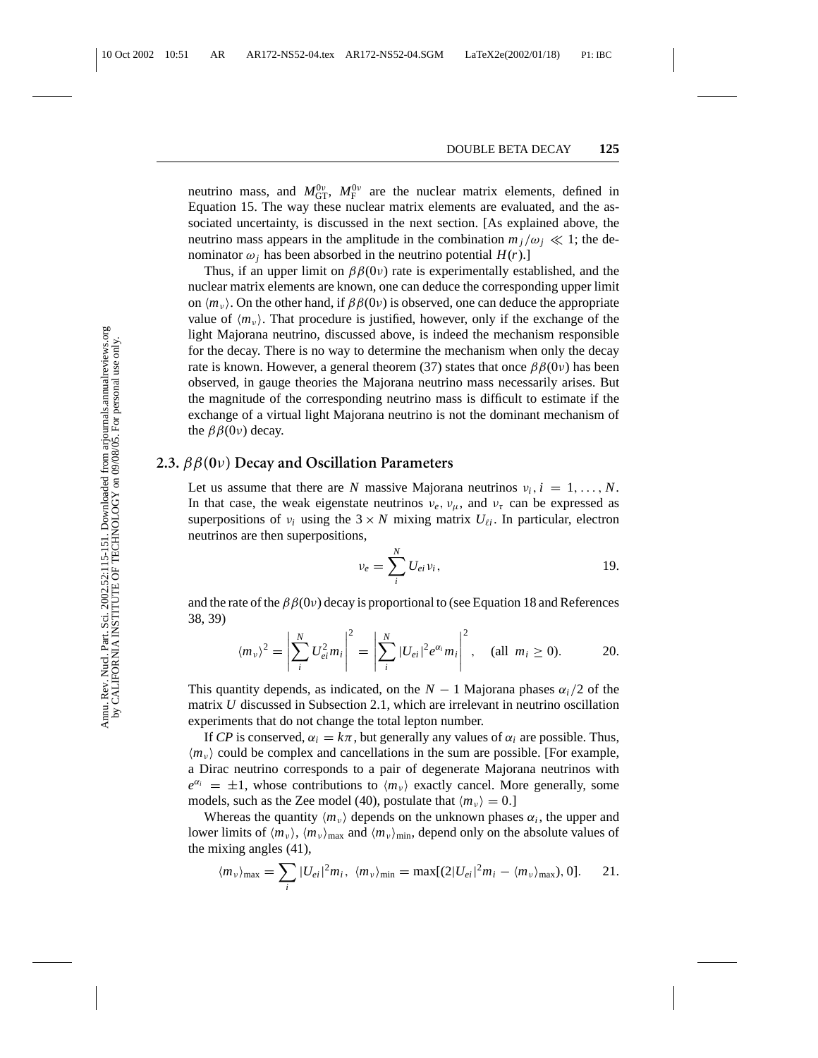neutrino mass, and $M_{GT}^{0\nu}$, $M_F^{0\nu}$ are the nuclear matrix elements, defined in Equation 15. The way these nuclear matrix elements are evaluated, and the associated uncertainty, is discussed in the next section. [As explained above, the neutrino mass appears in the amplitude in the combination $m_j/\omega_j \ll 1$; the denominator $\omega_j$ has been absorbed in the neutrino potential $H(r)$.]

Thus, if an upper limit on $\beta\beta(0\nu)$ rate is experimentally established, and the nuclear matrix elements are known, one can deduce the corresponding upper limit on $\langle m_\nu \rangle$. On the other hand, if $\beta\beta(0\nu)$ is observed, one can deduce the appropriate value of $\langle m_\nu \rangle$. That procedure is justified, however, only if the exchange of the light Majorana neutrino, discussed above, is indeed the mechanism responsible for the decay. There is no way to determine the mechanism when only the decay rate is known. However, a general theorem (37) states that once $\beta\beta(0\nu)$ has been observed, in gauge theories the Majorana neutrino mass necessarily arises. But the magnitude of the corresponding neutrino mass is difficult to estimate if the exchange of a virtual light Majorana neutrino is not the dominant mechanism of the $\beta\beta(0\nu)$ decay.

## 2.3. $\beta\beta(0\nu)$ Decay and Oscillation Parameters

Let us assume that there are $N$ massive Majorana neutrinos $\nu_i, i = 1, \ldots, N$. In that case, the weak eigenstate neutrinos $\nu_e$, $\nu_\mu$, and $\nu_\tau$ can be expressed as superpositions of $\nu_i$ using the $3 \times N$ mixing matrix $U_{\ell i}$. In particular, electron neutrinos are then superpositions,

$$\nu_e = \sum_i^N U_{ei} \nu_i, \qquad 19.$$

and the rate of the $\beta\beta(0\nu)$ decay is proportional to (see Equation 18 and References 38, 39)

$$\langle m_\nu \rangle^2 = \left| \sum_i^N U_{ei}^2 m_i \right|^2 = \left| \sum_i^N |U_{ei}|^2 e^{\alpha_i} m_i \right|^2, \quad (\text{all } m_i \geq 0). \qquad 20.$$

This quantity depends, as indicated, on the $N - 1$ Majorana phases $\alpha_i/2$ of the matrix $U$ discussed in Subsection 2.1, which are irrelevant in neutrino oscillation experiments that do not change the total lepton number.

If *CP* is conserved, $\alpha_i = k\pi$, but generally any values of $\alpha_i$ are possible. Thus, $\langle m_\nu \rangle$ could be complex and cancellations in the sum are possible. [For example, a Dirac neutrino corresponds to a pair of degenerate Majorana neutrinos with $e^{\alpha_i} = \pm 1$, whose contributions to $\langle m_\nu \rangle$ exactly cancel. More generally, some models, such as the Zee model (40), postulate that $\langle m_\nu \rangle = 0$.]

Whereas the quantity $\langle m_\nu \rangle$ depends on the unknown phases $\alpha_i$, the upper and lower limits of $\langle m_\nu \rangle$, $\langle m_\nu \rangle_{max}$ and $\langle m_\nu \rangle_{min}$, depend only on the absolute values of the mixing angles (41),

$$\langle m_\nu \rangle_{max} = \sum_i |U_{ei}|^2 m_i, \ \langle m_\nu \rangle_{min} = \max[(2|U_{ei}|^2 m_i - \langle m_\nu \rangle_{max}), 0]. \qquad 21.$$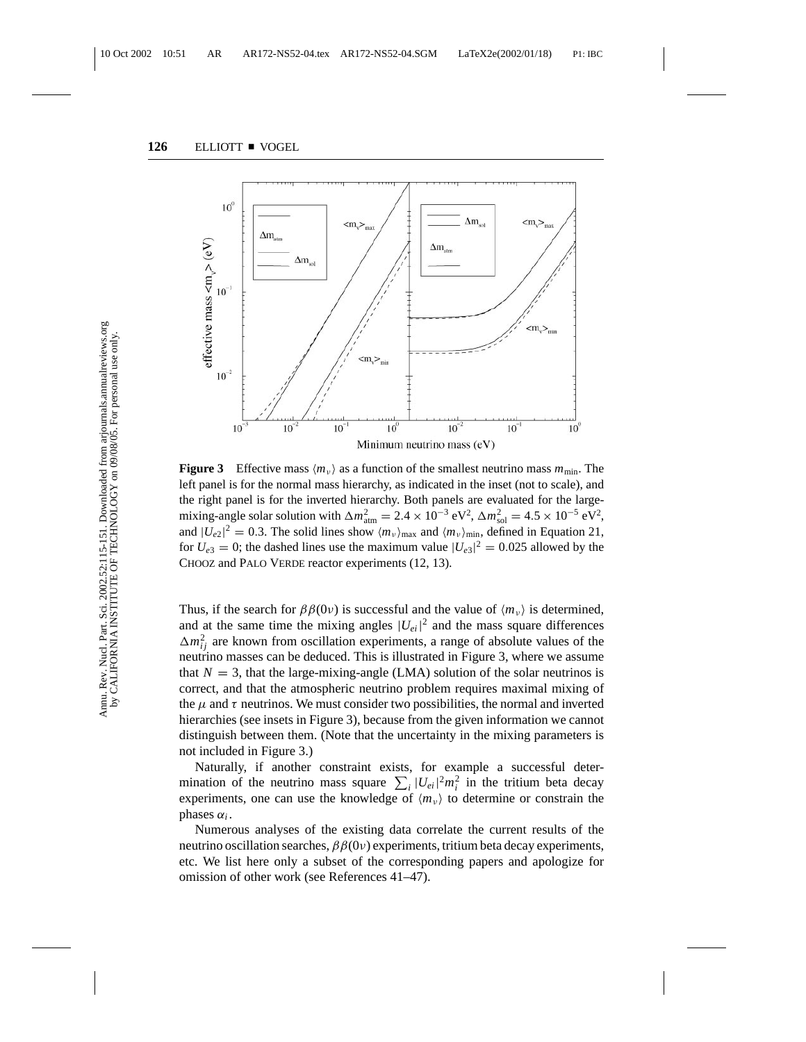**Figure 3** Effective mass $\langle m_\nu \rangle$ as a function of the smallest neutrino mass $m_{\min}$. The left panel is for the normal mass hierarchy, as indicated in the inset (not to scale), and the right panel is for the inverted hierarchy. Both panels are evaluated for the large-mixing-angle solar solution with $\Delta m^2_{\rm atm} = 2.4 \times 10^{-3}$ eV$^2$, $\Delta m^2_{\rm sol} = 4.5 \times 10^{-5}$ eV$^2$, and $|U_{e2}|^2 = 0.3$. The solid lines show $\langle m_\nu \rangle_{\max}$ and $\langle m_\nu \rangle_{\min}$, defined in Equation 21, for $U_{e3} = 0$; the dashed lines use the maximum value $|U_{e3}|^2 = 0.025$ allowed by the CHOOZ and PALO VERDE reactor experiments (12, 13).

Thus, if the search for $\beta\beta(0\nu)$ is successful and the value of $\langle m_\nu \rangle$ is determined, and at the same time the mixing angles $|U_{ei}|^2$ and the mass square differences $\Delta m^2_{ij}$ are known from oscillation experiments, a range of absolute values of the neutrino masses can be deduced. This is illustrated in Figure 3, where we assume that $N = 3$, that the large-mixing-angle (LMA) solution of the solar neutrinos is correct, and that the atmospheric neutrino problem requires maximal mixing of the $\mu$ and $\tau$ neutrinos. We must consider two possibilities, the normal and inverted hierarchies (see insets in Figure 3), because from the given information we cannot distinguish between them. (Note that the uncertainty in the mixing parameters is not included in Figure 3.)

Naturally, if another constraint exists, for example a successful determination of the neutrino mass square $\sum_i |U_{ei}|^2 m_i^2$ in the tritium beta decay experiments, one can use the knowledge of $\langle m_\nu \rangle$ to determine or constrain the phases $\alpha_i$.

Numerous analyses of the existing data correlate the current results of the neutrino oscillation searches, $\beta\beta(0\nu)$ experiments, tritium beta decay experiments, etc. We list here only a subset of the corresponding papers and apologize for omission of other work (see References 41–47).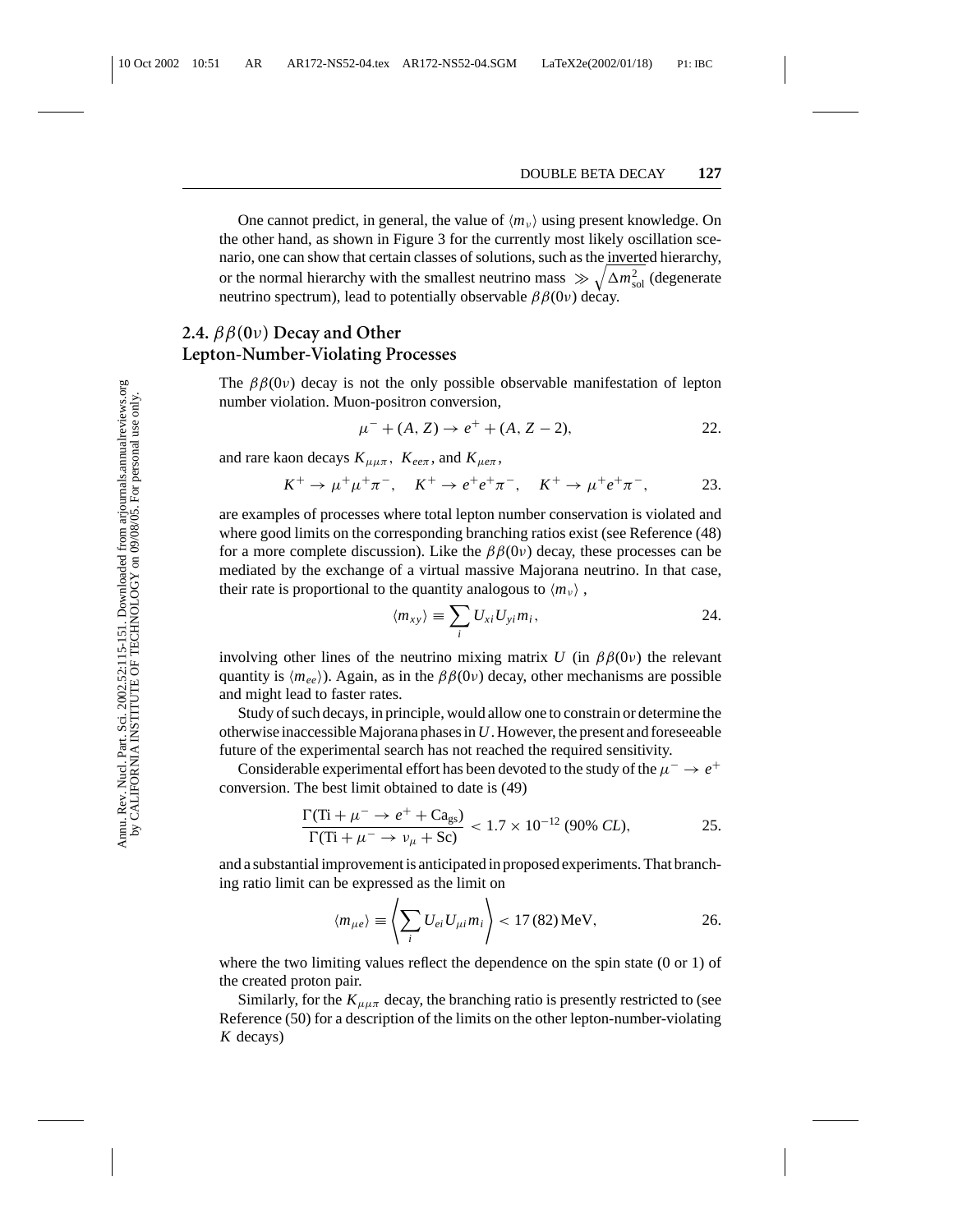One cannot predict, in general, the value of $\langle m_\nu \rangle$ using present knowledge. On the other hand, as shown in Figure 3 for the currently most likely oscillation scenario, one can show that certain classes of solutions, such as the inverted hierarchy, or the normal hierarchy with the smallest neutrino mass $\gg \sqrt{\Delta m^2_{sol}}$ (degenerate neutrino spectrum), lead to potentially observable $\beta\beta(0\nu)$ decay.

## 2.4. $\beta\beta(0\nu)$ Decay and Other Lepton-Number-Violating Processes

The $\beta\beta(0\nu)$ decay is not the only possible observable manifestation of lepton number violation. Muon-positron conversion,

$$\mu^- + (A, Z) \rightarrow e^+ + (A, Z-2), \tag{22}$$

and rare kaon decays $K_{\mu\mu\pi}$, $K_{ee\pi}$, and $K_{\mu e\pi}$,

$$K^+ \rightarrow \mu^+\mu^+\pi^-, \quad K^+ \rightarrow e^+e^+\pi^-, \quad K^+ \rightarrow \mu^+e^+\pi^-, \tag{23}$$

are examples of processes where total lepton number conservation is violated and where good limits on the corresponding branching ratios exist (see Reference (48) for a more complete discussion). Like the $\beta\beta(0\nu)$ decay, these processes can be mediated by the exchange of a virtual massive Majorana neutrino. In that case, their rate is proportional to the quantity analogous to $\langle m_\nu \rangle$ ,

$$\langle m_{xy} \rangle \equiv \sum_i U_{xi} U_{yi} m_i, \tag{24}$$

involving other lines of the neutrino mixing matrix $U$ (in $\beta\beta(0\nu)$ the relevant quantity is $\langle m_{ee} \rangle$). Again, as in the $\beta\beta(0\nu)$ decay, other mechanisms are possible and might lead to faster rates.

Study of such decays, in principle, would allow one to constrain or determine the otherwise inaccessible Majorana phases in $U$. However, the present and foreseeable future of the experimental search has not reached the required sensitivity.

Considerable experimental effort has been devoted to the study of the $\mu^- \rightarrow e^+$ conversion. The best limit obtained to date is (49)

$$\frac{\Gamma(\mathrm{Ti} + \mu^- \rightarrow e^+ + \mathrm{Ca_{gs}})}{\Gamma(\mathrm{Ti} + \mu^- \rightarrow \nu_\mu + \mathrm{Sc})} < 1.7 \times 10^{-12} \text{ (90\% } CL), \tag{25}$$

and a substantial improvement is anticipated in proposed experiments. That branching ratio limit can be expressed as the limit on

$$\langle m_{\mu e} \rangle \equiv \left\langle \sum_i U_{ei} U_{\mu i} m_i \right\rangle < 17\,(82)\,\mathrm{MeV}, \tag{26}$$

where the two limiting values reflect the dependence on the spin state (0 or 1) of the created proton pair.

Similarly, for the $K_{\mu\mu\pi}$ decay, the branching ratio is presently restricted to (see Reference (50) for a description of the limits on the other lepton-number-violating $K$ decays)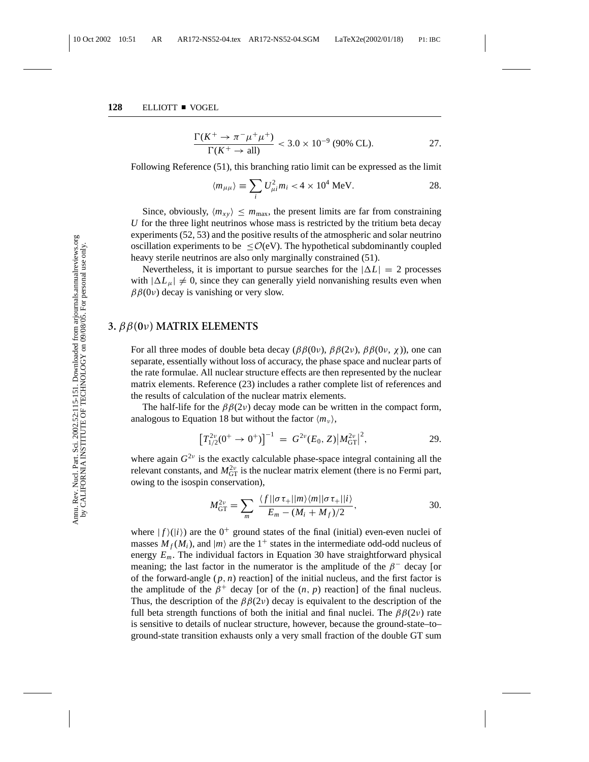$$\frac{\Gamma(K^+ \rightarrow \pi^- \mu^+ \mu^+)}{\Gamma(K^+ \rightarrow \text{all})} < 3.0 \times 10^{-9} \text{ (90\% CL)}. \tag{27}$$

Following Reference (51), this branching ratio limit can be expressed as the limit

$$\langle m_{\mu\mu} \rangle \equiv \sum_i U_{\mu i}^2 m_i < 4 \times 10^4 \text{ MeV}. \tag{28}$$

Since, obviously, $\langle m_{xy} \rangle \leq m_{\max}$, the present limits are far from constraining $U$ for the three light neutrinos whose mass is restricted by the tritium beta decay experiments (52, 53) and the positive results of the atmospheric and solar neutrino oscillation experiments to be $\leq \mathcal{O}(\text{eV})$. The hypothetical subdominantly coupled heavy sterile neutrinos are also only marginally constrained (51).

Nevertheless, it is important to pursue searches for the $|\Delta L| = 2$ processes with $|\Delta L_\mu| \neq 0$, since they can generally yield nonvanishing results even when $\beta\beta(0\nu)$ decay is vanishing or very slow.

## 3. $\beta\beta(0\nu)$ MATRIX ELEMENTS

For all three modes of double beta decay ($\beta\beta(0\nu)$, $\beta\beta(2\nu)$, $\beta\beta(0\nu, \chi)$), one can separate, essentially without loss of accuracy, the phase space and nuclear parts of the rate formulae. All nuclear structure effects are then represented by the nuclear matrix elements. Reference (23) includes a rather complete list of references and the results of calculation of the nuclear matrix elements.

The half-life for the $\beta\beta(2\nu)$ decay mode can be written in the compact form, analogous to Equation 18 but without the factor $\langle m_\nu \rangle$,

$$\left[T_{1/2}^{2\nu}(0^+ \rightarrow 0^+)\right]^{-1} = G^{2\nu}(E_0, Z)\left|M_{GT}^{2\nu}\right|^2, \tag{29}$$

where again $G^{2\nu}$ is the exactly calculable phase-space integral containing all the relevant constants, and $M_{GT}^{2\nu}$ is the nuclear matrix element (there is no Fermi part, owing to the isospin conservation),

$$M_{GT}^{2\nu} = \sum_m \frac{\langle f||\sigma\tau_+||m\rangle\langle m||\sigma\tau_+||i\rangle}{E_m - (M_i + M_f)/2}, \tag{30}$$

where $|f\rangle(|i\rangle)$ are the $0^+$ ground states of the final (initial) even-even nuclei of masses $M_f(M_i)$, and $|m\rangle$ are the $1^+$ states in the intermediate odd-odd nucleus of energy $E_m$. The individual factors in Equation 30 have straightforward physical meaning; the last factor in the numerator is the amplitude of the $\beta^-$ decay [or of the forward-angle $(p, n)$ reaction] of the initial nucleus, and the first factor is the amplitude of the $\beta^+$ decay [or of the $(n, p)$ reaction] of the final nucleus. Thus, the description of the $\beta\beta(2\nu)$ decay is equivalent to the description of the full beta strength functions of both the initial and final nuclei. The $\beta\beta(2\nu)$ rate is sensitive to details of nuclear structure, however, because the ground-state–to–ground-state transition exhausts only a very small fraction of the double GT sum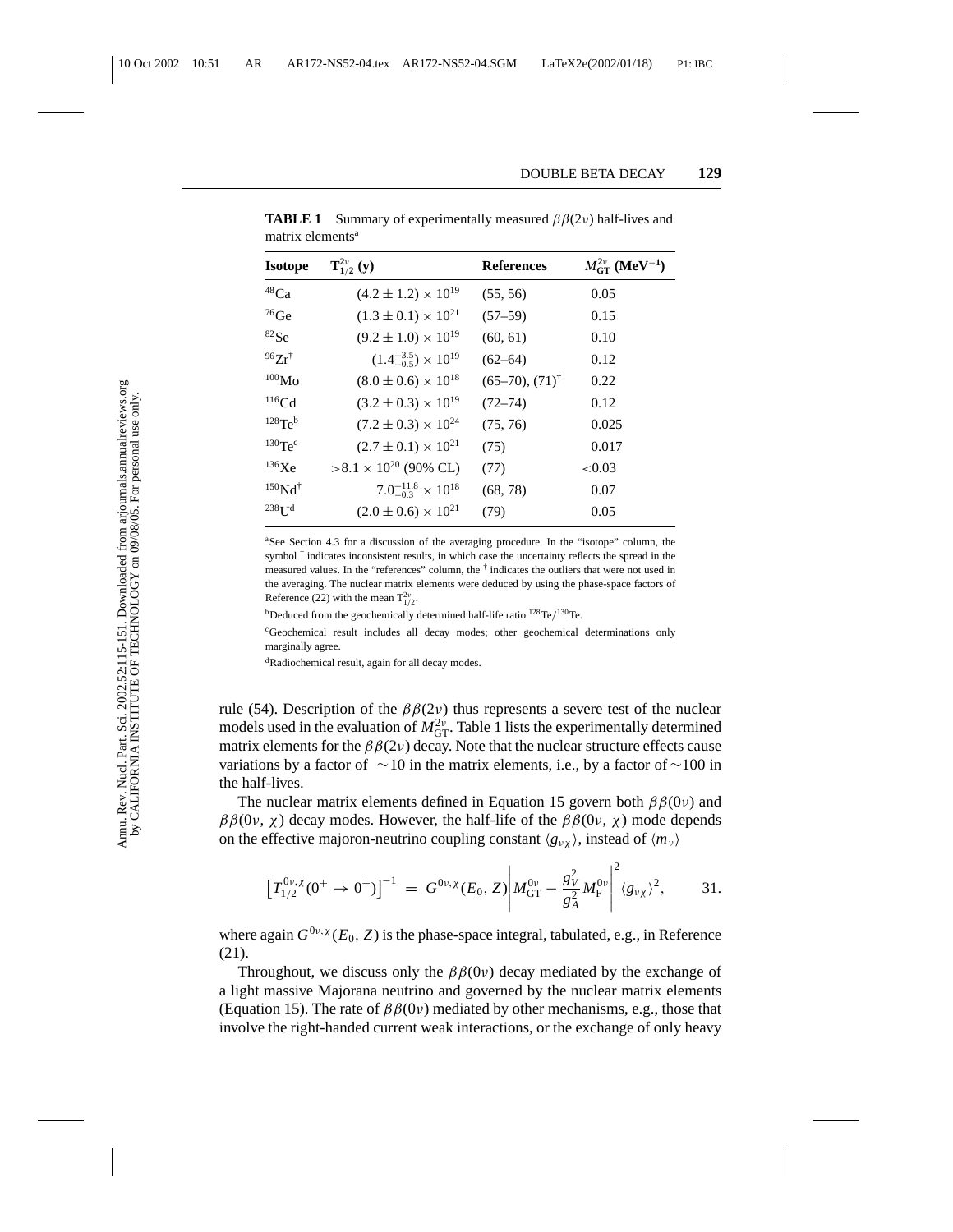**TABLE 1** Summary of experimentally measured $\beta\beta(2\nu)$ half-lives and matrix elements[a]

| Isotope | $T^{2\nu}_{1/2}$ (y) | References | $M^{2\nu}_{GT}$ (MeV$^{-1}$) |
|---|---|---|---|
| $^{48}$Ca | $(4.2 \pm 1.2) \times 10^{19}$ | (55, 56) | 0.05 |
| $^{76}$Ge | $(1.3 \pm 0.1) \times 10^{21}$ | (57–59) | 0.15 |
| $^{82}$Se | $(9.2 \pm 1.0) \times 10^{19}$ | (60, 61) | 0.10 |
| $^{96}$Zr$^{\dagger}$ | $(1.4^{+3.5}_{-0.5}) \times 10^{19}$ | (62–64) | 0.12 |
| $^{100}$Mo | $(8.0 \pm 0.6) \times 10^{18}$ | (65–70), (71)$^{\dagger}$ | 0.22 |
| $^{116}$Cd | $(3.2 \pm 0.3) \times 10^{19}$ | (72–74) | 0.12 |
| $^{128}$Te[b] | $(7.2 \pm 0.3) \times 10^{24}$ | (75, 76) | 0.025 |
| $^{130}$Te[c] | $(2.7 \pm 0.1) \times 10^{21}$ | (75) | 0.017 |
| $^{136}$Xe | $> 8.1 \times 10^{20}$ (90% CL) | (77) | $<$0.03 |
| $^{150}$Nd$^{\dagger}$ | $7.0^{+11.8}_{-0.3} \times 10^{18}$ | (68, 78) | 0.07 |
| $^{238}$U[d] | $(2.0 \pm 0.6) \times 10^{21}$ | (79) | 0.05 |

[a]See Section 4.3 for a discussion of the averaging procedure. In the "isotope" column, the symbol $^{\dagger}$ indicates inconsistent results, in which case the uncertainty reflects the spread in the measured values. In the "references" column, the $^{\dagger}$ indicates the outliers that were not used in the averaging. The nuclear matrix elements were deduced by using the phase-space factors of Reference (22) with the mean $T^{2\nu}_{1/2}$.

[b]Deduced from the geochemically determined half-life ratio $^{128}$Te/$^{130}$Te.

[c]Geochemical result includes all decay modes; other geochemical determinations only marginally agree.

[d]Radiochemical result, again for all decay modes.

rule (54). Description of the $\beta\beta(2\nu)$ thus represents a severe test of the nuclear models used in the evaluation of $M^{2\nu}_{GT}$. Table 1 lists the experimentally determined matrix elements for the $\beta\beta(2\nu)$ decay. Note that the nuclear structure effects cause variations by a factor of $\sim$10 in the matrix elements, i.e., by a factor of $\sim$100 in the half-lives.

The nuclear matrix elements defined in Equation 15 govern both $\beta\beta(0\nu)$ and $\beta\beta(0\nu, \chi)$ decay modes. However, the half-life of the $\beta\beta(0\nu, \chi)$ mode depends on the effective majoron-neutrino coupling constant $\langle g_{\nu\chi} \rangle$, instead of $\langle m_\nu \rangle$

$$\left[T^{0\nu,\chi}_{1/2}(0^+ \rightarrow 0^+)\right]^{-1} = G^{0\nu,\chi}(E_0, Z)\left| M^{0\nu}_{GT} - \frac{g_V^2}{g_A^2} M^{0\nu}_{F} \right|^2 \langle g_{\nu\chi} \rangle^2, \qquad 31.$$

where again $G^{0\nu,\chi}(E_0, Z)$ is the phase-space integral, tabulated, e.g., in Reference (21).

Throughout, we discuss only the $\beta\beta(0\nu)$ decay mediated by the exchange of a light massive Majorana neutrino and governed by the nuclear matrix elements (Equation 15). The rate of $\beta\beta(0\nu)$ mediated by other mechanisms, e.g., those that involve the right-handed current weak interactions, or the exchange of only heavy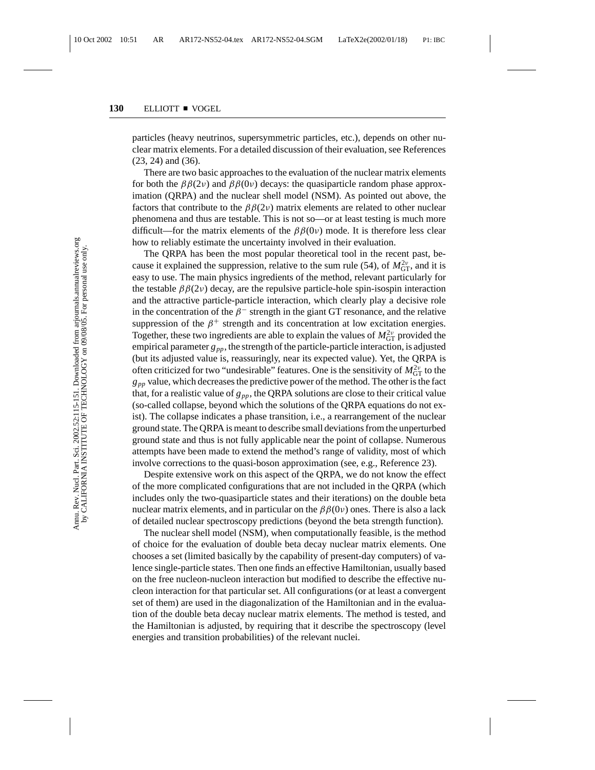particles (heavy neutrinos, supersymmetric particles, etc.), depends on other nuclear matrix elements. For a detailed discussion of their evaluation, see References (23, 24) and (36).

There are two basic approaches to the evaluation of the nuclear matrix elements for both the $\beta\beta(2\nu)$ and $\beta\beta(0\nu)$ decays: the quasiparticle random phase approximation (QRPA) and the nuclear shell model (NSM). As pointed out above, the factors that contribute to the $\beta\beta(2\nu)$ matrix elements are related to other nuclear phenomena and thus are testable. This is not so—or at least testing is much more difficult—for the matrix elements of the $\beta\beta(0\nu)$ mode. It is therefore less clear how to reliably estimate the uncertainty involved in their evaluation.

The QRPA has been the most popular theoretical tool in the recent past, because it explained the suppression, relative to the sum rule (54), of $M^{2\nu}_{GT}$, and it is easy to use. The main physics ingredients of the method, relevant particularly for the testable $\beta\beta(2\nu)$ decay, are the repulsive particle-hole spin-isospin interaction and the attractive particle-particle interaction, which clearly play a decisive role in the concentration of the $\beta^-$ strength in the giant GT resonance, and the relative suppression of the $\beta^+$ strength and its concentration at low excitation energies. Together, these two ingredients are able to explain the values of $M^{2\nu}_{GT}$ provided the empirical parameter $g_{pp}$, the strength of the particle-particle interaction, is adjusted (but its adjusted value is, reassuringly, near its expected value). Yet, the QRPA is often criticized for two "undesirable" features. One is the sensitivity of $M^{2\nu}_{GT}$ to the $g_{pp}$ value, which decreases the predictive power of the method. The other is the fact that, for a realistic value of $g_{pp}$, the QRPA solutions are close to their critical value (so-called collapse, beyond which the solutions of the QRPA equations do not exist). The collapse indicates a phase transition, i.e., a rearrangement of the nuclear ground state. The QRPA is meant to describe small deviations from the unperturbed ground state and thus is not fully applicable near the point of collapse. Numerous attempts have been made to extend the method's range of validity, most of which involve corrections to the quasi-boson approximation (see, e.g., Reference 23).

Despite extensive work on this aspect of the QRPA, we do not know the effect of the more complicated configurations that are not included in the QRPA (which includes only the two-quasiparticle states and their iterations) on the double beta nuclear matrix elements, and in particular on the $\beta\beta(0\nu)$ ones. There is also a lack of detailed nuclear spectroscopy predictions (beyond the beta strength function).

The nuclear shell model (NSM), when computationally feasible, is the method of choice for the evaluation of double beta decay nuclear matrix elements. One chooses a set (limited basically by the capability of present-day computers) of valence single-particle states. Then one finds an effective Hamiltonian, usually based on the free nucleon-nucleon interaction but modified to describe the effective nucleon interaction for that particular set. All configurations (or at least a convergent set of them) are used in the diagonalization of the Hamiltonian and in the evaluation of the double beta decay nuclear matrix elements. The method is tested, and the Hamiltonian is adjusted, by requiring that it describe the spectroscopy (level energies and transition probabilities) of the relevant nuclei.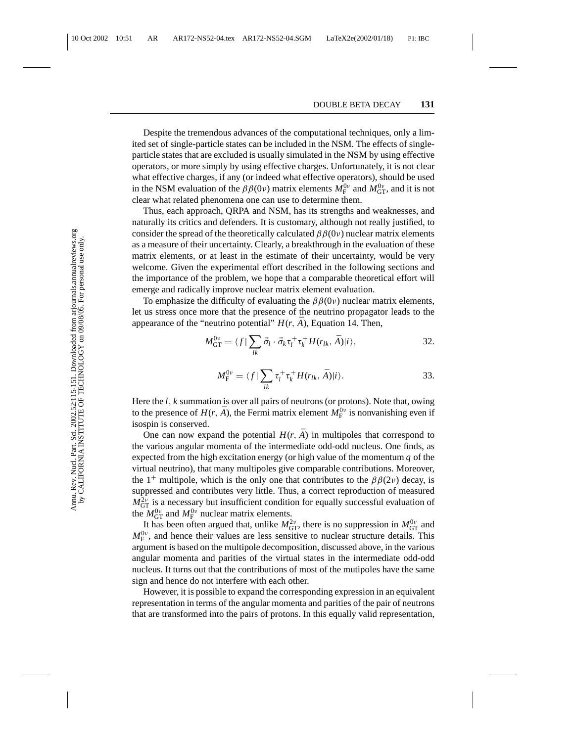Despite the tremendous advances of the computational techniques, only a limited set of single-particle states can be included in the NSM. The effects of single-particle states that are excluded is usually simulated in the NSM by using effective operators, or more simply by using effective charges. Unfortunately, it is not clear what effective charges, if any (or indeed what effective operators), should be used in the NSM evaluation of the $\beta\beta(0\nu)$ matrix elements $M_{\mathrm{F}}^{0\nu}$ and $M_{\mathrm{GT}}^{0\nu}$, and it is not clear what related phenomena one can use to determine them.

Thus, each approach, QRPA and NSM, has its strengths and weaknesses, and naturally its critics and defenders. It is customary, although not really justified, to consider the spread of the theoretically calculated $\beta\beta(0\nu)$ nuclear matrix elements as a measure of their uncertainty. Clearly, a breakthrough in the evaluation of these matrix elements, or at least in the estimate of their uncertainty, would be very welcome. Given the experimental effort described in the following sections and the importance of the problem, we hope that a comparable theoretical effort will emerge and radically improve nuclear matrix element evaluation.

To emphasize the difficulty of evaluating the $\beta\beta(0\nu)$ nuclear matrix elements, let us stress once more that the presence of the neutrino propagator leads to the appearance of the "neutrino potential" $H(r, \bar{A})$, Equation 14. Then,

$$M_{\mathrm{GT}}^{0\nu} = \langle f | \sum_{lk} \vec{\sigma}_l \cdot \vec{\sigma}_k \tau_l^+ \tau_k^+ H(r_{lk}, \bar{A}) | i \rangle, \qquad 32.$$

$$M_{\mathrm{F}}^{0\nu} = \langle f | \sum_{lk} \tau_l^+ \tau_k^+ H(r_{lk}, \bar{A}) | i \rangle. \qquad 33.$$

Here the $l$, $k$ summation is over all pairs of neutrons (or protons). Note that, owing to the presence of $H(r, \bar{A})$, the Fermi matrix element $M_{\mathrm{F}}^{0\nu}$ is nonvanishing even if isospin is conserved.

One can now expand the potential $H(r, \bar{A})$ in multipoles that correspond to the various angular momenta of the intermediate odd-odd nucleus. One finds, as expected from the high excitation energy (or high value of the momentum $q$ of the virtual neutrino), that many multipoles give comparable contributions. Moreover, the $1^+$ multipole, which is the only one that contributes to the $\beta\beta(2\nu)$ decay, is suppressed and contributes very little. Thus, a correct reproduction of measured $M_{\mathrm{GT}}^{2\nu}$ is a necessary but insufficient condition for equally successful evaluation of the $M_{\mathrm{GT}}^{0\nu}$ and $M_{\mathrm{F}}^{0\nu}$ nuclear matrix elements.

It has been often argued that, unlike $M_{\mathrm{GT}}^{2\nu}$, there is no suppression in $M_{\mathrm{GT}}^{0\nu}$ and $M_{\mathrm{F}}^{0\nu}$, and hence their values are less sensitive to nuclear structure details. This argument is based on the multipole decomposition, discussed above, in the various angular momenta and parities of the virtual states in the intermediate odd-odd nucleus. It turns out that the contributions of most of the mutipoles have the same sign and hence do not interfere with each other.

However, it is possible to expand the corresponding expression in an equivalent representation in terms of the angular momenta and parities of the pair of neutrons that are transformed into the pairs of protons. In this equally valid representation,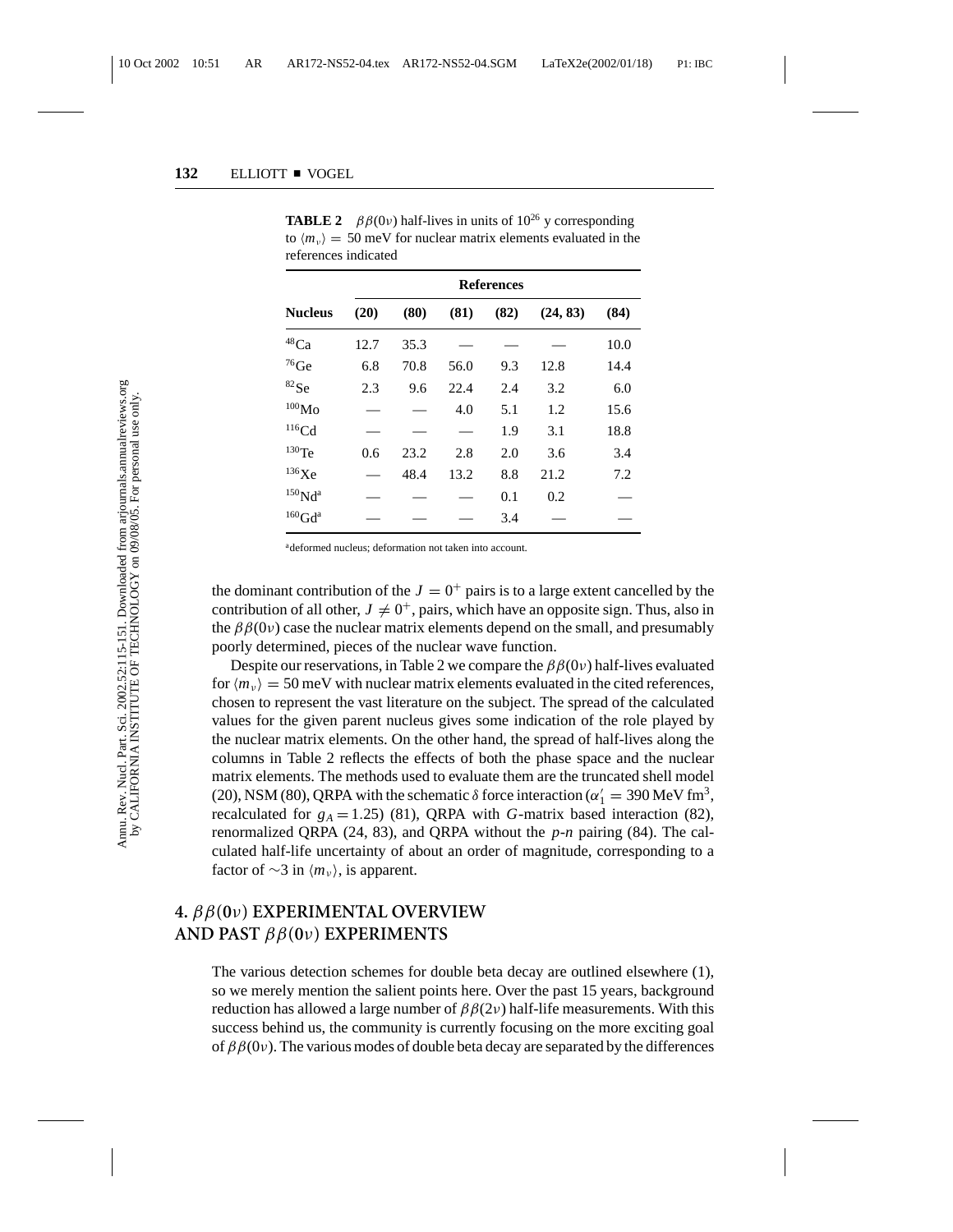**TABLE 2** $\beta\beta(0\nu)$ half-lives in units of $10^{26}$ y corresponding to $\langle m_\nu \rangle = 50$ meV for nuclear matrix elements evaluated in the references indicated

| | References | | | | | |
|---|---|---|---|---|---|---|
| **Nucleus** | **(20)** | **(80)** | **(81)** | **(82)** | **(24, 83)** | **(84)** |
| $^{48}$Ca | 12.7 | 35.3 | — | — | — | 10.0 |
| $^{76}$Ge | 6.8 | 70.8 | 56.0 | 9.3 | 12.8 | 14.4 |
| $^{82}$Se | 2.3 | 9.6 | 22.4 | 2.4 | 3.2 | 6.0 |
| $^{100}$Mo | — | — | 4.0 | 5.1 | 1.2 | 15.6 |
| $^{116}$Cd | — | — | — | 1.9 | 3.1 | 18.8 |
| $^{130}$Te | 0.6 | 23.2 | 2.8 | 2.0 | 3.6 | 3.4 |
| $^{136}$Xe | — | 48.4 | 13.2 | 8.8 | 21.2 | 7.2 |
| $^{150}$Nd[a] | — | — | — | 0.1 | 0.2 | — |
| $^{160}$Gd[a] | — | — | — | 3.4 | — | — |

[a]deformed nucleus; deformation not taken into account.

the dominant contribution of the $J = 0^+$ pairs is to a large extent cancelled by the contribution of all other, $J \neq 0^+$, pairs, which have an opposite sign. Thus, also in the $\beta\beta(0\nu)$ case the nuclear matrix elements depend on the small, and presumably poorly determined, pieces of the nuclear wave function.

Despite our reservations, in Table 2 we compare the $\beta\beta(0\nu)$ half-lives evaluated for $\langle m_\nu \rangle = 50$ meV with nuclear matrix elements evaluated in the cited references, chosen to represent the vast literature on the subject. The spread of the calculated values for the given parent nucleus gives some indication of the role played by the nuclear matrix elements. On the other hand, the spread of half-lives along the columns in Table 2 reflects the effects of both the phase space and the nuclear matrix elements. The methods used to evaluate them are the truncated shell model (20), NSM (80), QRPA with the schematic $\delta$ force interaction ($\alpha'_1 = 390$ MeV fm$^3$, recalculated for $g_A = 1.25$) (81), QRPA with $G$-matrix based interaction (82), renormalized QRPA (24, 83), and QRPA without the $p$-$n$ pairing (84). The calculated half-life uncertainty of about an order of magnitude, corresponding to a factor of $\sim$3 in $\langle m_\nu \rangle$, is apparent.

## 4. $\beta\beta(0\nu)$ EXPERIMENTAL OVERVIEW AND PAST $\beta\beta(0\nu)$ EXPERIMENTS

The various detection schemes for double beta decay are outlined elsewhere (1), so we merely mention the salient points here. Over the past 15 years, background reduction has allowed a large number of $\beta\beta(2\nu)$ half-life measurements. With this success behind us, the community is currently focusing on the more exciting goal of $\beta\beta(0\nu)$. The various modes of double beta decay are separated by the differences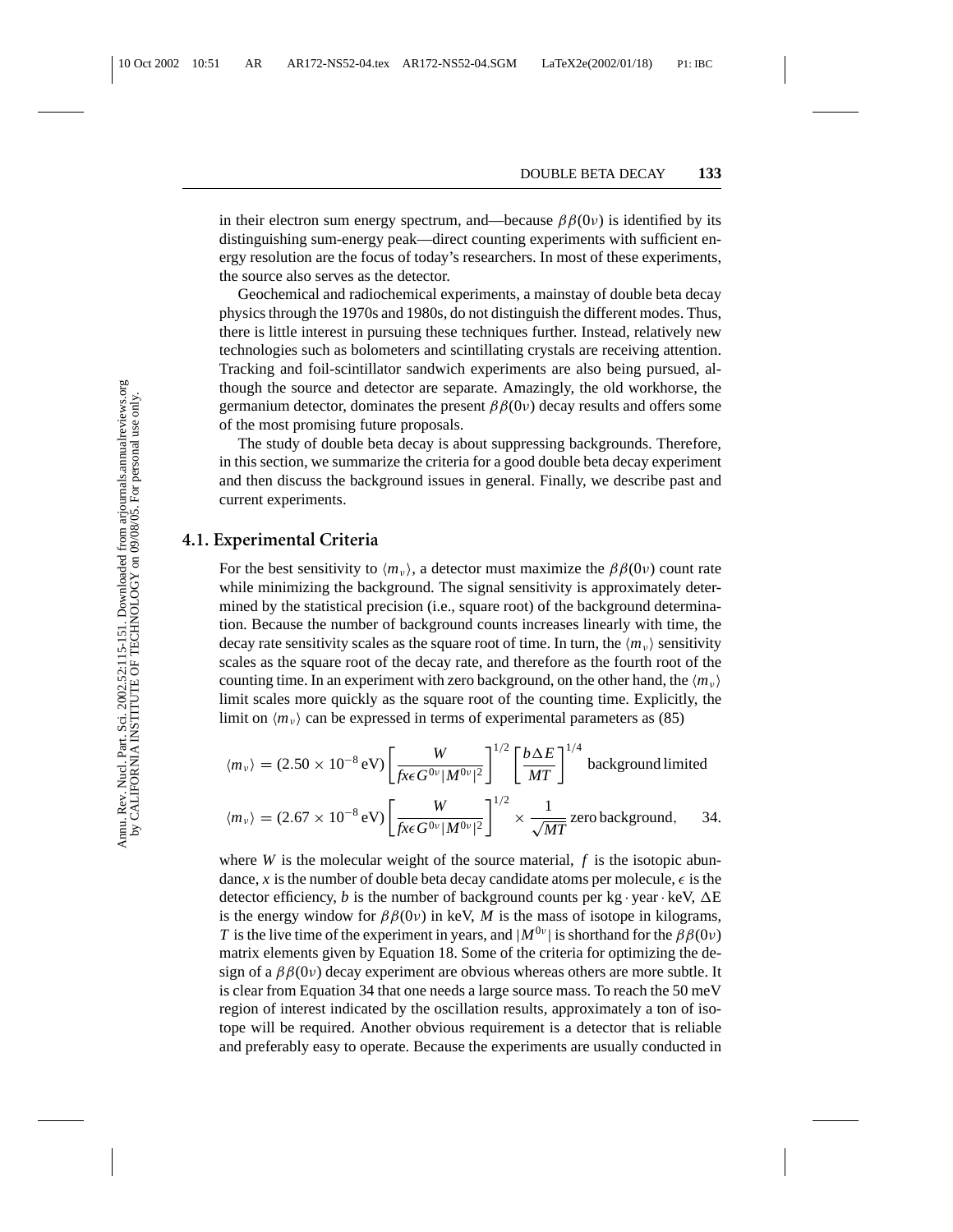in their electron sum energy spectrum, and—because $\beta\beta(0\nu)$ is identified by its distinguishing sum-energy peak—direct counting experiments with sufficient energy resolution are the focus of today's researchers. In most of these experiments, the source also serves as the detector.

Geochemical and radiochemical experiments, a mainstay of double beta decay physics through the 1970s and 1980s, do not distinguish the different modes. Thus, there is little interest in pursuing these techniques further. Instead, relatively new technologies such as bolometers and scintillating crystals are receiving attention. Tracking and foil-scintillator sandwich experiments are also being pursued, although the source and detector are separate. Amazingly, the old workhorse, the germanium detector, dominates the present $\beta\beta(0\nu)$ decay results and offers some of the most promising future proposals.

The study of double beta decay is about suppressing backgrounds. Therefore, in this section, we summarize the criteria for a good double beta decay experiment and then discuss the background issues in general. Finally, we describe past and current experiments.

## 4.1. Experimental Criteria

For the best sensitivity to $\langle m_\nu \rangle$, a detector must maximize the $\beta\beta(0\nu)$ count rate while minimizing the background. The signal sensitivity is approximately determined by the statistical precision (i.e., square root) of the background determination. Because the number of background counts increases linearly with time, the decay rate sensitivity scales as the square root of time. In turn, the $\langle m_\nu \rangle$ sensitivity scales as the square root of the decay rate, and therefore as the fourth root of the counting time. In an experiment with zero background, on the other hand, the $\langle m_\nu \rangle$ limit scales more quickly as the square root of the counting time. Explicitly, the limit on $\langle m_\nu \rangle$ can be expressed in terms of experimental parameters as (85)

$$\langle m_\nu \rangle = (2.50 \times 10^{-8}\,\text{eV}) \left[ \frac{W}{fx\epsilon G^{0\nu} |M^{0\nu}|^2} \right]^{1/2} \left[ \frac{b \Delta E}{MT} \right]^{1/4} \text{background limited}$$

$$\langle m_\nu \rangle = (2.67 \times 10^{-8}\,\text{eV}) \left[ \frac{W}{fx\epsilon G^{0\nu} |M^{0\nu}|^2} \right]^{1/2} \times \frac{1}{\sqrt{MT}}\,\text{zero background}, \qquad 34.$$

where $W$ is the molecular weight of the source material, $f$ is the isotopic abundance, $x$ is the number of double beta decay candidate atoms per molecule, $\epsilon$ is the detector efficiency, $b$ is the number of background counts per kg · year · keV, $\Delta$E is the energy window for $\beta\beta(0\nu)$ in keV, $M$ is the mass of isotope in kilograms, $T$ is the live time of the experiment in years, and $|M^{0\nu}|$ is shorthand for the $\beta\beta(0\nu)$ matrix elements given by Equation 18. Some of the criteria for optimizing the design of a $\beta\beta(0\nu)$ decay experiment are obvious whereas others are more subtle. It is clear from Equation 34 that one needs a large source mass. To reach the 50 meV region of interest indicated by the oscillation results, approximately a ton of isotope will be required. Another obvious requirement is a detector that is reliable and preferably easy to operate. Because the experiments are usually conducted in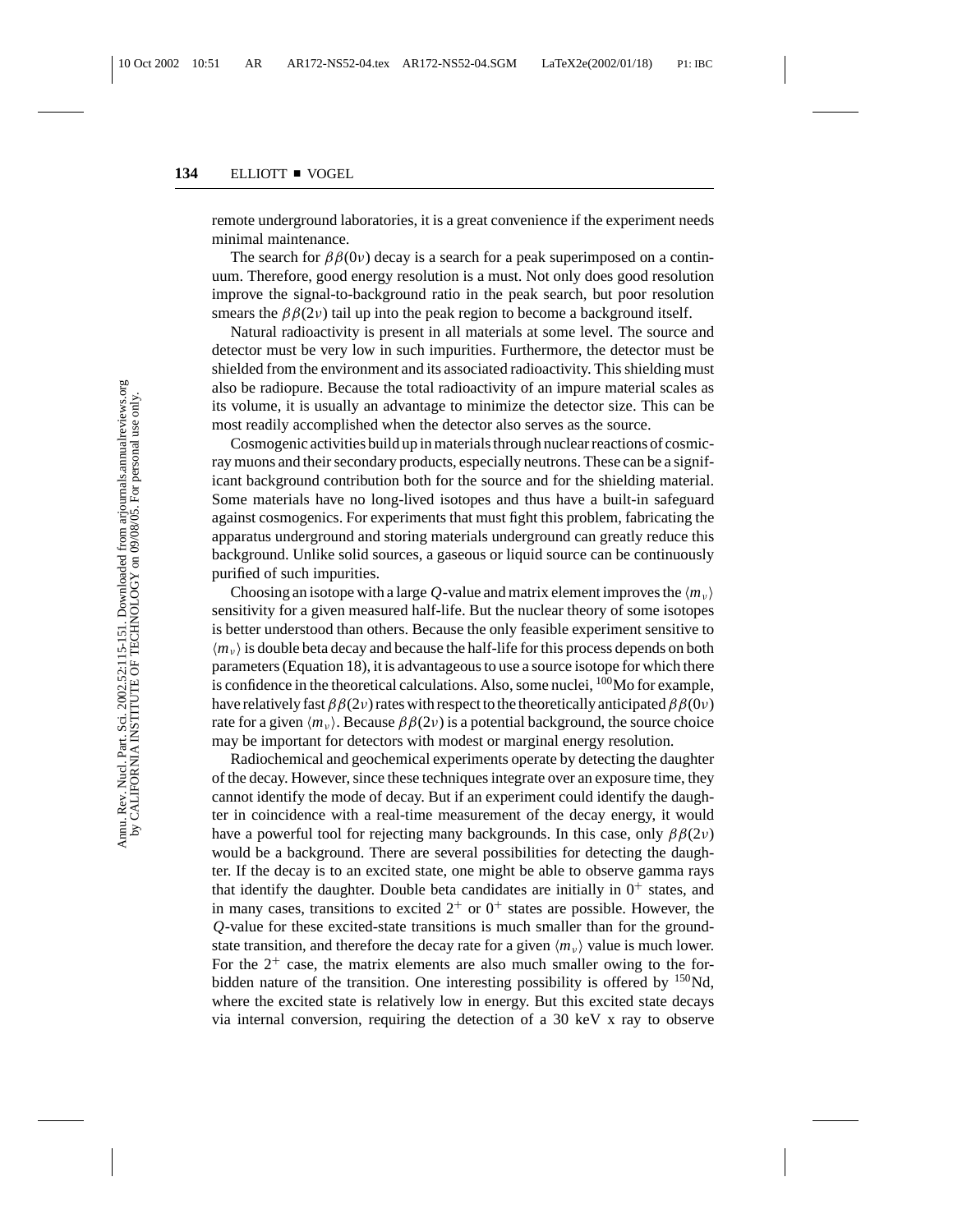remote underground laboratories, it is a great convenience if the experiment needs minimal maintenance.

The search for $\beta\beta(0\nu)$ decay is a search for a peak superimposed on a continuum. Therefore, good energy resolution is a must. Not only does good resolution improve the signal-to-background ratio in the peak search, but poor resolution smears the $\beta\beta(2\nu)$ tail up into the peak region to become a background itself.

Natural radioactivity is present in all materials at some level. The source and detector must be very low in such impurities. Furthermore, the detector must be shielded from the environment and its associated radioactivity. This shielding must also be radiopure. Because the total radioactivity of an impure material scales as its volume, it is usually an advantage to minimize the detector size. This can be most readily accomplished when the detector also serves as the source.

Cosmogenic activities build up in materials through nuclear reactions of cosmic-ray muons and their secondary products, especially neutrons. These can be a significant background contribution both for the source and for the shielding material. Some materials have no long-lived isotopes and thus have a built-in safeguard against cosmogenics. For experiments that must fight this problem, fabricating the apparatus underground and storing materials underground can greatly reduce this background. Unlike solid sources, a gaseous or liquid source can be continuously purified of such impurities.

Choosing an isotope with a large $Q$-value and matrix element improves the $\langle m_\nu \rangle$ sensitivity for a given measured half-life. But the nuclear theory of some isotopes is better understood than others. Because the only feasible experiment sensitive to $\langle m_\nu \rangle$ is double beta decay and because the half-life for this process depends on both parameters (Equation 18), it is advantageous to use a source isotope for which there is confidence in the theoretical calculations. Also, some nuclei, $^{100}$Mo for example, have relatively fast $\beta\beta(2\nu)$ rates with respect to the theoretically anticipated $\beta\beta(0\nu)$ rate for a given $\langle m_\nu \rangle$. Because $\beta\beta(2\nu)$ is a potential background, the source choice may be important for detectors with modest or marginal energy resolution.

Radiochemical and geochemical experiments operate by detecting the daughter of the decay. However, since these techniques integrate over an exposure time, they cannot identify the mode of decay. But if an experiment could identify the daughter in coincidence with a real-time measurement of the decay energy, it would have a powerful tool for rejecting many backgrounds. In this case, only $\beta\beta(2\nu)$ would be a background. There are several possibilities for detecting the daughter. If the decay is to an excited state, one might be able to observe gamma rays that identify the daughter. Double beta candidates are initially in $0^+$ states, and in many cases, transitions to excited $2^+$ or $0^+$ states are possible. However, the $Q$-value for these excited-state transitions is much smaller than for the ground-state transition, and therefore the decay rate for a given $\langle m_\nu \rangle$ value is much lower. For the $2^+$ case, the matrix elements are also much smaller owing to the forbidden nature of the transition. One interesting possibility is offered by $^{150}$Nd, where the excited state is relatively low in energy. But this excited state decays via internal conversion, requiring the detection of a 30 keV x ray to observe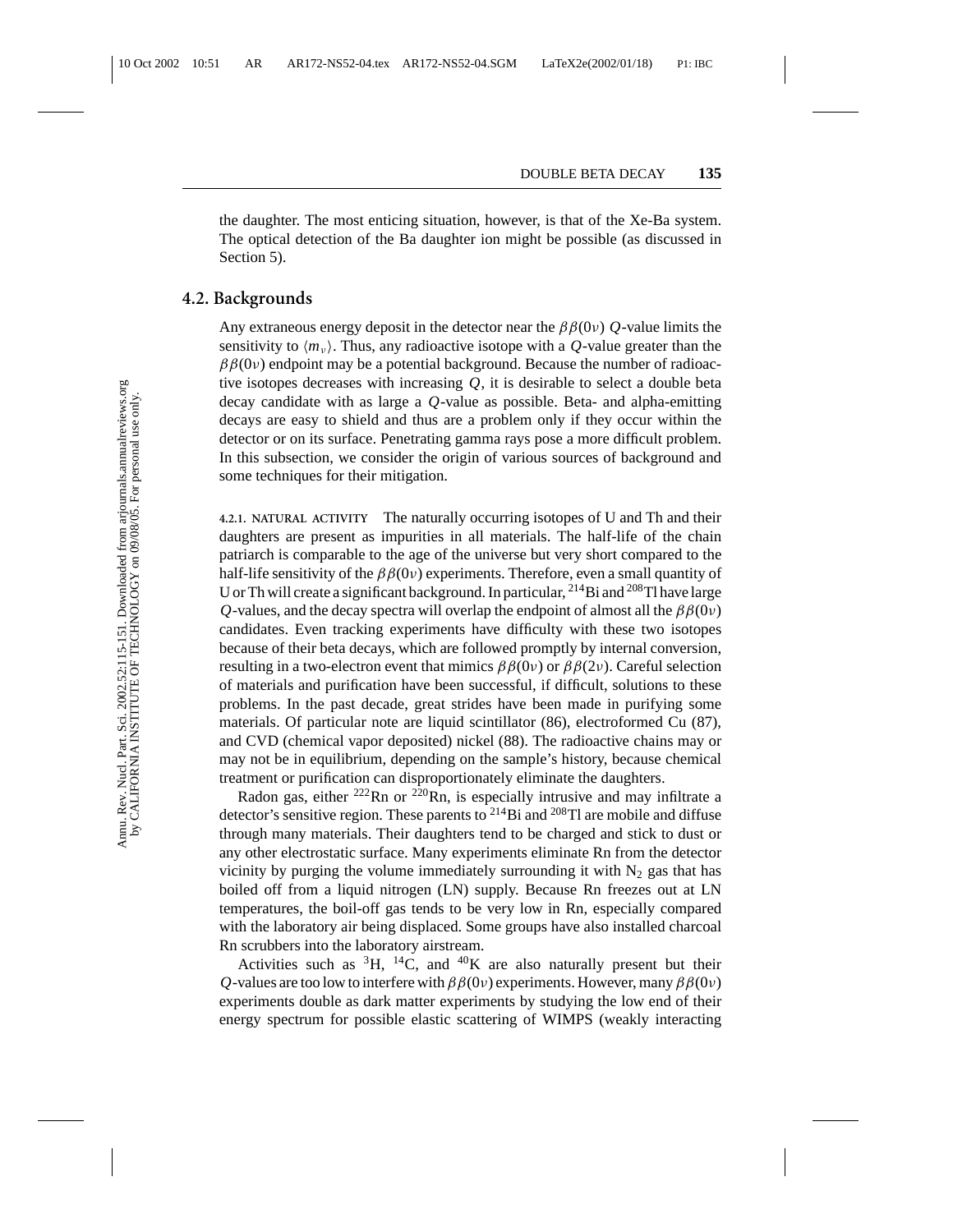the daughter. The most enticing situation, however, is that of the Xe-Ba system. The optical detection of the Ba daughter ion might be possible (as discussed in Section 5).

## 4.2. Backgrounds

Any extraneous energy deposit in the detector near the $\beta\beta(0\nu)$ $Q$-value limits the sensitivity to $\langle m_\nu \rangle$. Thus, any radioactive isotope with a $Q$-value greater than the $\beta\beta(0\nu)$ endpoint may be a potential background. Because the number of radioactive isotopes decreases with increasing $Q$, it is desirable to select a double beta decay candidate with as large a $Q$-value as possible. Beta- and alpha-emitting decays are easy to shield and thus are a problem only if they occur within the detector or on its surface. Penetrating gamma rays pose a more difficult problem. In this subsection, we consider the origin of various sources of background and some techniques for their mitigation.

**4.2.1. NATURAL ACTIVITY** The naturally occurring isotopes of U and Th and their daughters are present as impurities in all materials. The half-life of the chain patriarch is comparable to the age of the universe but very short compared to the half-life sensitivity of the $\beta\beta(0\nu)$ experiments. Therefore, even a small quantity of U or Th will create a significant background. In particular, $^{214}$Bi and $^{208}$Tl have large $Q$-values, and the decay spectra will overlap the endpoint of almost all the $\beta\beta(0\nu)$ candidates. Even tracking experiments have difficulty with these two isotopes because of their beta decays, which are followed promptly by internal conversion, resulting in a two-electron event that mimics $\beta\beta(0\nu)$ or $\beta\beta(2\nu)$. Careful selection of materials and purification have been successful, if difficult, solutions to these problems. In the past decade, great strides have been made in purifying some materials. Of particular note are liquid scintillator (86), electroformed Cu (87), and CVD (chemical vapor deposited) nickel (88). The radioactive chains may or may not be in equilibrium, depending on the sample's history, because chemical treatment or purification can disproportionately eliminate the daughters.

Radon gas, either $^{222}$Rn or $^{220}$Rn, is especially intrusive and may infiltrate a detector's sensitive region. These parents to $^{214}$Bi and $^{208}$Tl are mobile and diffuse through many materials. Their daughters tend to be charged and stick to dust or any other electrostatic surface. Many experiments eliminate Rn from the detector vicinity by purging the volume immediately surrounding it with $N_2$ gas that has boiled off from a liquid nitrogen (LN) supply. Because Rn freezes out at LN temperatures, the boil-off gas tends to be very low in Rn, especially compared with the laboratory air being displaced. Some groups have also installed charcoal Rn scrubbers into the laboratory airstream.

Activities such as $^{3}$H, $^{14}$C, and $^{40}$K are also naturally present but their $Q$-values are too low to interfere with $\beta\beta(0\nu)$ experiments. However, many $\beta\beta(0\nu)$ experiments double as dark matter experiments by studying the low end of their energy spectrum for possible elastic scattering of WIMPS (weakly interacting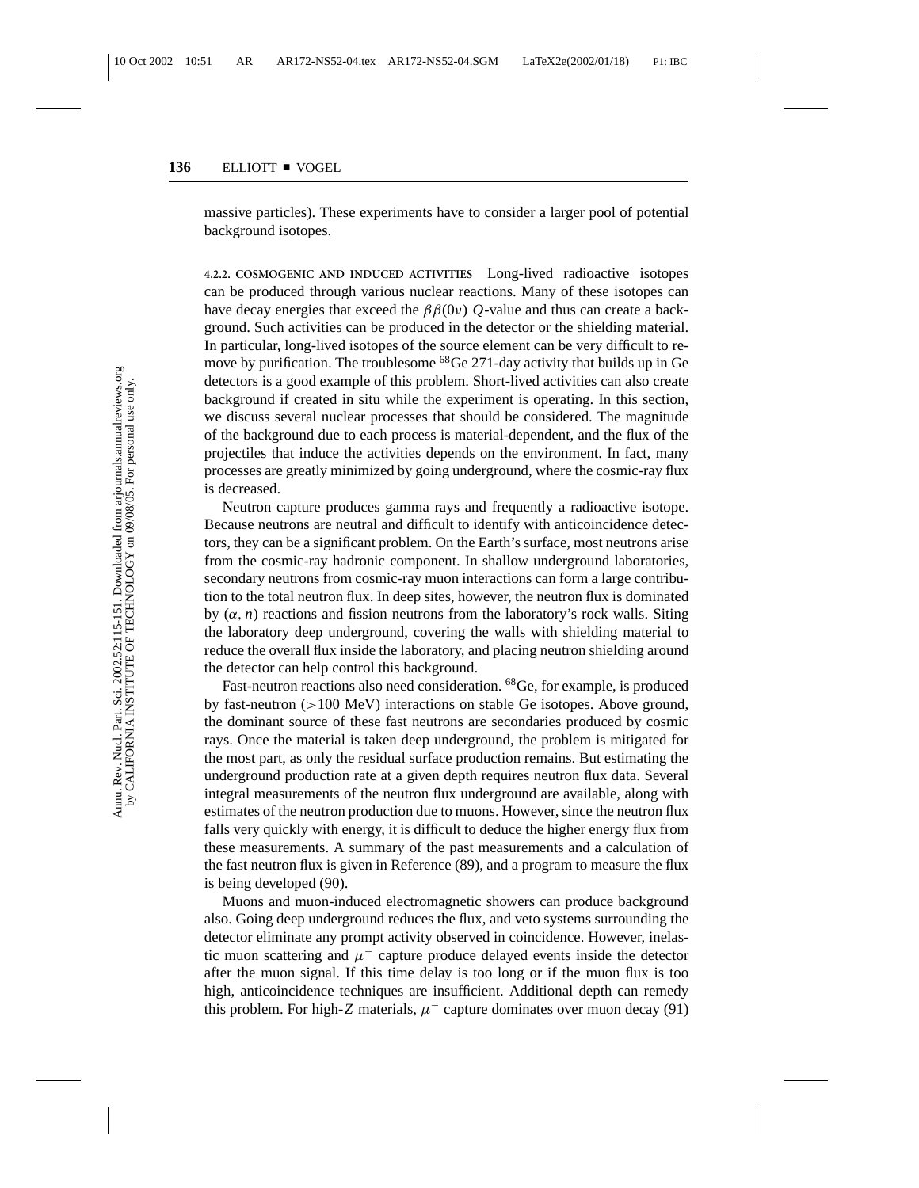massive particles). These experiments have to consider a larger pool of potential background isotopes.

#### 4.2.2. COSMOGENIC AND INDUCED ACTIVITIES

Long-lived radioactive isotopes can be produced through various nuclear reactions. Many of these isotopes can have decay energies that exceed the $\beta\beta(0\nu)$ $Q$-value and thus can create a background. Such activities can be produced in the detector or the shielding material. In particular, long-lived isotopes of the source element can be very difficult to remove by purification. The troublesome $^{68}$Ge 271-day activity that builds up in Ge detectors is a good example of this problem. Short-lived activities can also create background if created in situ while the experiment is operating. In this section, we discuss several nuclear processes that should be considered. The magnitude of the background due to each process is material-dependent, and the flux of the projectiles that induce the activities depends on the environment. In fact, many processes are greatly minimized by going underground, where the cosmic-ray flux is decreased.

Neutron capture produces gamma rays and frequently a radioactive isotope. Because neutrons are neutral and difficult to identify with anticoincidence detectors, they can be a significant problem. On the Earth's surface, most neutrons arise from the cosmic-ray hadronic component. In shallow underground laboratories, secondary neutrons from cosmic-ray muon interactions can form a large contribution to the total neutron flux. In deep sites, however, the neutron flux is dominated by $(\alpha, n)$ reactions and fission neutrons from the laboratory's rock walls. Siting the laboratory deep underground, covering the walls with shielding material to reduce the overall flux inside the laboratory, and placing neutron shielding around the detector can help control this background.

Fast-neutron reactions also need consideration. $^{68}$Ge, for example, is produced by fast-neutron ($>$100 MeV) interactions on stable Ge isotopes. Above ground, the dominant source of these fast neutrons are secondaries produced by cosmic rays. Once the material is taken deep underground, the problem is mitigated for the most part, as only the residual surface production remains. But estimating the underground production rate at a given depth requires neutron flux data. Several integral measurements of the neutron flux underground are available, along with estimates of the neutron production due to muons. However, since the neutron flux falls very quickly with energy, it is difficult to deduce the higher energy flux from these measurements. A summary of the past measurements and a calculation of the fast neutron flux is given in Reference (89), and a program to measure the flux is being developed (90).

Muons and muon-induced electromagnetic showers can produce background also. Going deep underground reduces the flux, and veto systems surrounding the detector eliminate any prompt activity observed in coincidence. However, inelastic muon scattering and $\mu^-$ capture produce delayed events inside the detector after the muon signal. If this time delay is too long or if the muon flux is too high, anticoincidence techniques are insufficient. Additional depth can remedy this problem. For high-$Z$ materials, $\mu^-$ capture dominates over muon decay (91)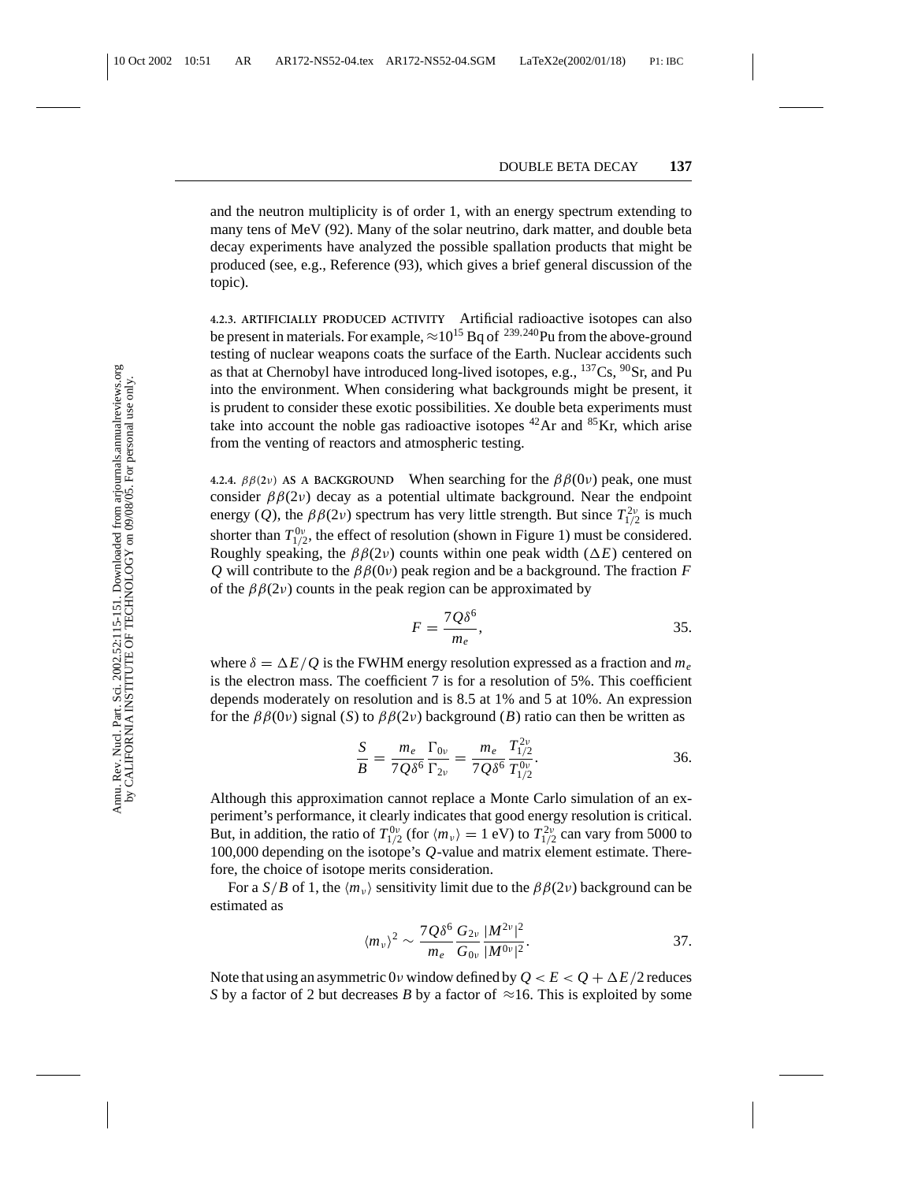and the neutron multiplicity is of order 1, with an energy spectrum extending to many tens of MeV (92). Many of the solar neutrino, dark matter, and double beta decay experiments have analyzed the possible spallation products that might be produced (see, e.g., Reference (93), which gives a brief general discussion of the topic).

**4.2.3. ARTIFICIALLY PRODUCED ACTIVITY** Artificial radioactive isotopes can also be present in materials. For example, $\approx 10^{15}$ Bq of $^{239,240}$Pu from the above-ground testing of nuclear weapons coats the surface of the Earth. Nuclear accidents such as that at Chernobyl have introduced long-lived isotopes, e.g., $^{137}$Cs, $^{90}$Sr, and Pu into the environment. When considering what backgrounds might be present, it is prudent to consider these exotic possibilities. Xe double beta experiments must take into account the noble gas radioactive isotopes $^{42}$Ar and $^{85}$Kr, which arise from the venting of reactors and atmospheric testing.

**4.2.4. $\beta\beta(2\nu)$ AS A BACKGROUND** When searching for the $\beta\beta(0\nu)$ peak, one must consider $\beta\beta(2\nu)$ decay as a potential ultimate background. Near the endpoint energy ($Q$), the $\beta\beta(2\nu)$ spectrum has very little strength. But since $T_{1/2}^{2\nu}$ is much shorter than $T_{1/2}^{0\nu}$, the effect of resolution (shown in Figure 1) must be considered. Roughly speaking, the $\beta\beta(2\nu)$ counts within one peak width ($\Delta E$) centered on $Q$ will contribute to the $\beta\beta(0\nu)$ peak region and be a background. The fraction $F$ of the $\beta\beta(2\nu)$ counts in the peak region can be approximated by

$$F = \frac{7Q\delta^6}{m_e}, \tag{35}$$

where $\delta = \Delta E/Q$ is the FWHM energy resolution expressed as a fraction and $m_e$ is the electron mass. The coefficient 7 is for a resolution of 5%. This coefficient depends moderately on resolution and is 8.5 at 1% and 5 at 10%. An expression for the $\beta\beta(0\nu)$ signal ($S$) to $\beta\beta(2\nu)$ background ($B$) ratio can then be written as

$$\frac{S}{B} = \frac{m_e}{7Q\delta^6}\frac{\Gamma_{0\nu}}{\Gamma_{2\nu}} = \frac{m_e}{7Q\delta^6}\frac{T_{1/2}^{2\nu}}{T_{1/2}^{0\nu}}. \tag{36}$$

Although this approximation cannot replace a Monte Carlo simulation of an experiment's performance, it clearly indicates that good energy resolution is critical. But, in addition, the ratio of $T_{1/2}^{0\nu}$ (for $\langle m_\nu \rangle = 1$ eV) to $T_{1/2}^{2\nu}$ can vary from 5000 to 100,000 depending on the isotope's $Q$-value and matrix element estimate. Therefore, the choice of isotope merits consideration.

For a $S/B$ of 1, the $\langle m_\nu \rangle$ sensitivity limit due to the $\beta\beta(2\nu)$ background can be estimated as

$$\langle m_\nu \rangle^2 \sim \frac{7Q\delta^6}{m_e}\frac{G_{2\nu}}{G_{0\nu}}\frac{|M^{2\nu}|^2}{|M^{0\nu}|^2}. \tag{37}$$

Note that using an asymmetric $0\nu$ window defined by $Q < E < Q + \Delta E/2$ reduces $S$ by a factor of 2 but decreases $B$ by a factor of $\approx 16$. This is exploited by some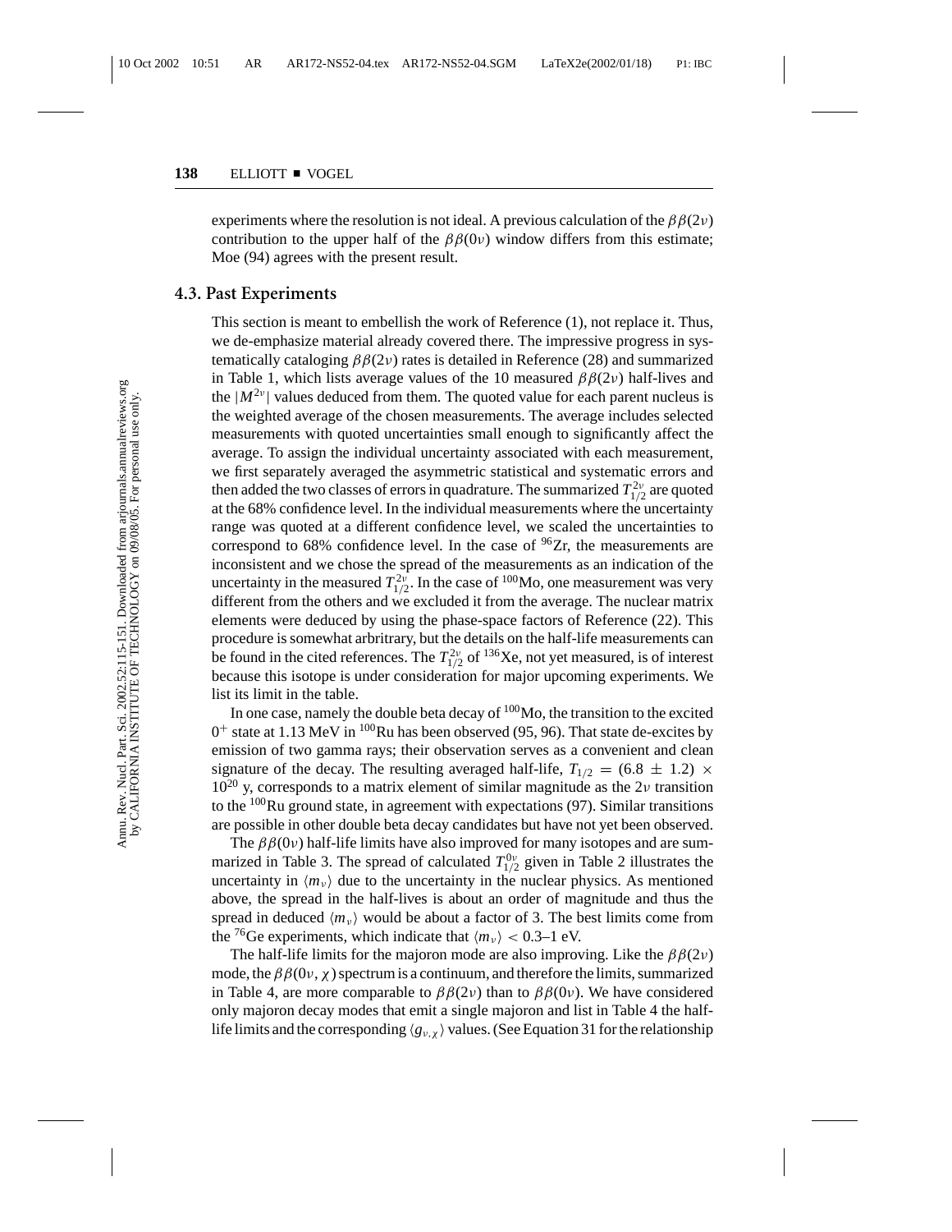experiments where the resolution is not ideal. A previous calculation of the $\beta\beta(2\nu)$ contribution to the upper half of the $\beta\beta(0\nu)$ window differs from this estimate; Moe (94) agrees with the present result.

## 4.3. Past Experiments

This section is meant to embellish the work of Reference (1), not replace it. Thus, we de-emphasize material already covered there. The impressive progress in systematically cataloging $\beta\beta(2\nu)$ rates is detailed in Reference (28) and summarized in Table 1, which lists average values of the 10 measured $\beta\beta(2\nu)$ half-lives and the $|M^{2\nu}|$ values deduced from them. The quoted value for each parent nucleus is the weighted average of the chosen measurements. The average includes selected measurements with quoted uncertainties small enough to significantly affect the average. To assign the individual uncertainty associated with each measurement, we first separately averaged the asymmetric statistical and systematic errors and then added the two classes of errors in quadrature. The summarized $T_{1/2}^{2\nu}$ are quoted at the 68% confidence level. In the individual measurements where the uncertainty range was quoted at a different confidence level, we scaled the uncertainties to correspond to 68% confidence level. In the case of $^{96}$Zr, the measurements are inconsistent and we chose the spread of the measurements as an indication of the uncertainty in the measured $T_{1/2}^{2\nu}$. In the case of $^{100}$Mo, one measurement was very different from the others and we excluded it from the average. The nuclear matrix elements were deduced by using the phase-space factors of Reference (22). This procedure is somewhat arbitrary, but the details on the half-life measurements can be found in the cited references. The $T_{1/2}^{2\nu}$ of $^{136}$Xe, not yet measured, is of interest because this isotope is under consideration for major upcoming experiments. We list its limit in the table.

In one case, namely the double beta decay of $^{100}$Mo, the transition to the excited $0^+$ state at 1.13 MeV in $^{100}$Ru has been observed (95, 96). That state de-excites by emission of two gamma rays; their observation serves as a convenient and clean signature of the decay. The resulting averaged half-life, $T_{1/2} = (6.8 \pm 1.2) \times 10^{20}$ y, corresponds to a matrix element of similar magnitude as the $2\nu$ transition to the $^{100}$Ru ground state, in agreement with expectations (97). Similar transitions are possible in other double beta decay candidates but have not yet been observed.

The $\beta\beta(0\nu)$ half-life limits have also improved for many isotopes and are summarized in Table 3. The spread of calculated $T_{1/2}^{0\nu}$ given in Table 2 illustrates the uncertainty in $\langle m_\nu \rangle$ due to the uncertainty in the nuclear physics. As mentioned above, the spread in the half-lives is about an order of magnitude and thus the spread in deduced $\langle m_\nu \rangle$ would be about a factor of 3. The best limits come from the $^{76}$Ge experiments, which indicate that $\langle m_\nu \rangle < 0.3$–$1$ eV.

The half-life limits for the majoron mode are also improving. Like the $\beta\beta(2\nu)$ mode, the $\beta\beta(0\nu, \chi)$ spectrum is a continuum, and therefore the limits, summarized in Table 4, are more comparable to $\beta\beta(2\nu)$ than to $\beta\beta(0\nu)$. We have considered only majoron decay modes that emit a single majoron and list in Table 4 the half-life limits and the corresponding $\langle g_{\nu,\chi} \rangle$ values. (See Equation 31 for the relationship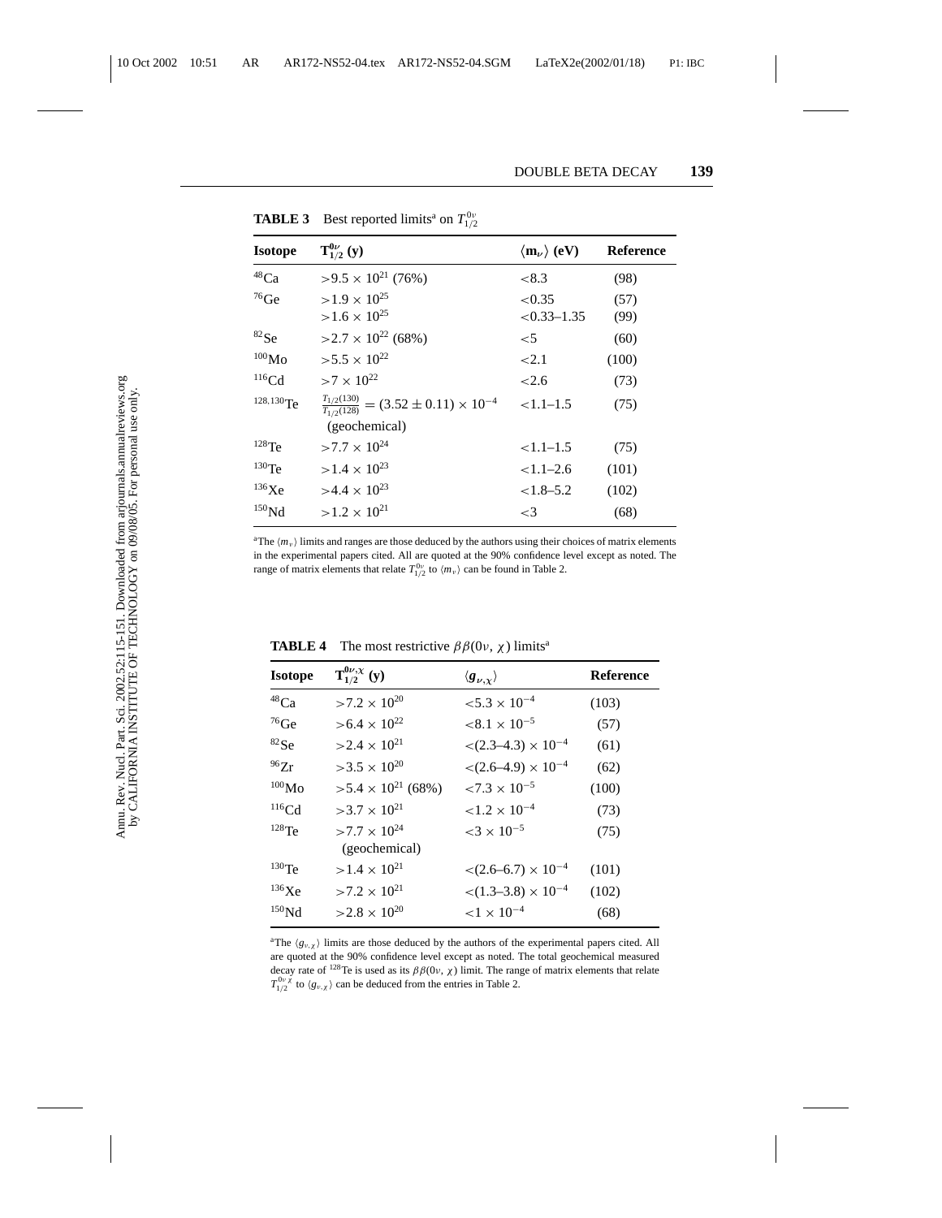**TABLE 3** Best reported limits[a] on $T_{1/2}^{0\nu}$

| Isotope | $T_{1/2}^{0\nu}$ (y) | $\langle m_\nu \rangle$ (eV) | Reference |
|---|---|---|---|
| $^{48}$Ca | $>9.5 \times 10^{21}$ (76%) | $<8.3$ | (98) |
| $^{76}$Ge | $>1.9 \times 10^{25}$ | $<0.35$ | (57) |
| | $>1.6 \times 10^{25}$ | $<0.33$–$1.35$ | (99) |
| $^{82}$Se | $>2.7 \times 10^{22}$ (68%) | $<5$ | (60) |
| $^{100}$Mo | $>5.5 \times 10^{22}$ | $<2.1$ | (100) |
| $^{116}$Cd | $>7 \times 10^{22}$ | $<2.6$ | (73) |
| $^{128,130}$Te | $\frac{T_{1/2}(130)}{T_{1/2}(128)} = (3.52 \pm 0.11) \times 10^{-4}$ (geochemical) | $<1.1$–$1.5$ | (75) |
| $^{128}$Te | $>7.7 \times 10^{24}$ | $<1.1$–$1.5$ | (75) |
| $^{130}$Te | $>1.4 \times 10^{23}$ | $<1.1$–$2.6$ | (101) |
| $^{136}$Xe | $>4.4 \times 10^{23}$ | $<1.8$–$5.2$ | (102) |
| $^{150}$Nd | $>1.2 \times 10^{21}$ | $<3$ | (68) |

[a]The $\langle m_\nu \rangle$ limits and ranges are those deduced by the authors using their choices of matrix elements in the experimental papers cited. All are quoted at the 90% confidence level except as noted. The range of matrix elements that relate $T_{1/2}^{0\nu}$ to $\langle m_\nu \rangle$ can be found in Table 2.

**TABLE 4** The most restrictive $\beta\beta(0\nu, \chi)$ limits[a]

| Isotope | $T_{1/2}^{0\nu,\chi}$ (y) | $\langle g_{\nu,\chi} \rangle$ | Reference |
|---|---|---|---|
| $^{48}$Ca | $>7.2 \times 10^{20}$ | $<5.3 \times 10^{-4}$ | (103) |
| $^{76}$Ge | $>6.4 \times 10^{22}$ | $<8.1 \times 10^{-5}$ | (57) |
| $^{82}$Se | $>2.4 \times 10^{21}$ | $<(2.3$–$4.3) \times 10^{-4}$ | (61) |
| $^{96}$Zr | $>3.5 \times 10^{20}$ | $<(2.6$–$4.9) \times 10^{-4}$ | (62) |
| $^{100}$Mo | $>5.4 \times 10^{21}$ (68%) | $<7.3 \times 10^{-5}$ | (100) |
| $^{116}$Cd | $>3.7 \times 10^{21}$ | $<1.2 \times 10^{-4}$ | (73) |
| $^{128}$Te | $>7.7 \times 10^{24}$ (geochemical) | $<3 \times 10^{-5}$ | (75) |
| $^{130}$Te | $>1.4 \times 10^{21}$ | $<(2.6$–$6.7) \times 10^{-4}$ | (101) |
| $^{136}$Xe | $>7.2 \times 10^{21}$ | $<(1.3$–$3.8) \times 10^{-4}$ | (102) |
| $^{150}$Nd | $>2.8 \times 10^{20}$ | $<1 \times 10^{-4}$ | (68) |

[a]The $\langle g_{\nu,\chi} \rangle$ limits are those deduced by the authors of the experimental papers cited. All are quoted at the 90% confidence level except as noted. The total geochemical measured decay rate of $^{128}$Te is used as its $\beta\beta(0\nu, \chi)$ limit. The range of matrix elements that relate $T_{1/2}^{0\nu,\chi}$ to $\langle g_{\nu,\chi} \rangle$ can be deduced from the entries in Table 2.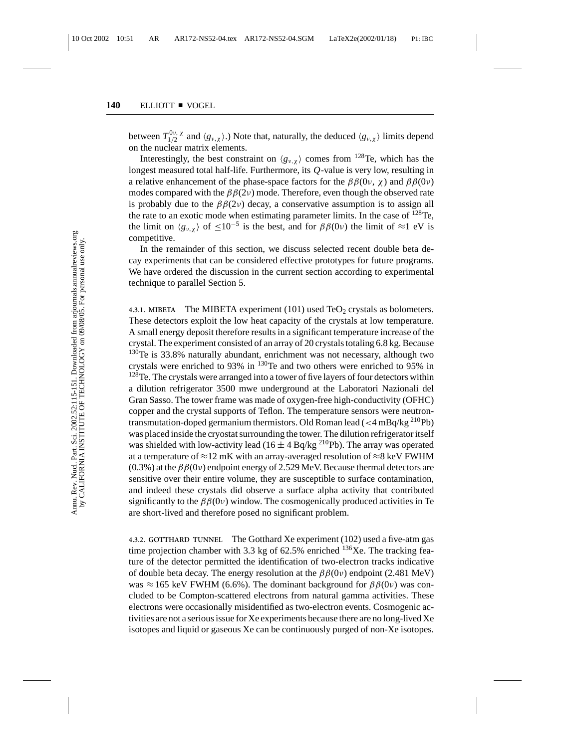between $T_{1/2}^{0\nu,\chi}$ and $\langle g_{\nu,\chi} \rangle$.) Note that, naturally, the deduced $\langle g_{\nu,\chi} \rangle$ limits depend on the nuclear matrix elements.

Interestingly, the best constraint on $\langle g_{\nu,\chi} \rangle$ comes from $^{128}$Te, which has the longest measured total half-life. Furthermore, its $Q$-value is very low, resulting in a relative enhancement of the phase-space factors for the $\beta\beta(0\nu, \chi)$ and $\beta\beta(0\nu)$ modes compared with the $\beta\beta(2\nu)$ mode. Therefore, even though the observed rate is probably due to the $\beta\beta(2\nu)$ decay, a conservative assumption is to assign all the rate to an exotic mode when estimating parameter limits. In the case of $^{128}$Te, the limit on $\langle g_{\nu,\chi} \rangle$ of $\leq 10^{-5}$ is the best, and for $\beta\beta(0\nu)$ the limit of $\approx$1 eV is competitive.

In the remainder of this section, we discuss selected recent double beta decay experiments that can be considered effective prototypes for future programs. We have ordered the discussion in the current section according to experimental technique to parallel Section 5.

**4.3.1. MIBETA** The MIBETA experiment (101) used $TeO_2$ crystals as bolometers. These detectors exploit the low heat capacity of the crystals at low temperature. A small energy deposit therefore results in a significant temperature increase of the crystal. The experiment consisted of an array of 20 crystals totaling 6.8 kg. Because $^{130}$Te is 33.8% naturally abundant, enrichment was not necessary, although two crystals were enriched to 93% in $^{130}$Te and two others were enriched to 95% in $^{128}$Te. The crystals were arranged into a tower of five layers of four detectors within a dilution refrigerator 3500 mwe underground at the Laboratori Nazionali del Gran Sasso. The tower frame was made of oxygen-free high-conductivity (OFHC) copper and the crystal supports of Teflon. The temperature sensors were neutron-transmutation-doped germanium thermistors. Old Roman lead ($<$4 mBq/kg $^{210}$Pb) was placed inside the cryostat surrounding the tower. The dilution refrigerator itself was shielded with low-activity lead (16 $\pm$ 4 Bq/kg $^{210}$Pb). The array was operated at a temperature of $\approx$12 mK with an array-averaged resolution of $\approx$8 keV FWHM (0.3%) at the $\beta\beta(0\nu)$ endpoint energy of 2.529 MeV. Because thermal detectors are sensitive over their entire volume, they are susceptible to surface contamination, and indeed these crystals did observe a surface alpha activity that contributed significantly to the $\beta\beta(0\nu)$ window. The cosmogenically produced activities in Te are short-lived and therefore posed no significant problem.

**4.3.2. GOTTHARD TUNNEL** The Gotthard Xe experiment (102) used a five-atm gas time projection chamber with 3.3 kg of 62.5% enriched $^{136}$Xe. The tracking feature of the detector permitted the identification of two-electron tracks indicative of double beta decay. The energy resolution at the $\beta\beta(0\nu)$ endpoint (2.481 MeV) was $\approx$165 keV FWHM (6.6%). The dominant background for $\beta\beta(0\nu)$ was concluded to be Compton-scattered electrons from natural gamma activities. These electrons were occasionally misidentified as two-electron events. Cosmogenic activities are not a serious issue for Xe experiments because there are no long-lived Xe isotopes and liquid or gaseous Xe can be continuously purged of non-Xe isotopes.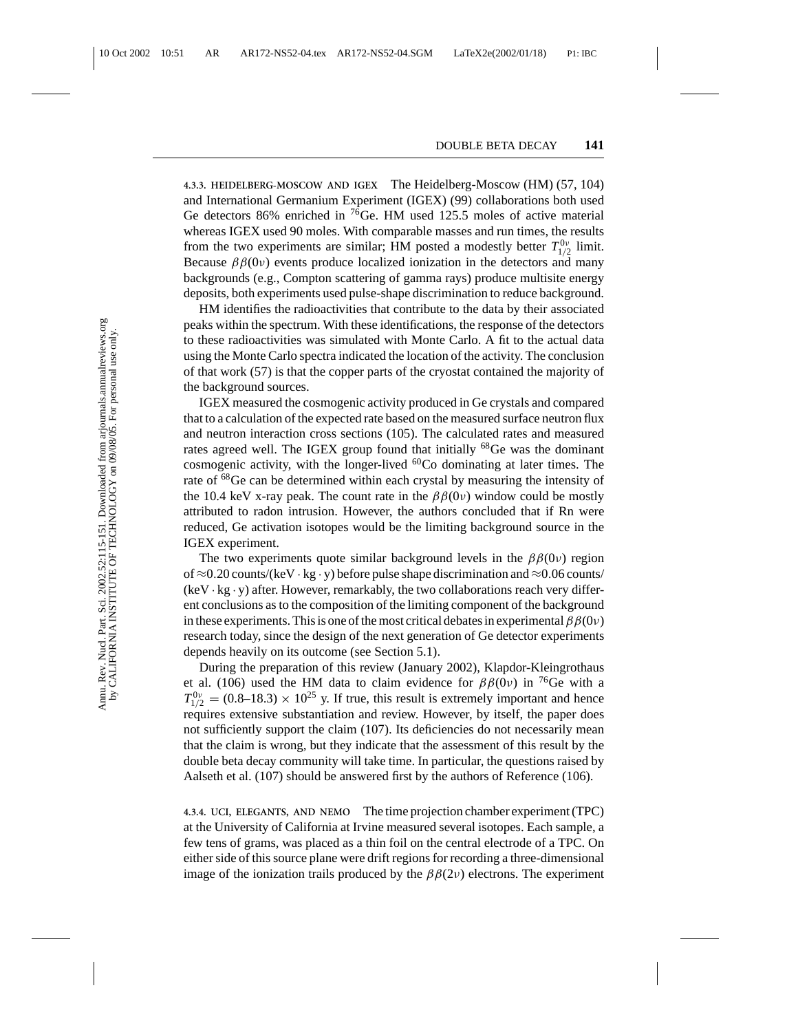#### 4.3.3. HEIDELBERG-MOSCOW AND IGEX

The Heidelberg-Moscow (HM) (57, 104) and International Germanium Experiment (IGEX) (99) collaborations both used Ge detectors 86% enriched in $^{76}$Ge. HM used 125.5 moles of active material whereas IGEX used 90 moles. With comparable masses and run times, the results from the two experiments are similar; HM posted a modestly better $T_{1/2}^{0\nu}$ limit. Because $\beta\beta(0\nu)$ events produce localized ionization in the detectors and many backgrounds (e.g., Compton scattering of gamma rays) produce multisite energy deposits, both experiments used pulse-shape discrimination to reduce background.

HM identifies the radioactivities that contribute to the data by their associated peaks within the spectrum. With these identifications, the response of the detectors to these radioactivities was simulated with Monte Carlo. A fit to the actual data using the Monte Carlo spectra indicated the location of the activity. The conclusion of that work (57) is that the copper parts of the cryostat contained the majority of the background sources.

IGEX measured the cosmogenic activity produced in Ge crystals and compared that to a calculation of the expected rate based on the measured surface neutron flux and neutron interaction cross sections (105). The calculated rates and measured rates agreed well. The IGEX group found that initially $^{68}$Ge was the dominant cosmogenic activity, with the longer-lived $^{60}$Co dominating at later times. The rate of $^{68}$Ge can be determined within each crystal by measuring the intensity of the 10.4 keV x-ray peak. The count rate in the $\beta\beta(0\nu)$ window could be mostly attributed to radon intrusion. However, the authors concluded that if Rn were reduced, Ge activation isotopes would be the limiting background source in the IGEX experiment.

The two experiments quote similar background levels in the $\beta\beta(0\nu)$ region of $\approx$0.20 counts/(keV $\cdot$ kg $\cdot$ y) before pulse shape discrimination and $\approx$0.06 counts/(keV $\cdot$ kg $\cdot$ y) after. However, remarkably, the two collaborations reach very different conclusions as to the composition of the limiting component of the background in these experiments. This is one of the most critical debates in experimental $\beta\beta(0\nu)$ research today, since the design of the next generation of Ge detector experiments depends heavily on its outcome (see Section 5.1).

During the preparation of this review (January 2002), Klapdor-Kleingrothaus et al. (106) used the HM data to claim evidence for $\beta\beta(0\nu)$ in $^{76}$Ge with a $T_{1/2}^{0\nu} = (0.8\text{–}18.3) \times 10^{25}$ y. If true, this result is extremely important and hence requires extensive substantiation and review. However, by itself, the paper does not sufficiently support the claim (107). Its deficiencies do not necessarily mean that the claim is wrong, but they indicate that the assessment of this result by the double beta decay community will take time. In particular, the questions raised by Aalseth et al. (107) should be answered first by the authors of Reference (106).

#### 4.3.4. UCI, ELEGANTS, AND NEMO

The time projection chamber experiment (TPC) at the University of California at Irvine measured several isotopes. Each sample, a few tens of grams, was placed as a thin foil on the central electrode of a TPC. On either side of this source plane were drift regions for recording a three-dimensional image of the ionization trails produced by the $\beta\beta(2\nu)$ electrons. The experiment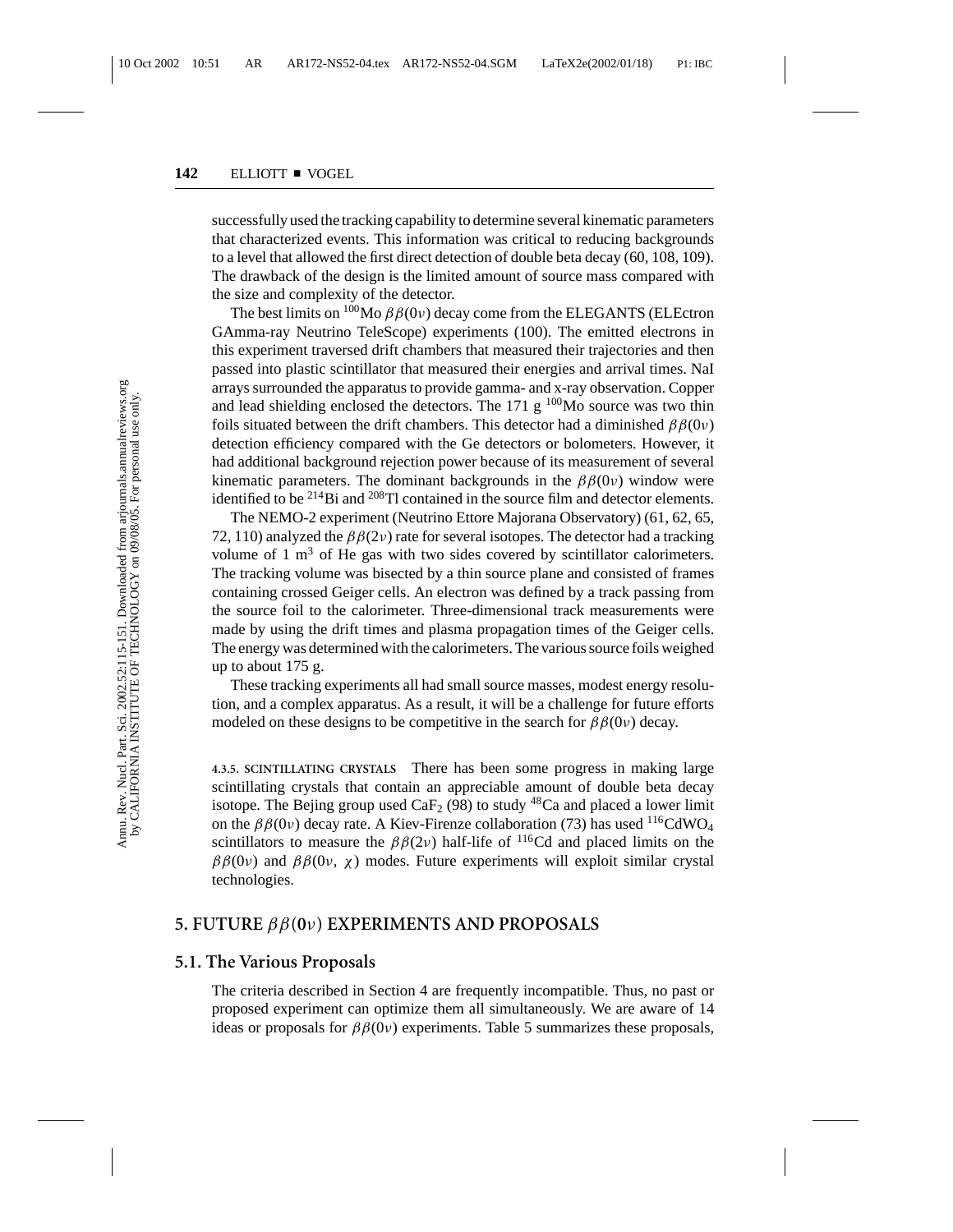successfully used the tracking capability to determine several kinematic parameters that characterized events. This information was critical to reducing backgrounds to a level that allowed the first direct detection of double beta decay (60, 108, 109). The drawback of the design is the limited amount of source mass compared with the size and complexity of the detector.

The best limits on $^{100}$Mo $\beta\beta(0\nu)$ decay come from the ELEGANTS (ELEctron GAmma-ray Neutrino TeleScope) experiments (100). The emitted electrons in this experiment traversed drift chambers that measured their trajectories and then passed into plastic scintillator that measured their energies and arrival times. NaI arrays surrounded the apparatus to provide gamma- and x-ray observation. Copper and lead shielding enclosed the detectors. The 171 g $^{100}$Mo source was two thin foils situated between the drift chambers. This detector had a diminished $\beta\beta(0\nu)$ detection efficiency compared with the Ge detectors or bolometers. However, it had additional background rejection power because of its measurement of several kinematic parameters. The dominant backgrounds in the $\beta\beta(0\nu)$ window were identified to be $^{214}$Bi and $^{208}$Tl contained in the source film and detector elements.

The NEMO-2 experiment (Neutrino Ettore Majorana Observatory) (61, 62, 65, 72, 110) analyzed the $\beta\beta(2\nu)$ rate for several isotopes. The detector had a tracking volume of 1 $m^3$ of He gas with two sides covered by scintillator calorimeters. The tracking volume was bisected by a thin source plane and consisted of frames containing crossed Geiger cells. An electron was defined by a track passing from the source foil to the calorimeter. Three-dimensional track measurements were made by using the drift times and plasma propagation times of the Geiger cells. The energy was determined with the calorimeters. The various source foils weighed up to about 175 g.

These tracking experiments all had small source masses, modest energy resolution, and a complex apparatus. As a result, it will be a challenge for future efforts modeled on these designs to be competitive in the search for $\beta\beta(0\nu)$ decay.

#### 4.3.5. SCINTILLATING CRYSTALS

There has been some progress in making large scintillating crystals that contain an appreciable amount of double beta decay isotope. The Bejing group used $CaF_2$ (98) to study $^{48}$Ca and placed a lower limit on the $\beta\beta(0\nu)$ decay rate. A Kiev-Firenze collaboration (73) has used $^{116}CdWO_4$ scintillators to measure the $\beta\beta(2\nu)$ half-life of $^{116}$Cd and placed limits on the $\beta\beta(0\nu)$ and $\beta\beta(0\nu,\ \chi)$ modes. Future experiments will exploit similar crystal technologies.

## 5. FUTURE $\beta\beta(0\nu)$ EXPERIMENTS AND PROPOSALS

### 5.1. The Various Proposals

The criteria described in Section 4 are frequently incompatible. Thus, no past or proposed experiment can optimize them all simultaneously. We are aware of 14 ideas or proposals for $\beta\beta(0\nu)$ experiments. Table 5 summarizes these proposals,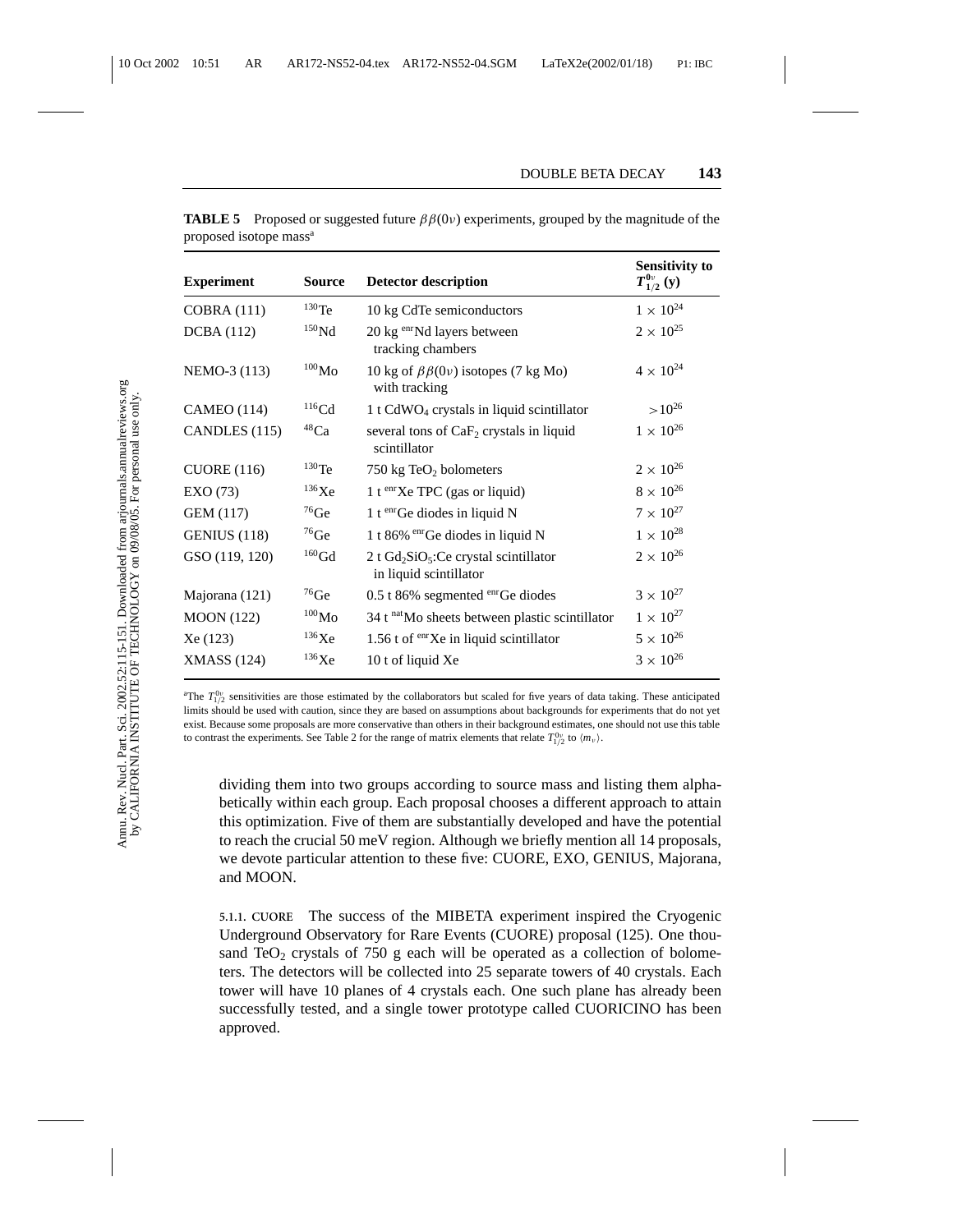**TABLE 5** Proposed or suggested future $\beta\beta(0\nu)$ experiments, grouped by the magnitude of the proposed isotope mass[a]

| **Experiment** | **Source** | **Detector description** | **Sensitivity to $T_{1/2}^{0\nu}$ (y)** |
|---|---|---|---|
| COBRA (111) | $^{130}Te$ | 10 kg CdTe semiconductors | $1 \times 10^{24}$ |
| DCBA (112) | $^{150}Nd$ | 20 kg $^{enr}Nd$ layers between tracking chambers | $2 \times 10^{25}$ |
| NEMO-3 (113) | $^{100}Mo$ | 10 kg of $\beta\beta(0\nu)$ isotopes (7 kg Mo) with tracking | $4 \times 10^{24}$ |
| CAMEO (114) | $^{116}Cd$ | 1 t $CdWO_4$ crystals in liquid scintillator | $>10^{26}$ |
| CANDLES (115) | $^{48}Ca$ | several tons of $CaF_2$ crystals in liquid scintillator | $1 \times 10^{26}$ |
| CUORE (116) | $^{130}Te$ | 750 kg $TeO_2$ bolometers | $2 \times 10^{26}$ |
| EXO (73) | $^{136}Xe$ | 1 t $^{enr}Xe$ TPC (gas or liquid) | $8 \times 10^{26}$ |
| GEM (117) | $^{76}Ge$ | 1 t $^{enr}Ge$ diodes in liquid N | $7 \times 10^{27}$ |
| GENIUS (118) | $^{76}Ge$ | 1 t 86% $^{enr}Ge$ diodes in liquid N | $1 \times 10^{28}$ |
| GSO (119, 120) | $^{160}Gd$ | 2 t $Gd_2SiO_5$:Ce crystal scintillator in liquid scintillator | $2 \times 10^{26}$ |
| Majorana (121) | $^{76}Ge$ | 0.5 t 86% segmented $^{enr}Ge$ diodes | $3 \times 10^{27}$ |
| MOON (122) | $^{100}Mo$ | 34 t $^{nat}Mo$ sheets between plastic scintillator | $1 \times 10^{27}$ |
| Xe (123) | $^{136}Xe$ | 1.56 t of $^{enr}Xe$ in liquid scintillator | $5 \times 10^{26}$ |
| XMASS (124) | $^{136}Xe$ | 10 t of liquid Xe | $3 \times 10^{26}$ |

[a]The $T_{1/2}^{0\nu}$ sensitivities are those estimated by the collaborators but scaled for five years of data taking. These anticipated limits should be used with caution, since they are based on assumptions about backgrounds for experiments that do not yet exist. Because some proposals are more conservative than others in their background estimates, one should not use this table to contrast the experiments. See Table 2 for the range of matrix elements that relate $T_{1/2}^{0\nu}$ to $\langle m_\nu \rangle$.

dividing them into two groups according to source mass and listing them alphabetically within each group. Each proposal chooses a different approach to attain this optimization. Five of them are substantially developed and have the potential to reach the crucial 50 meV region. Although we briefly mention all 14 proposals, we devote particular attention to these five: CUORE, EXO, GENIUS, Majorana, and MOON.

**5.1.1. CUORE** The success of the MIBETA experiment inspired the Cryogenic Underground Observatory for Rare Events (CUORE) proposal (125). One thousand $TeO_2$ crystals of 750 g each will be operated as a collection of bolometers. The detectors will be collected into 25 separate towers of 40 crystals. Each tower will have 10 planes of 4 crystals each. One such plane has already been successfully tested, and a single tower prototype called CUORICINO has been approved.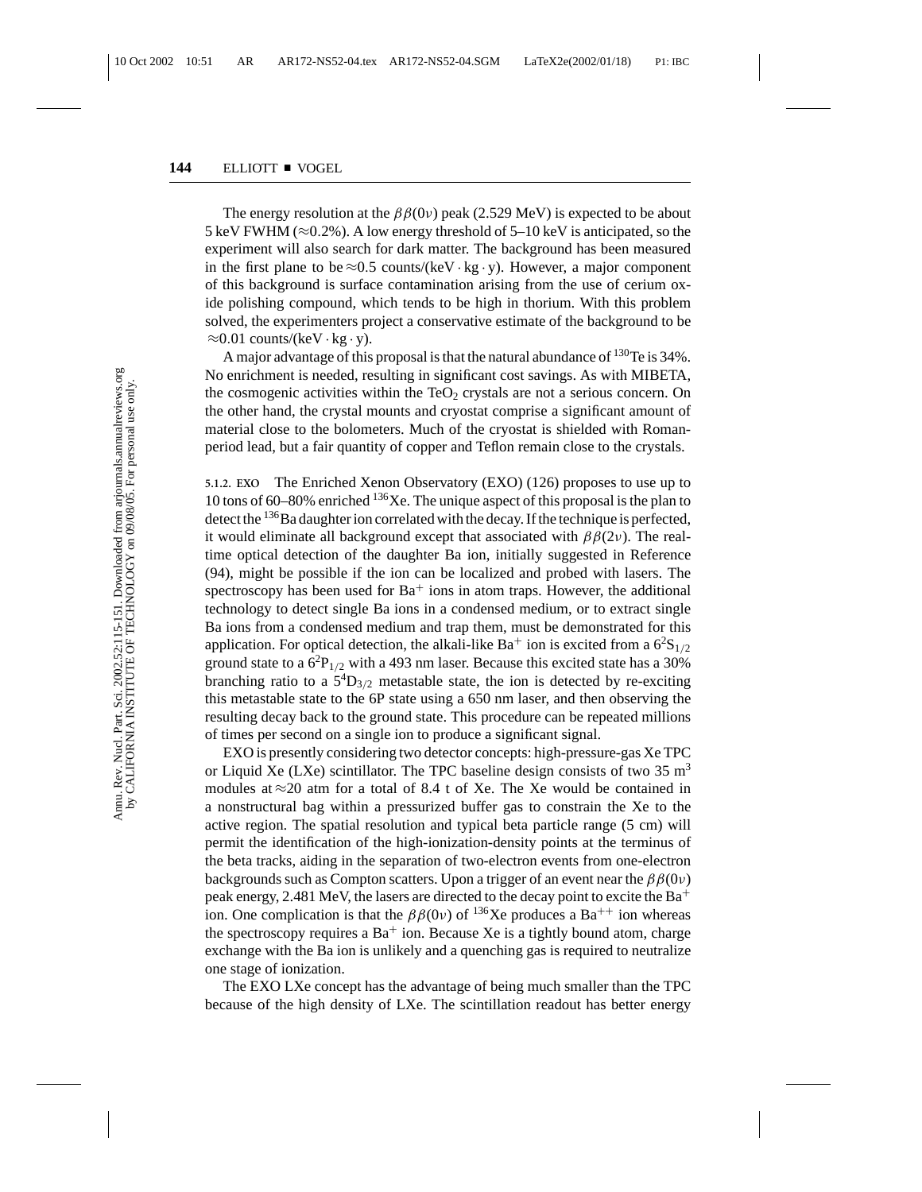The energy resolution at the $\beta\beta(0\nu)$ peak (2.529 MeV) is expected to be about 5 keV FWHM ($\approx$0.2%). A low energy threshold of 5–10 keV is anticipated, so the experiment will also search for dark matter. The background has been measured in the first plane to be $\approx$0.5 counts/(keV · kg · y). However, a major component of this background is surface contamination arising from the use of cerium oxide polishing compound, which tends to be high in thorium. With this problem solved, the experimenters project a conservative estimate of the background to be $\approx$0.01 counts/(keV · kg · y).

A major advantage of this proposal is that the natural abundance of $^{130}$Te is 34%. No enrichment is needed, resulting in significant cost savings. As with MIBETA, the cosmogenic activities within the $TeO_2$ crystals are not a serious concern. On the other hand, the crystal mounts and cryostat comprise a significant amount of material close to the bolometers. Much of the cryostat is shielded with Roman-period lead, but a fair quantity of copper and Teflon remain close to the crystals.

**5.1.2. EXO** The Enriched Xenon Observatory (EXO) (126) proposes to use up to 10 tons of 60–80% enriched $^{136}$Xe. The unique aspect of this proposal is the plan to detect the $^{136}$Ba daughter ion correlated with the decay. If the technique is perfected, it would eliminate all background except that associated with $\beta\beta(2\nu)$. The real-time optical detection of the daughter Ba ion, initially suggested in Reference (94), might be possible if the ion can be localized and probed with lasers. The spectroscopy has been used for $Ba^+$ ions in atom traps. However, the additional technology to detect single Ba ions in a condensed medium, or to extract single Ba ions from a condensed medium and trap them, must be demonstrated for this application. For optical detection, the alkali-like $Ba^+$ ion is excited from a $6^2S_{1/2}$ ground state to a $6^2P_{1/2}$ with a 493 nm laser. Because this excited state has a 30% branching ratio to a $5^4D_{3/2}$ metastable state, the ion is detected by re-exciting this metastable state to the 6P state using a 650 nm laser, and then observing the resulting decay back to the ground state. This procedure can be repeated millions of times per second on a single ion to produce a significant signal.

EXO is presently considering two detector concepts: high-pressure-gas Xe TPC or Liquid Xe (LXe) scintillator. The TPC baseline design consists of two 35 $m^3$ modules at $\approx$20 atm for a total of 8.4 t of Xe. The Xe would be contained in a nonstructural bag within a pressurized buffer gas to constrain the Xe to the active region. The spatial resolution and typical beta particle range (5 cm) will permit the identification of the high-ionization-density points at the terminus of the beta tracks, aiding in the separation of two-electron events from one-electron backgrounds such as Compton scatters. Upon a trigger of an event near the $\beta\beta(0\nu)$ peak energy, 2.481 MeV, the lasers are directed to the decay point to excite the $Ba^+$ ion. One complication is that the $\beta\beta(0\nu)$ of $^{136}$Xe produces a $Ba^{++}$ ion whereas the spectroscopy requires a $Ba^+$ ion. Because Xe is a tightly bound atom, charge exchange with the Ba ion is unlikely and a quenching gas is required to neutralize one stage of ionization.

The EXO LXe concept has the advantage of being much smaller than the TPC because of the high density of LXe. The scintillation readout has better energy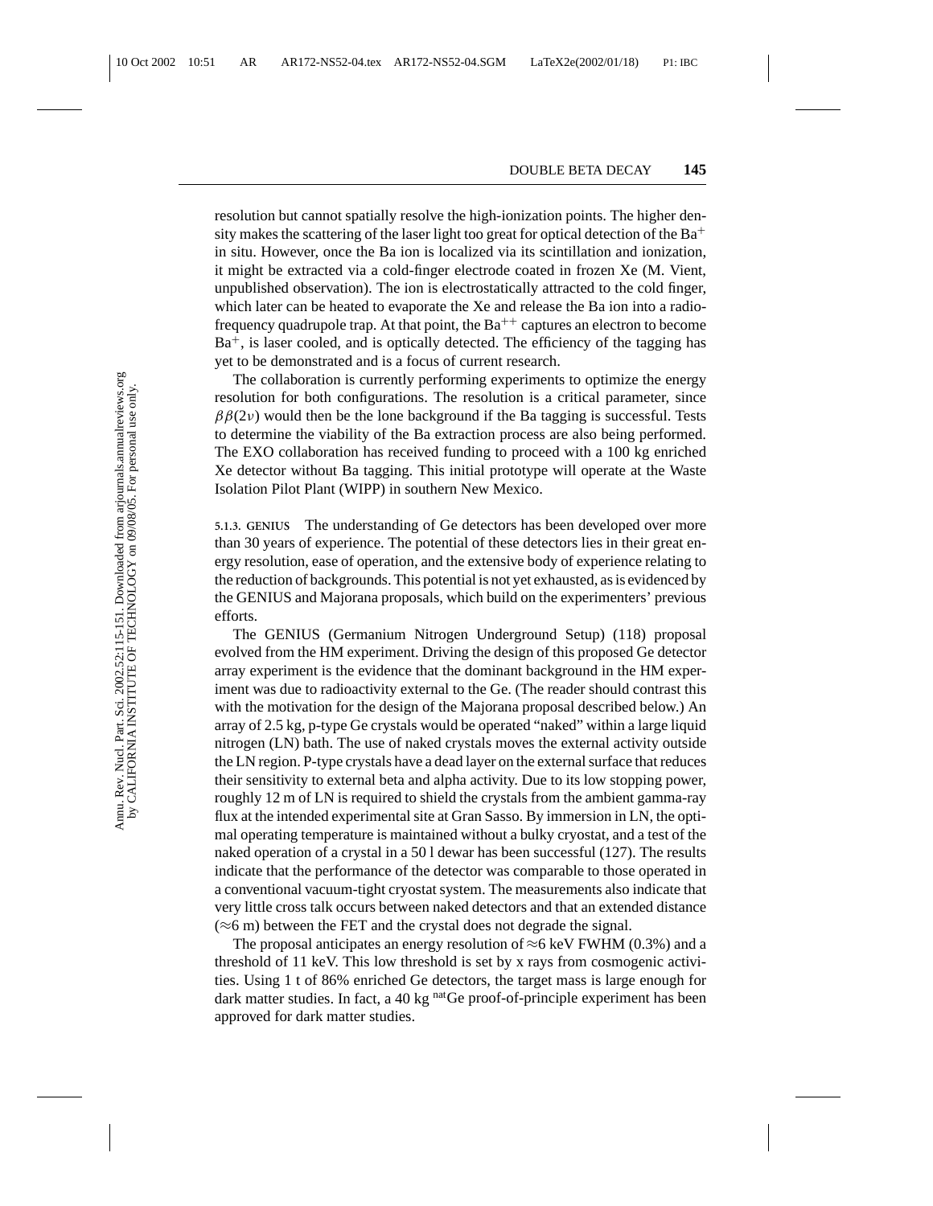resolution but cannot spatially resolve the high-ionization points. The higher density makes the scattering of the laser light too great for optical detection of the $Ba^+$ in situ. However, once the Ba ion is localized via its scintillation and ionization, it might be extracted via a cold-finger electrode coated in frozen Xe (M. Vient, unpublished observation). The ion is electrostatically attracted to the cold finger, which later can be heated to evaporate the Xe and release the Ba ion into a radio-frequency quadrupole trap. At that point, the $Ba^{++}$ captures an electron to become $Ba^+$, is laser cooled, and is optically detected. The efficiency of the tagging has yet to be demonstrated and is a focus of current research.

The collaboration is currently performing experiments to optimize the energy resolution for both configurations. The resolution is a critical parameter, since $\beta\beta(2\nu)$ would then be the lone background if the Ba tagging is successful. Tests to determine the viability of the Ba extraction process are also being performed. The EXO collaboration has received funding to proceed with a 100 kg enriched Xe detector without Ba tagging. This initial prototype will operate at the Waste Isolation Pilot Plant (WIPP) in southern New Mexico.

#### 5.1.3. GENIUS

The understanding of Ge detectors has been developed over more than 30 years of experience. The potential of these detectors lies in their great energy resolution, ease of operation, and the extensive body of experience relating to the reduction of backgrounds. This potential is not yet exhausted, as is evidenced by the GENIUS and Majorana proposals, which build on the experimenters' previous efforts.

The GENIUS (Germanium Nitrogen Underground Setup) (118) proposal evolved from the HM experiment. Driving the design of this proposed Ge detector array experiment is the evidence that the dominant background in the HM experiment was due to radioactivity external to the Ge. (The reader should contrast this with the motivation for the design of the Majorana proposal described below.) An array of 2.5 kg, p-type Ge crystals would be operated "naked" within a large liquid nitrogen (LN) bath. The use of naked crystals moves the external activity outside the LN region. P-type crystals have a dead layer on the external surface that reduces their sensitivity to external beta and alpha activity. Due to its low stopping power, roughly 12 m of LN is required to shield the crystals from the ambient gamma-ray flux at the intended experimental site at Gran Sasso. By immersion in LN, the optimal operating temperature is maintained without a bulky cryostat, and a test of the naked operation of a crystal in a 50 l dewar has been successful (127). The results indicate that the performance of the detector was comparable to those operated in a conventional vacuum-tight cryostat system. The measurements also indicate that very little cross talk occurs between naked detectors and that an extended distance ($\approx$6 m) between the FET and the crystal does not degrade the signal.

The proposal anticipates an energy resolution of $\approx$6 keV FWHM (0.3%) and a threshold of 11 keV. This low threshold is set by x rays from cosmogenic activities. Using 1 t of 86% enriched Ge detectors, the target mass is large enough for dark matter studies. In fact, a 40 kg $^{nat}$Ge proof-of-principle experiment has been approved for dark matter studies.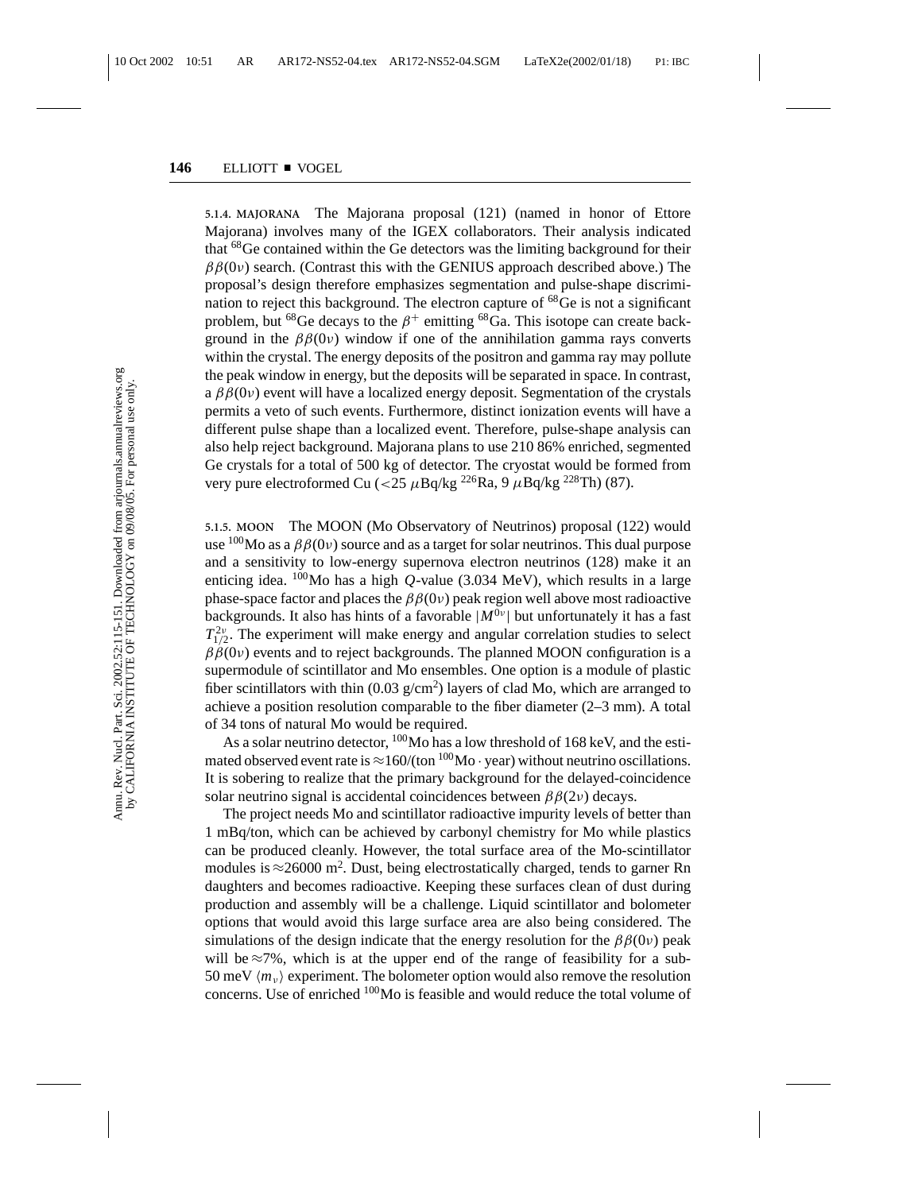**5.1.4. MAJORANA** The Majorana proposal (121) (named in honor of Ettore Majorana) involves many of the IGEX collaborators. Their analysis indicated that $^{68}$Ge contained within the Ge detectors was the limiting background for their $\beta\beta(0\nu)$ search. (Contrast this with the GENIUS approach described above.) The proposal's design therefore emphasizes segmentation and pulse-shape discrimination to reject this background. The electron capture of $^{68}$Ge is not a significant problem, but $^{68}$Ge decays to the $\beta^+$ emitting $^{68}$Ga. This isotope can create background in the $\beta\beta(0\nu)$ window if one of the annihilation gamma rays converts within the crystal. The energy deposits of the positron and gamma ray may pollute the peak window in energy, but the deposits will be separated in space. In contrast, a $\beta\beta(0\nu)$ event will have a localized energy deposit. Segmentation of the crystals permits a veto of such events. Furthermore, distinct ionization events will have a different pulse shape than a localized event. Therefore, pulse-shape analysis can also help reject background. Majorana plans to use 210 86% enriched, segmented Ge crystals for a total of 500 kg of detector. The cryostat would be formed from very pure electroformed Cu ($<$25 $\mu$Bq/kg $^{226}$Ra, 9 $\mu$Bq/kg $^{228}$Th) (87).

**5.1.5. MOON** The MOON (Mo Observatory of Neutrinos) proposal (122) would use $^{100}$Mo as a $\beta\beta(0\nu)$ source and as a target for solar neutrinos. This dual purpose and a sensitivity to low-energy supernova electron neutrinos (128) make it an enticing idea. $^{100}$Mo has a high $Q$-value (3.034 MeV), which results in a large phase-space factor and places the $\beta\beta(0\nu)$ peak region well above most radioactive backgrounds. It also has hints of a favorable $|M^{0\nu}|$ but unfortunately it has a fast $T_{1/2}^{2\nu}$. The experiment will make energy and angular correlation studies to select $\beta\beta(0\nu)$ events and to reject backgrounds. The planned MOON configuration is a supermodule of scintillator and Mo ensembles. One option is a module of plastic fiber scintillators with thin (0.03 g/cm$^2$) layers of clad Mo, which are arranged to achieve a position resolution comparable to the fiber diameter (2–3 mm). A total of 34 tons of natural Mo would be required.

As a solar neutrino detector, $^{100}$Mo has a low threshold of 168 keV, and the estimated observed event rate is $\approx$160/(ton $^{100}$Mo $\cdot$ year) without neutrino oscillations. It is sobering to realize that the primary background for the delayed-coincidence solar neutrino signal is accidental coincidences between $\beta\beta(2\nu)$ decays.

The project needs Mo and scintillator radioactive impurity levels of better than 1 mBq/ton, which can be achieved by carbonyl chemistry for Mo while plastics can be produced cleanly. However, the total surface area of the Mo-scintillator modules is $\approx$26000 m$^2$. Dust, being electrostatically charged, tends to garner Rn daughters and becomes radioactive. Keeping these surfaces clean of dust during production and assembly will be a challenge. Liquid scintillator and bolometer options that would avoid this large surface area are also being considered. The simulations of the design indicate that the energy resolution for the $\beta\beta(0\nu)$ peak will be $\approx$7%, which is at the upper end of the range of feasibility for a sub-50 meV $\langle m_\nu \rangle$ experiment. The bolometer option would also remove the resolution concerns. Use of enriched $^{100}$Mo is feasible and would reduce the total volume of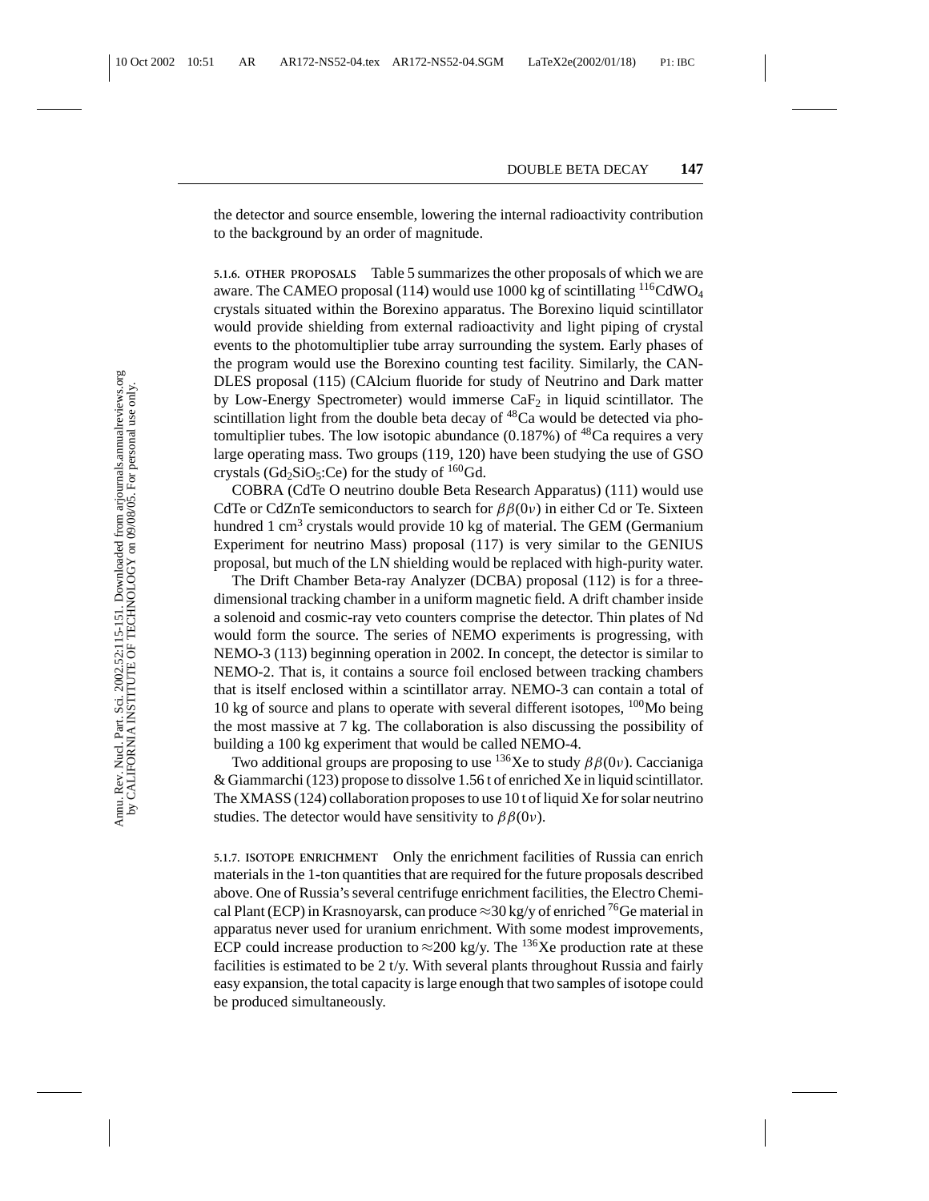the detector and source ensemble, lowering the internal radioactivity contribution to the background by an order of magnitude.

**5.1.6. OTHER PROPOSALS** Table 5 summarizes the other proposals of which we are aware. The CAMEO proposal (114) would use 1000 kg of scintillating $^{116}CdWO_4$ crystals situated within the Borexino apparatus. The Borexino liquid scintillator would provide shielding from external radioactivity and light piping of crystal events to the photomultiplier tube array surrounding the system. Early phases of the program would use the Borexino counting test facility. Similarly, the CANDLES proposal (115) (CAlcium fluoride for study of Neutrino and Dark matter by Low-Energy Spectrometer) would immerse $CaF_2$ in liquid scintillator. The scintillation light from the double beta decay of $^{48}$Ca would be detected via photomultiplier tubes. The low isotopic abundance (0.187%) of $^{48}$Ca requires a very large operating mass. Two groups (119, 120) have been studying the use of GSO crystals ($Gd_2SiO_5$:Ce) for the study of $^{160}$Gd.

COBRA (CdTe O neutrino double Beta Research Apparatus) (111) would use CdTe or CdZnTe semiconductors to search for $\beta\beta(0\nu)$ in either Cd or Te. Sixteen hundred 1 cm$^3$ crystals would provide 10 kg of material. The GEM (Germanium Experiment for neutrino Mass) proposal (117) is very similar to the GENIUS proposal, but much of the LN shielding would be replaced with high-purity water.

The Drift Chamber Beta-ray Analyzer (DCBA) proposal (112) is for a three-dimensional tracking chamber in a uniform magnetic field. A drift chamber inside a solenoid and cosmic-ray veto counters comprise the detector. Thin plates of Nd would form the source. The series of NEMO experiments is progressing, with NEMO-3 (113) beginning operation in 2002. In concept, the detector is similar to NEMO-2. That is, it contains a source foil enclosed between tracking chambers that is itself enclosed within a scintillator array. NEMO-3 can contain a total of 10 kg of source and plans to operate with several different isotopes, $^{100}$Mo being the most massive at 7 kg. The collaboration is also discussing the possibility of building a 100 kg experiment that would be called NEMO-4.

Two additional groups are proposing to use $^{136}$Xe to study $\beta\beta(0\nu)$. Caccianiga & Giammarchi (123) propose to dissolve 1.56 t of enriched Xe in liquid scintillator. The XMASS (124) collaboration proposes to use 10 t of liquid Xe for solar neutrino studies. The detector would have sensitivity to $\beta\beta(0\nu)$.

**5.1.7. ISOTOPE ENRICHMENT** Only the enrichment facilities of Russia can enrich materials in the 1-ton quantities that are required for the future proposals described above. One of Russia's several centrifuge enrichment facilities, the Electro Chemical Plant (ECP) in Krasnoyarsk, can produce $\approx$30 kg/y of enriched $^{76}$Ge material in apparatus never used for uranium enrichment. With some modest improvements, ECP could increase production to $\approx$200 kg/y. The $^{136}$Xe production rate at these facilities is estimated to be 2 t/y. With several plants throughout Russia and fairly easy expansion, the total capacity is large enough that two samples of isotope could be produced simultaneously.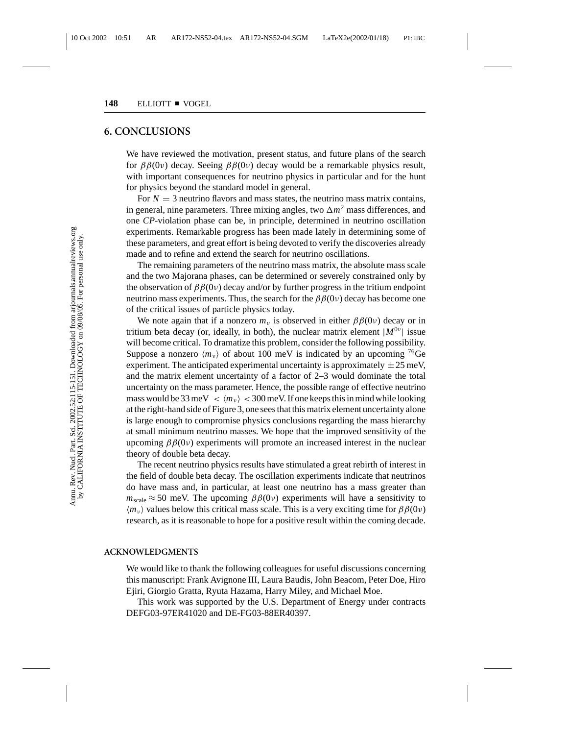## 6. CONCLUSIONS

We have reviewed the motivation, present status, and future plans of the search for $\beta\beta(0\nu)$ decay. Seeing $\beta\beta(0\nu)$ decay would be a remarkable physics result, with important consequences for neutrino physics in particular and for the hunt for physics beyond the standard model in general.

For $N = 3$ neutrino flavors and mass states, the neutrino mass matrix contains, in general, nine parameters. Three mixing angles, two $\Delta m^2$ mass differences, and one *CP*-violation phase can be, in principle, determined in neutrino oscillation experiments. Remarkable progress has been made lately in determining some of these parameters, and great effort is being devoted to verify the discoveries already made and to refine and extend the search for neutrino oscillations.

The remaining parameters of the neutrino mass matrix, the absolute mass scale and the two Majorana phases, can be determined or severely constrained only by the observation of $\beta\beta(0\nu)$ decay and/or by further progress in the tritium endpoint neutrino mass experiments. Thus, the search for the $\beta\beta(0\nu)$ decay has become one of the critical issues of particle physics today.

We note again that if a nonzero $m_\nu$ is observed in either $\beta\beta(0\nu)$ decay or in tritium beta decay (or, ideally, in both), the nuclear matrix element $|M^{0\nu}|$ issue will become critical. To dramatize this problem, consider the following possibility. Suppose a nonzero $\langle m_\nu \rangle$ of about 100 meV is indicated by an upcoming $^{76}$Ge experiment. The anticipated experimental uncertainty is approximately $\pm 25$ meV, and the matrix element uncertainty of a factor of 2–3 would dominate the total uncertainty on the mass parameter. Hence, the possible range of effective neutrino mass would be $33\,\text{meV} < \langle m_\nu \rangle < 300\,\text{meV}$. If one keeps this in mind while looking at the right-hand side of Figure 3, one sees that this matrix element uncertainty alone is large enough to compromise physics conclusions regarding the mass hierarchy at small minimum neutrino masses. We hope that the improved sensitivity of the upcoming $\beta\beta(0\nu)$ experiments will promote an increased interest in the nuclear theory of double beta decay.

The recent neutrino physics results have stimulated a great rebirth of interest in the field of double beta decay. The oscillation experiments indicate that neutrinos do have mass and, in particular, at least one neutrino has a mass greater than $m_{\text{scale}} \approx 50$ meV. The upcoming $\beta\beta(0\nu)$ experiments will have a sensitivity to $\langle m_\nu \rangle$ values below this critical mass scale. This is a very exciting time for $\beta\beta(0\nu)$ research, as it is reasonable to hope for a positive result within the coming decade.

### ACKNOWLEDGMENTS

We would like to thank the following colleagues for useful discussions concerning this manuscript: Frank Avignone III, Laura Baudis, John Beacom, Peter Doe, Hiro Ejiri, Giorgio Gratta, Ryuta Hazama, Harry Miley, and Michael Moe.

This work was supported by the U.S. Department of Energy under contracts DEFG03-97ER41020 and DE-FG03-88ER40397.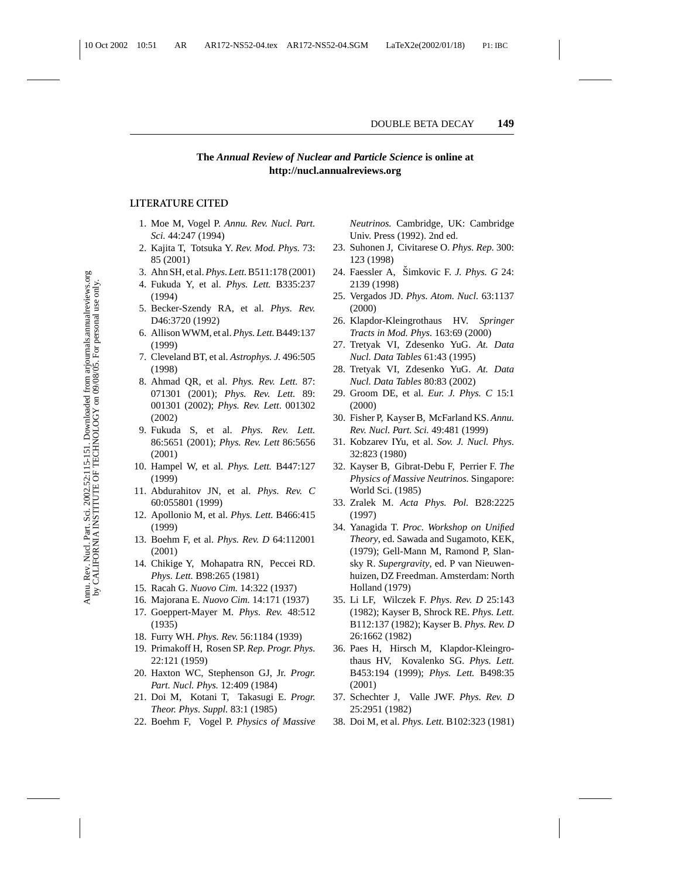**The *Annual Review of Nuclear and Particle Science* is online at http://nucl.annualreviews.org**

### LITERATURE CITED

1. Moe M, Vogel P. *Annu. Rev. Nucl. Part. Sci.* 44:247 (1994)
2. Kajita T, Totsuka Y. *Rev. Mod. Phys.* 73: 85 (2001)
3. Ahn SH, et al. *Phys. Lett.* B511:178 (2001)
4. Fukuda Y, et al. *Phys. Lett.* B335:237 (1994)
5. Becker-Szendy RA, et al. *Phys. Rev.* D46:3720 (1992)
6. Allison WWM, et al. *Phys. Lett.* B449:137 (1999)
7. Cleveland BT, et al. *Astrophys. J.* 496:505 (1998)
8. Ahmad QR, et al. *Phys. Rev. Lett.* 87: 071301 (2001); *Phys. Rev. Lett.* 89: 001301 (2002); *Phys. Rev. Lett*. 001302 (2002)
9. Fukuda S, et al. *Phys. Rev. Lett.* 86:5651 (2001); *Phys. Rev. Lett* 86:5656 (2001)
10. Hampel W, et al. *Phys. Lett.* B447:127 (1999)
11. Abdurahitov JN, et al. *Phys. Rev. C* 60:055801 (1999)
12. Apollonio M, et al. *Phys. Lett.* B466:415 (1999)
13. Boehm F, et al. *Phys. Rev. D* 64:112001 (2001)
14. Chikige Y, Mohapatra RN, Peccei RD. *Phys. Lett.* B98:265 (1981)
15. Racah G. *Nuovo Cim.* 14:322 (1937)
16. Majorana E. *Nuovo Cim.* 14:171 (1937)
17. Goeppert-Mayer M. *Phys. Rev.* 48:512 (1935)
18. Furry WH. *Phys. Rev.* 56:1184 (1939)
19. Primakoff H, Rosen SP. *Rep. Progr. Phys.* 22:121 (1959)
20. Haxton WC, Stephenson GJ, Jr. *Progr. Part. Nucl. Phys.* 12:409 (1984)
21. Doi M, Kotani T, Takasugi E. *Progr. Theor. Phys. Suppl.* 83:1 (1985)
22. Boehm F, Vogel P. *Physics of Massive Neutrinos.* Cambridge, UK: Cambridge Univ. Press (1992). 2nd ed.
23. Suhonen J, Civitarese O. *Phys. Rep.* 300: 123 (1998)
24. Faessler A, Šimkovic F. *J. Phys. G* 24: 2139 (1998)
25. Vergados JD. *Phys. Atom. Nucl.* 63:1137 (2000)
26. Klapdor-Kleingrothaus HV. *Springer Tracts in Mod. Phys.* 163:69 (2000)
27. Tretyak VI, Zdesenko YuG. *At. Data Nucl. Data Tables* 61:43 (1995)
28. Tretyak VI, Zdesenko YuG. *At. Data Nucl. Data Tables* 80:83 (2002)
29. Groom DE, et al. *Eur. J. Phys. C* 15:1 (2000)
30. Fisher P, Kayser B, McFarland KS. *Annu. Rev. Nucl. Part. Sci.* 49:481 (1999)
31. Kobzarev IYu, et al. *Sov. J. Nucl. Phys.* 32:823 (1980)
32. Kayser B, Gibrat-Debu F, Perrier F. *The Physics of Massive Neutrinos.* Singapore: World Sci. (1985)
33. Zralek M. *Acta Phys. Pol.* B28:2225 (1997)
34. Yanagida T. *Proc. Workshop on Unified Theory*, ed. Sawada and Sugamoto, KEK, (1979); Gell-Mann M, Ramond P, Slansky R. *Supergravity*, ed. P van Nieuwenhuizen, DZ Freedman. Amsterdam: North Holland (1979)
35. Li LF, Wilczek F. *Phys. Rev. D* 25:143 (1982); Kayser B, Shrock RE. *Phys. Lett.* B112:137 (1982); Kayser B. *Phys. Rev. D* 26:1662 (1982)
36. Paes H, Hirsch M, Klapdor-Kleingrothaus HV, Kovalenko SG. *Phys. Lett.* B453:194 (1999); *Phys. Lett.* B498:35 (2001)
37. Schechter J, Valle JWF. *Phys. Rev. D* 25:2951 (1982)
38. Doi M, et al. *Phys. Lett.* B102:323 (1981)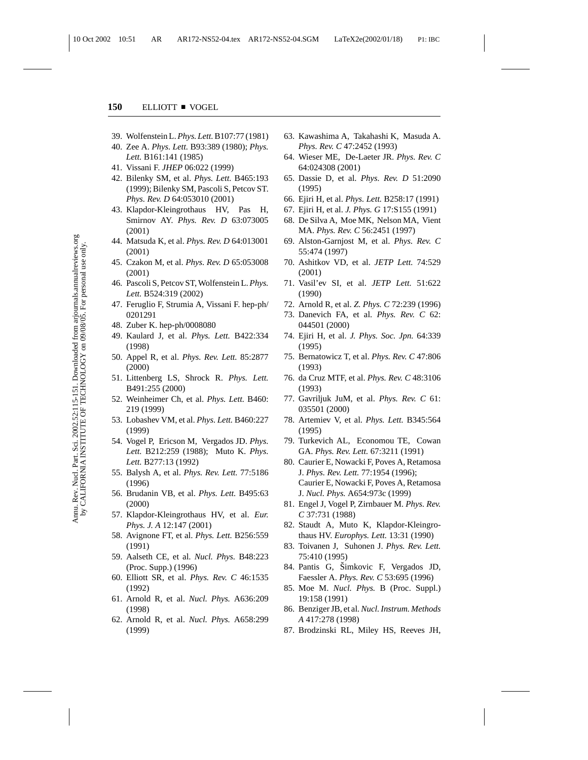39. Wolfenstein L. *Phys. Lett.* B107:77 (1981)
40. Zee A. *Phys. Lett.* B93:389 (1980); *Phys. Lett.* B161:141 (1985)
41. Vissani F. *JHEP* 06:022 (1999)
42. Bilenky SM, et al. *Phys. Lett.* B465:193 (1999); Bilenky SM, Pascoli S, Petcov ST. *Phys. Rev. D* 64:053010 (2001)
43. Klapdor-Kleingrothaus HV, Pas H, Smirnov AY. *Phys. Rev. D* 63:073005 (2001)
44. Matsuda K, et al. *Phys. Rev. D* 64:013001 (2001)
45. Czakon M, et al. *Phys. Rev. D* 65:053008 (2001)
46. Pascoli S, Petcov ST, Wolfenstein L. *Phys. Lett.* B524:319 (2002)
47. Feruglio F, Strumia A, Vissani F. hep-ph/0201291
48. Zuber K. hep-ph/0008080
49. Kaulard J, et al. *Phys. Lett.* B422:334 (1998)
50. Appel R, et al. *Phys. Rev. Lett.* 85:2877 (2000)
51. Littenberg LS, Shrock R. *Phys. Lett.* B491:255 (2000)
52. Weinheimer Ch, et al. *Phys. Lett.* B460: 219 (1999)
53. Lobashev VM, et al. *Phys. Lett.* B460:227 (1999)
54. Vogel P, Ericson M, Vergados JD. *Phys. Lett.* B212:259 (1988); Muto K. *Phys. Lett.* B277:13 (1992)
55. Balysh A, et al. *Phys. Rev. Lett.* 77:5186 (1996)
56. Brudanin VB, et al. *Phys. Lett.* B495:63 (2000)
57. Klapdor-Kleingrothaus HV, et al. *Eur. Phys. J. A* 12:147 (2001)
58. Avignone FT, et al. *Phys. Lett.* B256:559 (1991)
59. Aalseth CE, et al. *Nucl. Phys.* B48:223 (Proc. Supp.) (1996)
60. Elliott SR, et al. *Phys. Rev. C* 46:1535 (1992)
61. Arnold R, et al. *Nucl. Phys.* A636:209 (1998)
62. Arnold R, et al. *Nucl. Phys.* A658:299 (1999)
63. Kawashima A, Takahashi K, Masuda A. *Phys. Rev. C* 47:2452 (1993)
64. Wieser ME, De-Laeter JR. *Phys. Rev. C* 64:024308 (2001)
65. Dassie D, et al. *Phys. Rev. D* 51:2090 (1995)
66. Ejiri H, et al. *Phys. Lett.* B258:17 (1991)
67. Ejiri H, et al. *J. Phys. G* 17:S155 (1991)
68. De Silva A, Moe MK, Nelson MA, Vient MA. *Phys. Rev. C* 56:2451 (1997)
69. Alston-Garnjost M, et al. *Phys. Rev. C* 55:474 (1997)
70. Ashitkov VD, et al. *JETP Lett.* 74:529 (2001)
71. Vasil'ev SI, et al. *JETP Lett.* 51:622 (1990)
72. Arnold R, et al. *Z. Phys. C* 72:239 (1996)
73. Danevich FA, et al. *Phys. Rev. C* 62: 044501 (2000)
74. Ejiri H, et al. *J. Phys. Soc. Jpn.* 64:339 (1995)
75. Bernatowicz T, et al. *Phys. Rev. C* 47:806 (1993)
76. da Cruz MTF, et al. *Phys. Rev. C* 48:3106 (1993)
77. Gavriljuk JuM, et al. *Phys. Rev. C* 61: 035501 (2000)
78. Artemiev V, et al. *Phys. Lett.* B345:564 (1995)
79. Turkevich AL, Economou TE, Cowan GA. *Phys. Rev. Lett.* 67:3211 (1991)
80. Caurier E, Nowacki F, Poves A, Retamosa J. *Phys. Rev. Lett.* 77:1954 (1996); Caurier E, Nowacki F, Poves A, Retamosa J. *Nucl. Phys.* A654:973c (1999)
81. Engel J, Vogel P, Zirnbauer M. *Phys. Rev. C* 37:731 (1988)
82. Staudt A, Muto K, Klapdor-Kleingrothaus HV. *Europhys. Lett.* 13:31 (1990)
83. Toivanen J, Suhonen J. *Phys. Rev. Lett.* 75:410 (1995)
84. Pantis G, Šimkovic F, Vergados JD, Faessler A. *Phys. Rev. C* 53:695 (1996)
85. Moe M. *Nucl. Phys.* B (Proc. Suppl.) 19:158 (1991)
86. Benziger JB, et al. *Nucl. Instrum. Methods A* 417:278 (1998)
87. Brodzinski RL, Miley HS, Reeves JH,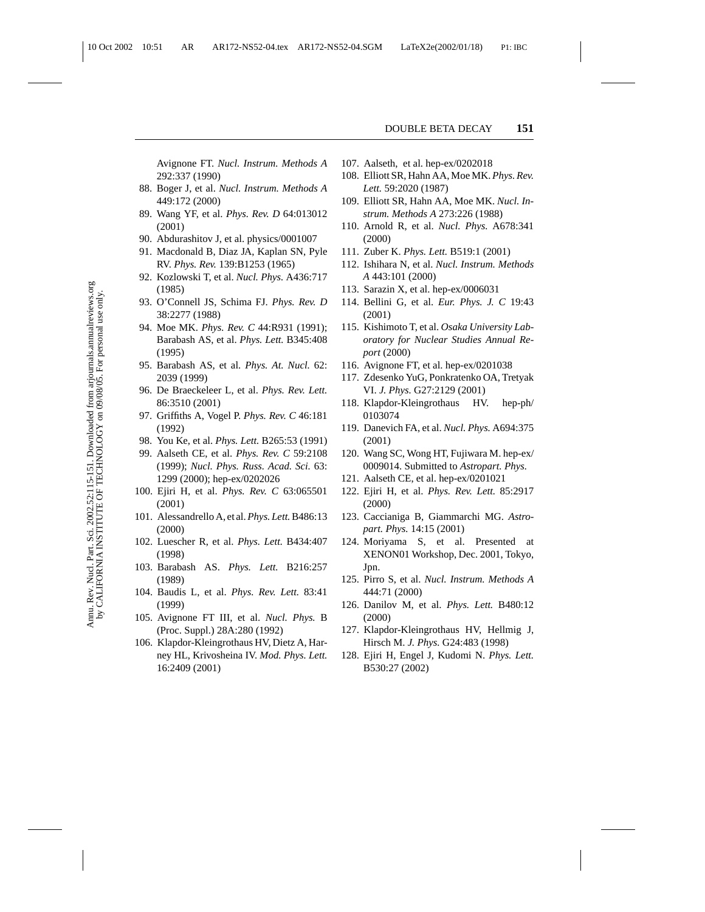Avignone FT. *Nucl. Instrum. Methods A* 292:337 (1990)

88. Boger J, et al. *Nucl. Instrum. Methods A* 449:172 (2000)
89. Wang YF, et al. *Phys. Rev. D* 64:013012 (2001)
90. Abdurashitov J, et al. physics/0001007
91. Macdonald B, Diaz JA, Kaplan SN, Pyle RV. *Phys. Rev.* 139:B1253 (1965)
92. Kozlowski T, et al. *Nucl. Phys.* A436:717 (1985)
93. O'Connell JS, Schima FJ. *Phys. Rev. D* 38:2277 (1988)
94. Moe MK. *Phys. Rev. C* 44:R931 (1991); Barabash AS, et al. *Phys. Lett.* B345:408 (1995)
95. Barabash AS, et al. *Phys. At. Nucl.* 62: 2039 (1999)
96. De Braeckeleer L, et al. *Phys. Rev. Lett.* 86:3510 (2001)
97. Griffiths A, Vogel P. *Phys. Rev. C* 46:181 (1992)
98. You Ke, et al. *Phys. Lett.* B265:53 (1991)
99. Aalseth CE, et al. *Phys. Rev. C* 59:2108 (1999); *Nucl. Phys. Russ. Acad. Sci.* 63: 1299 (2000); hep-ex/0202026
100. Ejiri H, et al. *Phys. Rev. C* 63:065501 (2001)
101. Alessandrello A, et al. *Phys. Lett.* B486:13 (2000)
102. Luescher R, et al. *Phys. Lett.* B434:407 (1998)
103. Barabash AS. *Phys. Lett.* B216:257 (1989)
104. Baudis L, et al. *Phys. Rev. Lett.* 83:41 (1999)
105. Avignone FT III, et al. *Nucl. Phys.* B (Proc. Suppl.) 28A:280 (1992)
106. Klapdor-Kleingrothaus HV, Dietz A, Harney HL, Krivosheina IV. *Mod. Phys. Lett.* 16:2409 (2001)
107. Aalseth, et al. hep-ex/0202018
108. Elliott SR, Hahn AA, Moe MK. *Phys. Rev. Lett.* 59:2020 (1987)
109. Elliott SR, Hahn AA, Moe MK. *Nucl. Instrum. Methods A* 273:226 (1988)
110. Arnold R, et al. *Nucl. Phys.* A678:341 (2000)
111. Zuber K. *Phys. Lett.* B519:1 (2001)
112. Ishihara N, et al. *Nucl. Instrum. Methods A* 443:101 (2000)
113. Sarazin X, et al. hep-ex/0006031
114. Bellini G, et al. *Eur. Phys. J. C* 19:43 (2001)
115. Kishimoto T, et al. *Osaka University Laboratory for Nuclear Studies Annual Report* (2000)
116. Avignone FT, et al. hep-ex/0201038
117. Zdesenko YuG, Ponkratenko OA, Tretyak VI. *J. Phys.* G27:2129 (2001)
118. Klapdor-Kleingrothaus HV. hep-ph/0103074
119. Danevich FA, et al. *Nucl. Phys.* A694:375 (2001)
120. Wang SC, Wong HT, Fujiwara M. hep-ex/0009014. Submitted to *Astropart. Phys.*
121. Aalseth CE, et al. hep-ex/0201021
122. Ejiri H, et al. *Phys. Rev. Lett.* 85:2917 (2000)
123. Caccianiga B, Giammarchi MG. *Astropart. Phys.* 14:15 (2001)
124. Moriyama S, et al. Presented at XENON01 Workshop, Dec. 2001, Tokyo, Jpn.
125. Pirro S, et al. *Nucl. Instrum. Methods A* 444:71 (2000)
126. Danilov M, et al. *Phys. Lett.* B480:12 (2000)
127. Klapdor-Kleingrothaus HV, Hellmig J, Hirsch M. *J. Phys.* G24:483 (1998)
128. Ejiri H, Engel J, Kudomi N. *Phys. Lett.* B530:27 (2002)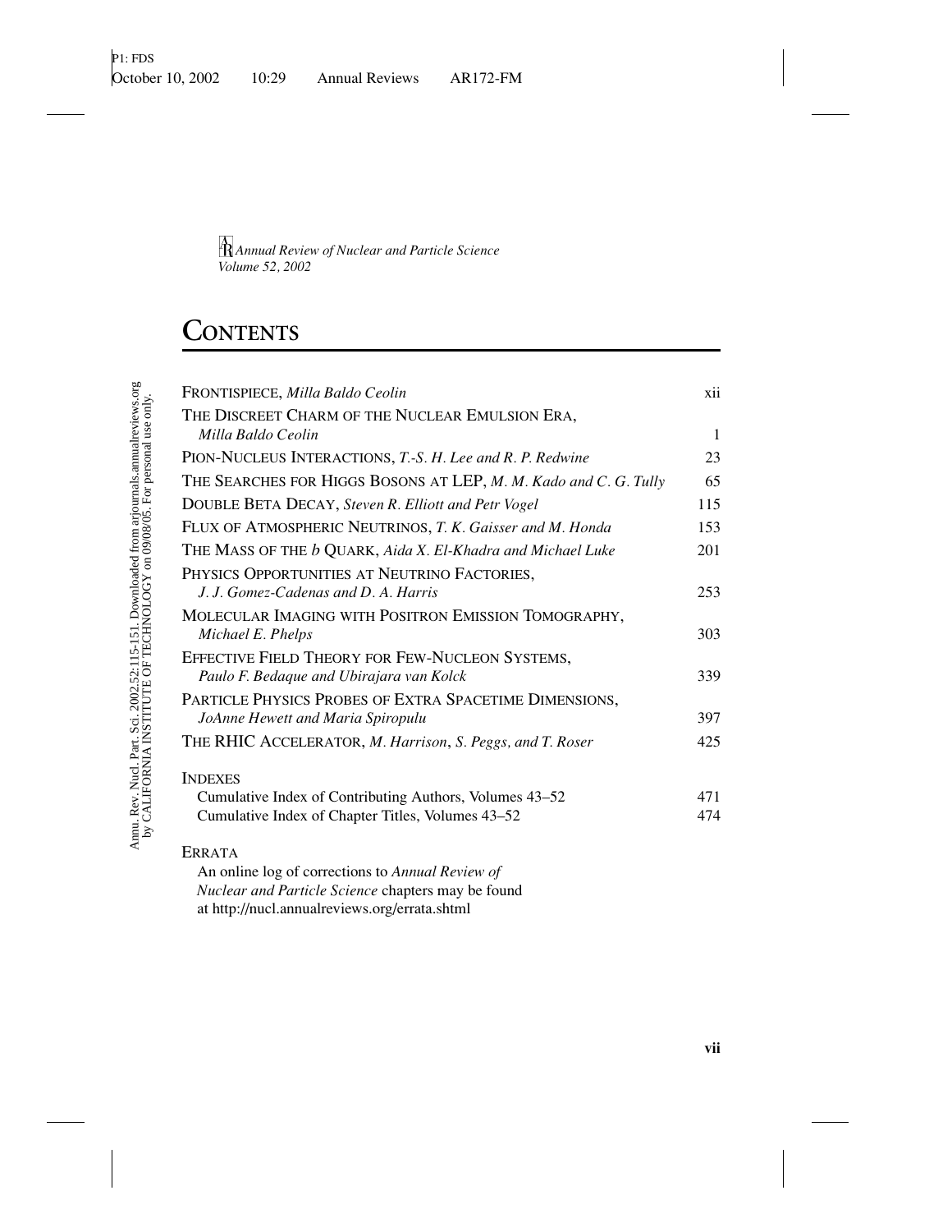*Annual Review of Nuclear and Particle Science*
*Volume 52, 2002*

# CONTENTS

| | |
|---|---|
| FRONTISPIECE, *Milla Baldo Ceolin* | xii |
| THE DISCREET CHARM OF THE NUCLEAR EMULSION ERA, *Milla Baldo Ceolin* | 1 |
| PION-NUCLEUS INTERACTIONS, *T.-S. H. Lee and R. P. Redwine* | 23 |
| THE SEARCHES FOR HIGGS BOSONS AT LEP, *M. M. Kado and C. G. Tully* | 65 |
| DOUBLE BETA DECAY, *Steven R. Elliott and Petr Vogel* | 115 |
| FLUX OF ATMOSPHERIC NEUTRINOS, *T. K. Gaisser and M. Honda* | 153 |
| THE MASS OF THE *b* QUARK, *Aida X. El-Khadra and Michael Luke* | 201 |
| PHYSICS OPPORTUNITIES AT NEUTRINO FACTORIES, *J. J. Gomez-Cadenas and D. A. Harris* | 253 |
| MOLECULAR IMAGING WITH POSITRON EMISSION TOMOGRAPHY, *Michael E. Phelps* | 303 |
| EFFECTIVE FIELD THEORY FOR FEW-NUCLEON SYSTEMS, *Paulo F. Bedaque and Ubirajara van Kolck* | 339 |
| PARTICLE PHYSICS PROBES OF EXTRA SPACETIME DIMENSIONS, *JoAnne Hewett and Maria Spiropulu* | 397 |
| THE RHIC ACCELERATOR, *M. Harrison, S. Peggs, and T. Roser* | 425 |

INDEXES

| | |
|---|---|
| Cumulative Index of Contributing Authors, Volumes 43–52 | 471 |
| Cumulative Index of Chapter Titles, Volumes 43–52 | 474 |

ERRATA

An online log of corrections to *Annual Review of Nuclear and Particle Science* chapters may be found at http://nucl.annualreviews.org/errata.shtml